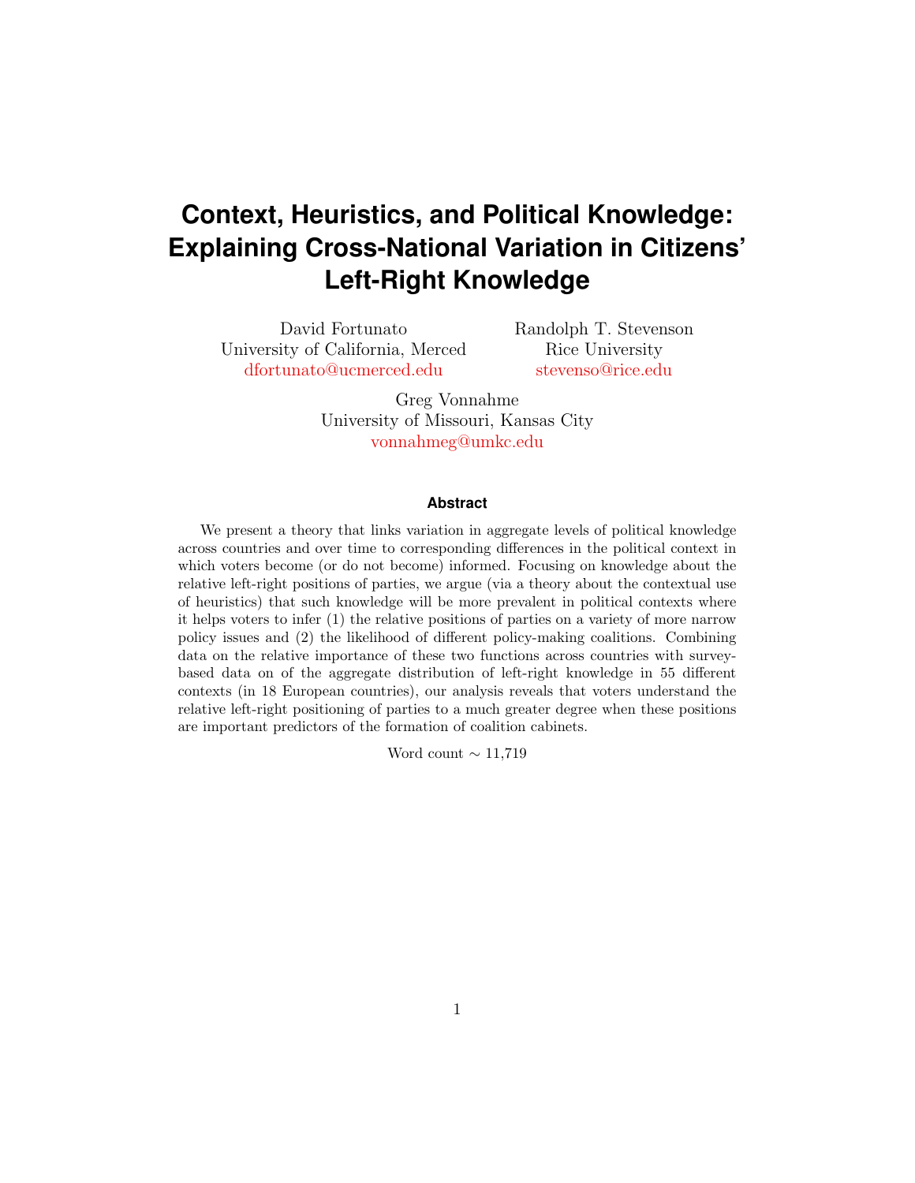# Context, Heuristics, and Political Knowledge: Explaining Cross-National Variation in Citizens' Left-Right Knowledge

David Fortunato
University of California, Merced
dfortunato@ucmerced.edu

Randolph T. Stevenson
Rice University
stevenso@rice.edu

Greg Vonnahme
University of Missouri, Kansas City
vonnahmeg@umkc.edu

### Abstract

We present a theory that links variation in aggregate levels of political knowledge across countries and over time to corresponding differences in the political context in which voters become (or do not become) informed. Focusing on knowledge about the relative left-right positions of parties, we argue (via a theory about the contextual use of heuristics) that such knowledge will be more prevalent in political contexts where it helps voters to infer (1) the relative positions of parties on a variety of more narrow policy issues and (2) the likelihood of different policy-making coalitions. Combining data on the relative importance of these two functions across countries with survey-based data on of the aggregate distribution of left-right knowledge in 55 different contexts (in 18 European countries), our analysis reveals that voters understand the relative left-right positioning of parties to a much greater degree when these positions are important predictors of the formation of coalition cabinets.

Word count ∼ 11,719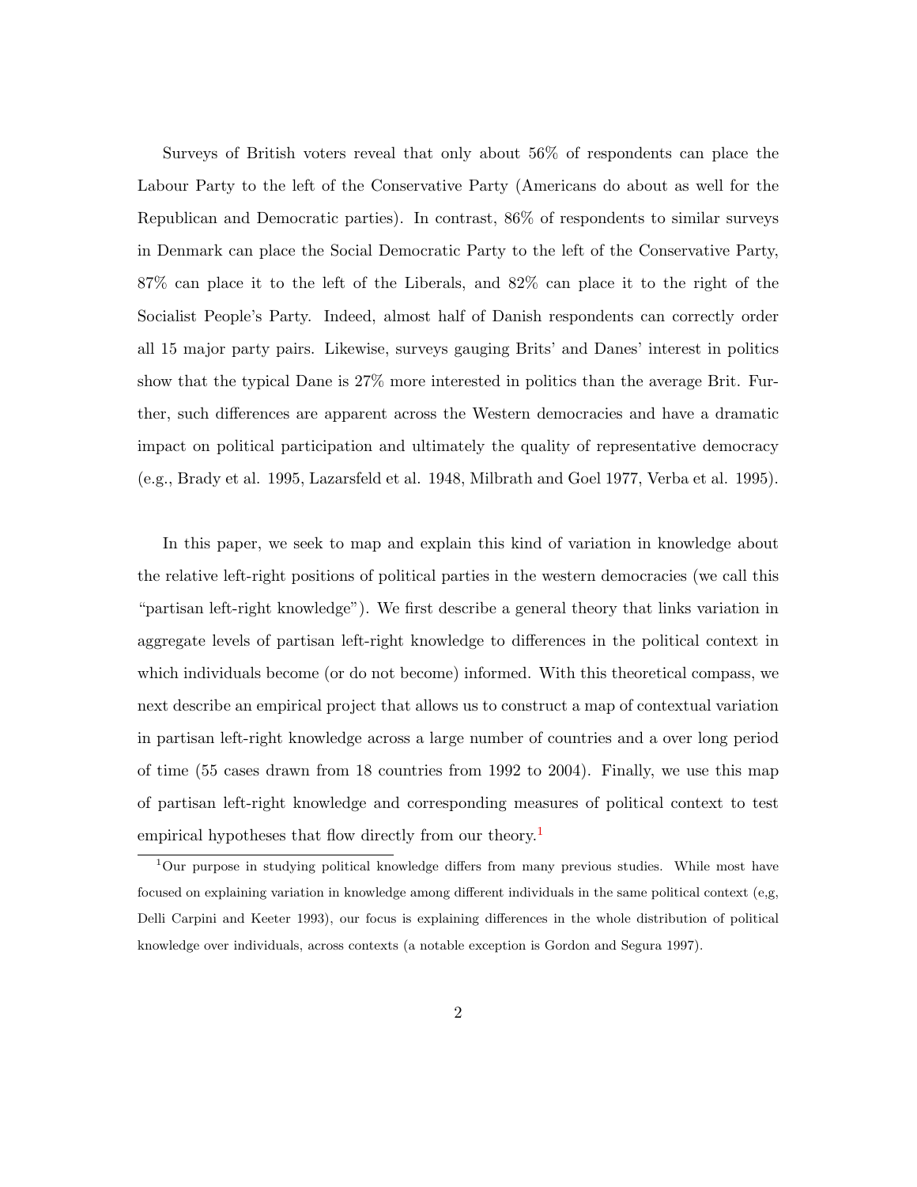Surveys of British voters reveal that only about 56% of respondents can place the Labour Party to the left of the Conservative Party (Americans do about as well for the Republican and Democratic parties). In contrast, 86% of respondents to similar surveys in Denmark can place the Social Democratic Party to the left of the Conservative Party, 87% can place it to the left of the Liberals, and 82% can place it to the right of the Socialist People's Party. Indeed, almost half of Danish respondents can correctly order all 15 major party pairs. Likewise, surveys gauging Brits' and Danes' interest in politics show that the typical Dane is 27% more interested in politics than the average Brit. Further, such differences are apparent across the Western democracies and have a dramatic impact on political participation and ultimately the quality of representative democracy (e.g., Brady et al. 1995, Lazarsfeld et al. 1948, Milbrath and Goel 1977, Verba et al. 1995).

In this paper, we seek to map and explain this kind of variation in knowledge about the relative left-right positions of political parties in the western democracies (we call this "partisan left-right knowledge"). We first describe a general theory that links variation in aggregate levels of partisan left-right knowledge to differences in the political context in which individuals become (or do not become) informed. With this theoretical compass, we next describe an empirical project that allows us to construct a map of contextual variation in partisan left-right knowledge across a large number of countries and a over long period of time (55 cases drawn from 18 countries from 1992 to 2004). Finally, we use this map of partisan left-right knowledge and corresponding measures of political context to test empirical hypotheses that flow directly from our theory.[1]

[1] Our purpose in studying political knowledge differs from many previous studies. While most have focused on explaining variation in knowledge among different individuals in the same political context (e,g, Delli Carpini and Keeter 1993), our focus is explaining differences in the whole distribution of political knowledge over individuals, across contexts (a notable exception is Gordon and Segura 1997).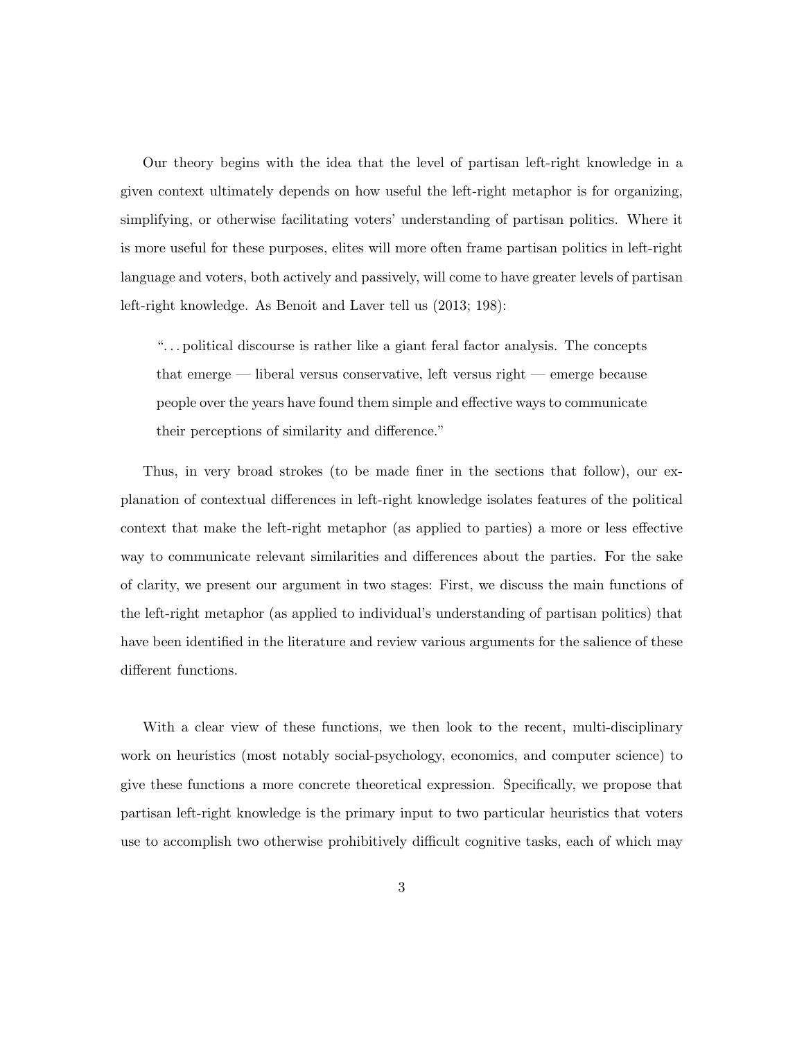Our theory begins with the idea that the level of partisan left-right knowledge in a given context ultimately depends on how useful the left-right metaphor is for organizing, simplifying, or otherwise facilitating voters' understanding of partisan politics. Where it is more useful for these purposes, elites will more often frame partisan politics in left-right language and voters, both actively and passively, will come to have greater levels of partisan left-right knowledge. As Benoit and Laver tell us (2013; 198):

> "...political discourse is rather like a giant feral factor analysis. The concepts that emerge — liberal versus conservative, left versus right — emerge because people over the years have found them simple and effective ways to communicate their perceptions of similarity and difference."

Thus, in very broad strokes (to be made finer in the sections that follow), our explanation of contextual differences in left-right knowledge isolates features of the political context that make the left-right metaphor (as applied to parties) a more or less effective way to communicate relevant similarities and differences about the parties. For the sake of clarity, we present our argument in two stages: First, we discuss the main functions of the left-right metaphor (as applied to individual's understanding of partisan politics) that have been identified in the literature and review various arguments for the salience of these different functions.

With a clear view of these functions, we then look to the recent, multi-disciplinary work on heuristics (most notably social-psychology, economics, and computer science) to give these functions a more concrete theoretical expression. Specifically, we propose that partisan left-right knowledge is the primary input to two particular heuristics that voters use to accomplish two otherwise prohibitively difficult cognitive tasks, each of which may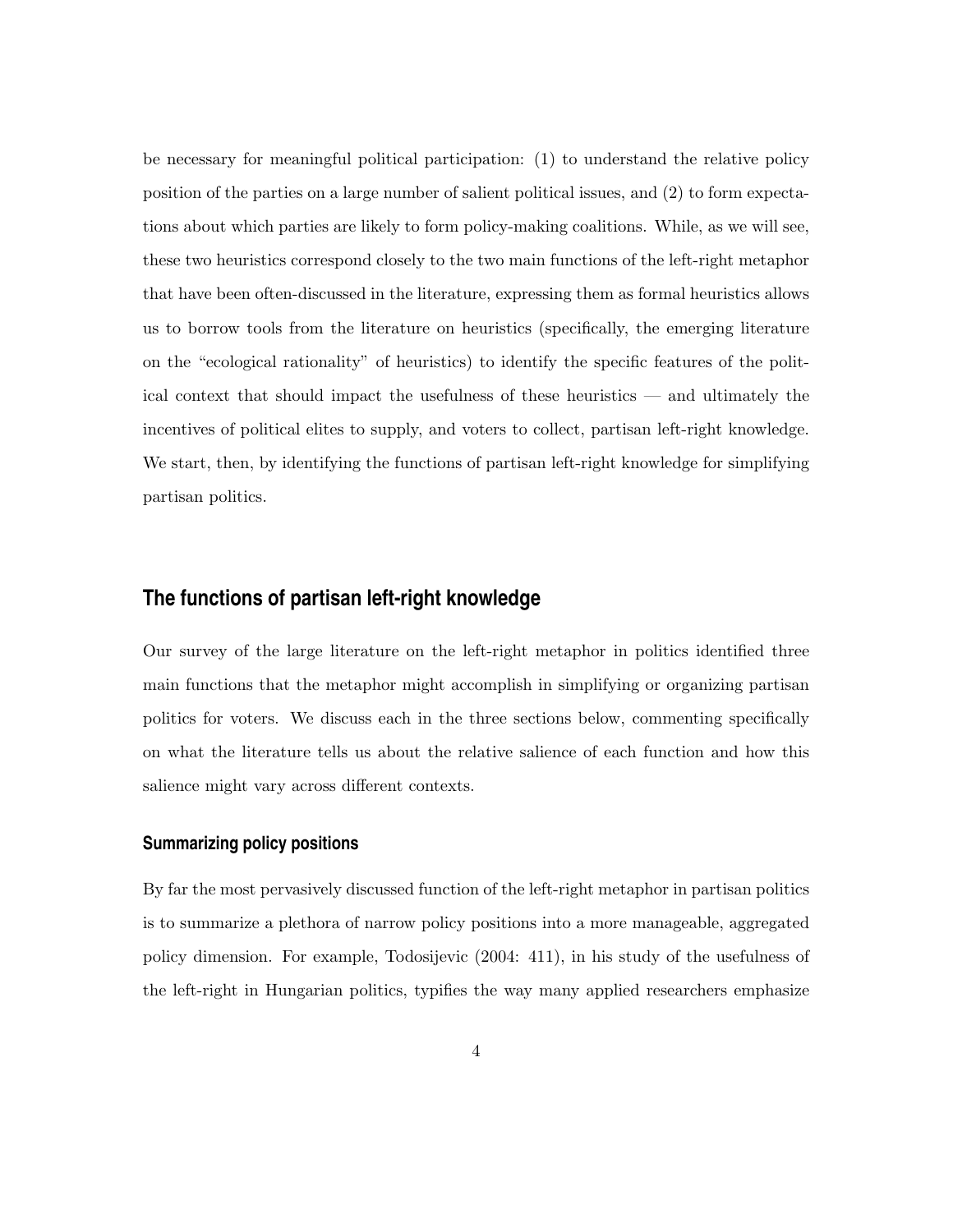be necessary for meaningful political participation: (1) to understand the relative policy position of the parties on a large number of salient political issues, and (2) to form expectations about which parties are likely to form policy-making coalitions. While, as we will see, these two heuristics correspond closely to the two main functions of the left-right metaphor that have been often-discussed in the literature, expressing them as formal heuristics allows us to borrow tools from the literature on heuristics (specifically, the emerging literature on the "ecological rationality" of heuristics) to identify the specific features of the political context that should impact the usefulness of these heuristics — and ultimately the incentives of political elites to supply, and voters to collect, partisan left-right knowledge. We start, then, by identifying the functions of partisan left-right knowledge for simplifying partisan politics.

## The functions of partisan left-right knowledge

Our survey of the large literature on the left-right metaphor in politics identified three main functions that the metaphor might accomplish in simplifying or organizing partisan politics for voters. We discuss each in the three sections below, commenting specifically on what the literature tells us about the relative salience of each function and how this salience might vary across different contexts.

### Summarizing policy positions

By far the most pervasively discussed function of the left-right metaphor in partisan politics is to summarize a plethora of narrow policy positions into a more manageable, aggregated policy dimension. For example, Todosijevic (2004: 411), in his study of the usefulness of the left-right in Hungarian politics, typifies the way many applied researchers emphasize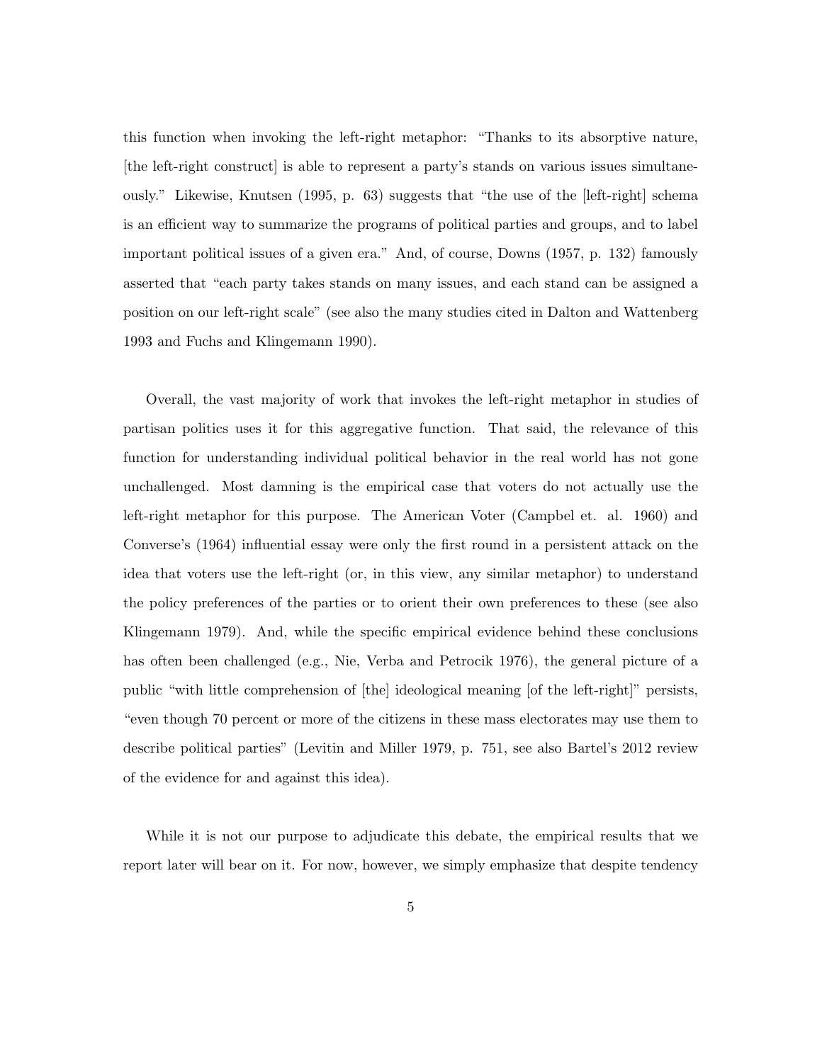this function when invoking the left-right metaphor: "Thanks to its absorptive nature, [the left-right construct] is able to represent a party's stands on various issues simultaneously." Likewise, Knutsen (1995, p. 63) suggests that "the use of the [left-right] schema is an efficient way to summarize the programs of political parties and groups, and to label important political issues of a given era." And, of course, Downs (1957, p. 132) famously asserted that "each party takes stands on many issues, and each stand can be assigned a position on our left-right scale" (see also the many studies cited in Dalton and Wattenberg 1993 and Fuchs and Klingemann 1990).

Overall, the vast majority of work that invokes the left-right metaphor in studies of partisan politics uses it for this aggregative function. That said, the relevance of this function for understanding individual political behavior in the real world has not gone unchallenged. Most damning is the empirical case that voters do not actually use the left-right metaphor for this purpose. The American Voter (Campbel et. al. 1960) and Converse's (1964) influential essay were only the first round in a persistent attack on the idea that voters use the left-right (or, in this view, any similar metaphor) to understand the policy preferences of the parties or to orient their own preferences to these (see also Klingemann 1979). And, while the specific empirical evidence behind these conclusions has often been challenged (e.g., Nie, Verba and Petrocik 1976), the general picture of a public "with little comprehension of [the] ideological meaning [of the left-right]" persists, "even though 70 percent or more of the citizens in these mass electorates may use them to describe political parties" (Levitin and Miller 1979, p. 751, see also Bartel's 2012 review of the evidence for and against this idea).

While it is not our purpose to adjudicate this debate, the empirical results that we report later will bear on it. For now, however, we simply emphasize that despite tendency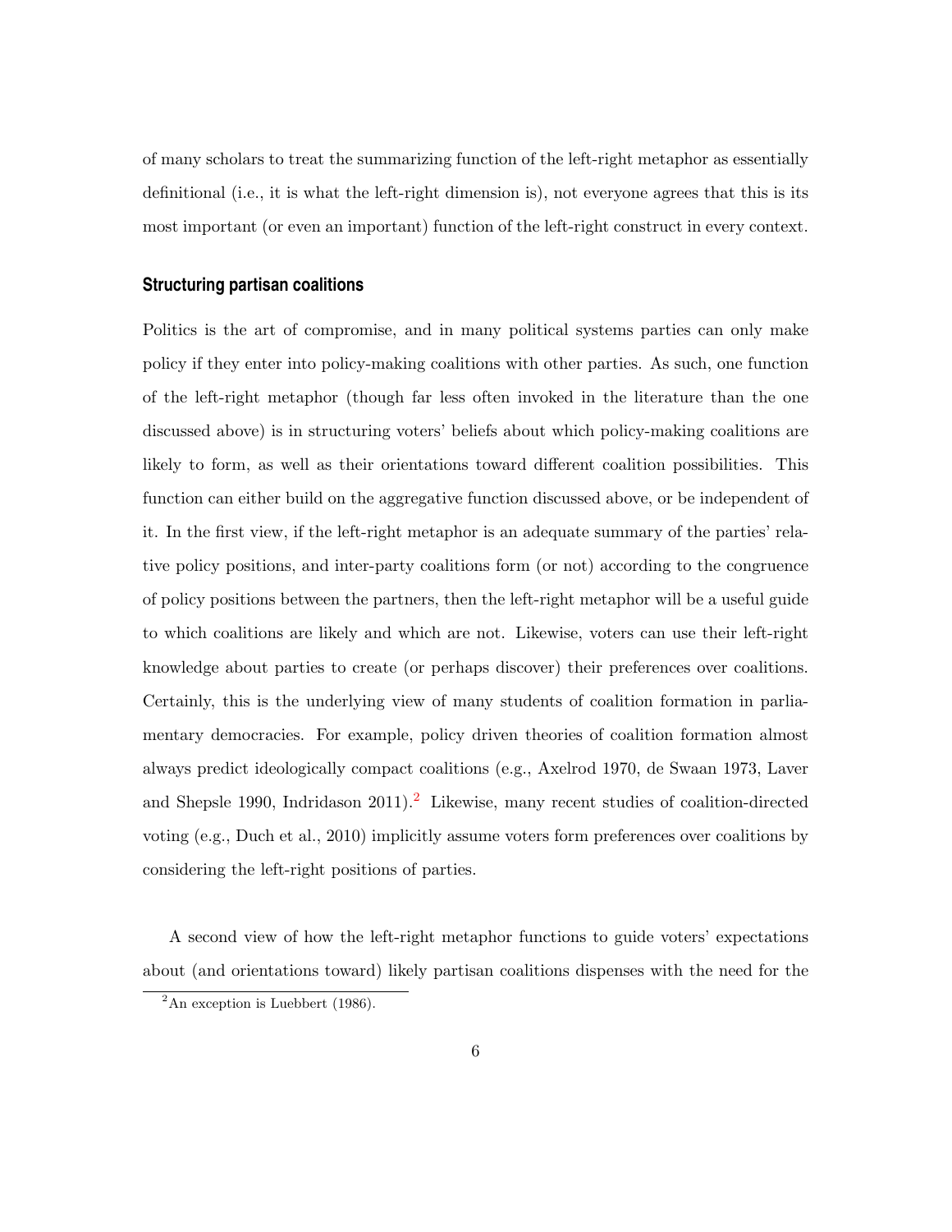of many scholars to treat the summarizing function of the left-right metaphor as essentially definitional (i.e., it is what the left-right dimension is), not everyone agrees that this is its most important (or even an important) function of the left-right construct in every context.

### Structuring partisan coalitions

Politics is the art of compromise, and in many political systems parties can only make policy if they enter into policy-making coalitions with other parties. As such, one function of the left-right metaphor (though far less often invoked in the literature than the one discussed above) is in structuring voters' beliefs about which policy-making coalitions are likely to form, as well as their orientations toward different coalition possibilities. This function can either build on the aggregative function discussed above, or be independent of it. In the first view, if the left-right metaphor is an adequate summary of the parties' relative policy positions, and inter-party coalitions form (or not) according to the congruence of policy positions between the partners, then the left-right metaphor will be a useful guide to which coalitions are likely and which are not. Likewise, voters can use their left-right knowledge about parties to create (or perhaps discover) their preferences over coalitions. Certainly, this is the underlying view of many students of coalition formation in parliamentary democracies. For example, policy driven theories of coalition formation almost always predict ideologically compact coalitions (e.g., Axelrod 1970, de Swaan 1973, Laver and Shepsle 1990, Indridason 2011).[2] Likewise, many recent studies of coalition-directed voting (e.g., Duch et al., 2010) implicitly assume voters form preferences over coalitions by considering the left-right positions of parties.

A second view of how the left-right metaphor functions to guide voters' expectations about (and orientations toward) likely partisan coalitions dispenses with the need for the

[2] An exception is Luebbert (1986).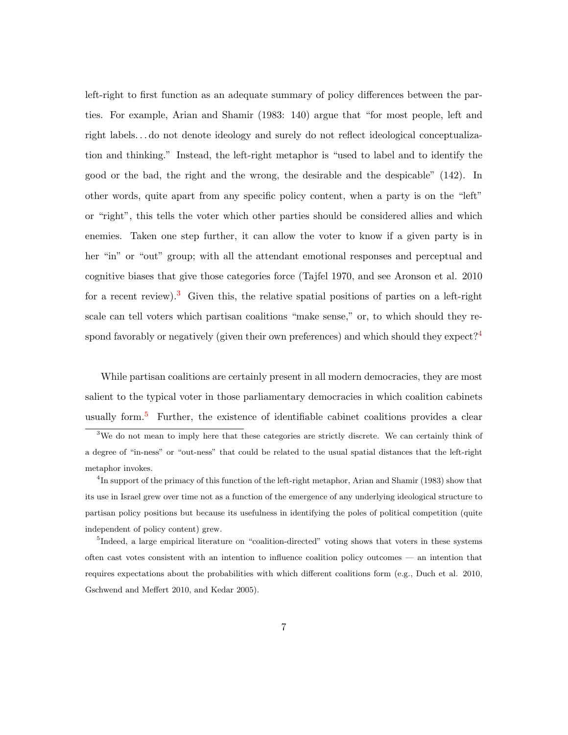left-right to first function as an adequate summary of policy differences between the parties. For example, Arian and Shamir (1983: 140) argue that "for most people, left and right labels. . . do not denote ideology and surely do not reflect ideological conceptualization and thinking." Instead, the left-right metaphor is "used to label and to identify the good or the bad, the right and the wrong, the desirable and the despicable" (142). In other words, quite apart from any specific policy content, when a party is on the "left" or "right", this tells the voter which other parties should be considered allies and which enemies. Taken one step further, it can allow the voter to know if a given party is in her "in" or "out" group; with all the attendant emotional responses and perceptual and cognitive biases that give those categories force (Tajfel 1970, and see Aronson et al. 2010 for a recent review).[3] Given this, the relative spatial positions of parties on a left-right scale can tell voters which partisan coalitions "make sense," or, to which should they respond favorably or negatively (given their own preferences) and which should they expect?[4]

While partisan coalitions are certainly present in all modern democracies, they are most salient to the typical voter in those parliamentary democracies in which coalition cabinets usually form.[5] Further, the existence of identifiable cabinet coalitions provides a clear

[3] We do not mean to imply here that these categories are strictly discrete. We can certainly think of a degree of "in-ness" or "out-ness" that could be related to the usual spatial distances that the left-right metaphor invokes.

[4] In support of the primacy of this function of the left-right metaphor, Arian and Shamir (1983) show that its use in Israel grew over time not as a function of the emergence of any underlying ideological structure to partisan policy positions but because its usefulness in identifying the poles of political competition (quite independent of policy content) grew.

[5] Indeed, a large empirical literature on "coalition-directed" voting shows that voters in these systems often cast votes consistent with an intention to influence coalition policy outcomes — an intention that requires expectations about the probabilities with which different coalitions form (e.g., Duch et al. 2010, Gschwend and Meffert 2010, and Kedar 2005).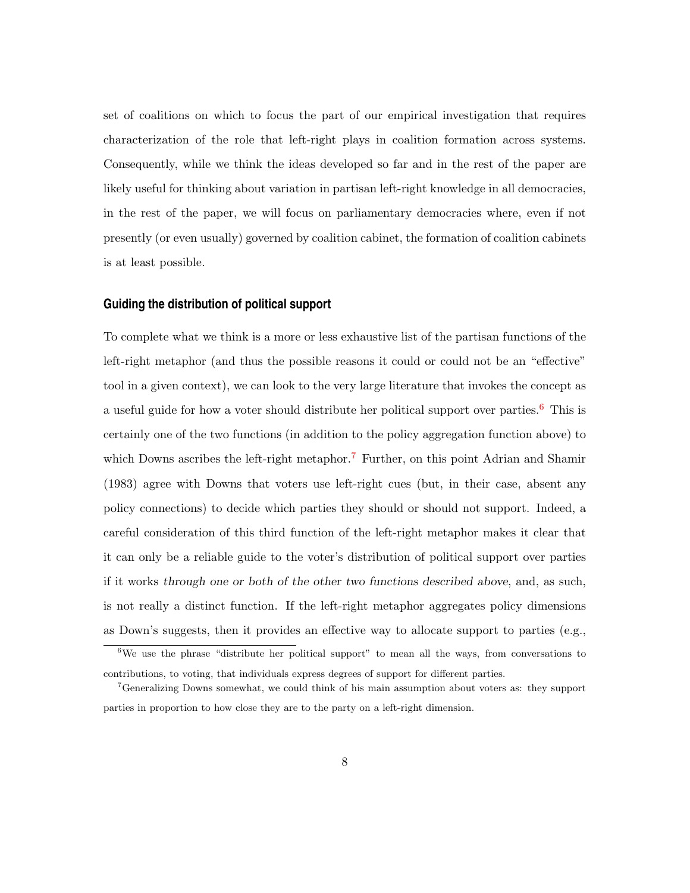set of coalitions on which to focus the part of our empirical investigation that requires characterization of the role that left-right plays in coalition formation across systems. Consequently, while we think the ideas developed so far and in the rest of the paper are likely useful for thinking about variation in partisan left-right knowledge in all democracies, in the rest of the paper, we will focus on parliamentary democracies where, even if not presently (or even usually) governed by coalition cabinet, the formation of coalition cabinets is at least possible.

### Guiding the distribution of political support

To complete what we think is a more or less exhaustive list of the partisan functions of the left-right metaphor (and thus the possible reasons it could or could not be an "effective" tool in a given context), we can look to the very large literature that invokes the concept as a useful guide for how a voter should distribute her political support over parties.[6] This is certainly one of the two functions (in addition to the policy aggregation function above) to which Downs ascribes the left-right metaphor.[7] Further, on this point Adrian and Shamir (1983) agree with Downs that voters use left-right cues (but, in their case, absent any policy connections) to decide which parties they should or should not support. Indeed, a careful consideration of this third function of the left-right metaphor makes it clear that it can only be a reliable guide to the voter's distribution of political support over parties if it works *through one or both of the other two functions described above*, and, as such, is not really a distinct function. If the left-right metaphor aggregates policy dimensions as Down's suggests, then it provides an effective way to allocate support to parties (e.g.,

[6] We use the phrase "distribute her political support" to mean all the ways, from conversations to contributions, to voting, that individuals express degrees of support for different parties.

[7] Generalizing Downs somewhat, we could think of his main assumption about voters as: they support parties in proportion to how close they are to the party on a left-right dimension.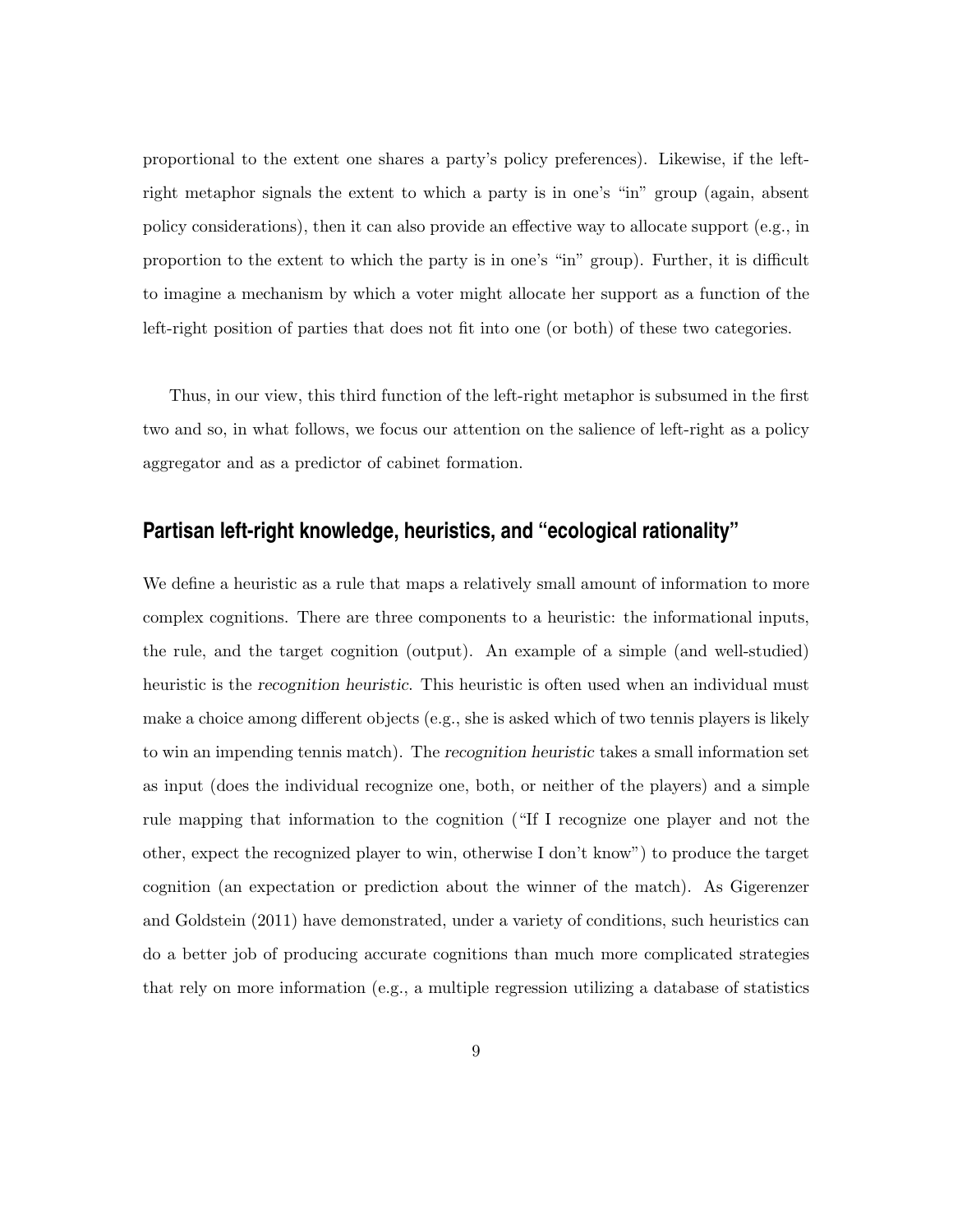proportional to the extent one shares a party's policy preferences). Likewise, if the left-right metaphor signals the extent to which a party is in one's "in" group (again, absent policy considerations), then it can also provide an effective way to allocate support (e.g., in proportion to the extent to which the party is in one's "in" group). Further, it is difficult to imagine a mechanism by which a voter might allocate her support as a function of the left-right position of parties that does not fit into one (or both) of these two categories.

Thus, in our view, this third function of the left-right metaphor is subsumed in the first two and so, in what follows, we focus our attention on the salience of left-right as a policy aggregator and as a predictor of cabinet formation.

## Partisan left-right knowledge, heuristics, and "ecological rationality"

We define a heuristic as a rule that maps a relatively small amount of information to more complex cognitions. There are three components to a heuristic: the informational inputs, the rule, and the target cognition (output). An example of a simple (and well-studied) heuristic is the *recognition heuristic*. This heuristic is often used when an individual must make a choice among different objects (e.g., she is asked which of two tennis players is likely to win an impending tennis match). The *recognition heuristic* takes a small information set as input (does the individual recognize one, both, or neither of the players) and a simple rule mapping that information to the cognition ("If I recognize one player and not the other, expect the recognized player to win, otherwise I don't know") to produce the target cognition (an expectation or prediction about the winner of the match). As Gigerenzer and Goldstein (2011) have demonstrated, under a variety of conditions, such heuristics can do a better job of producing accurate cognitions than much more complicated strategies that rely on more information (e.g., a multiple regression utilizing a database of statistics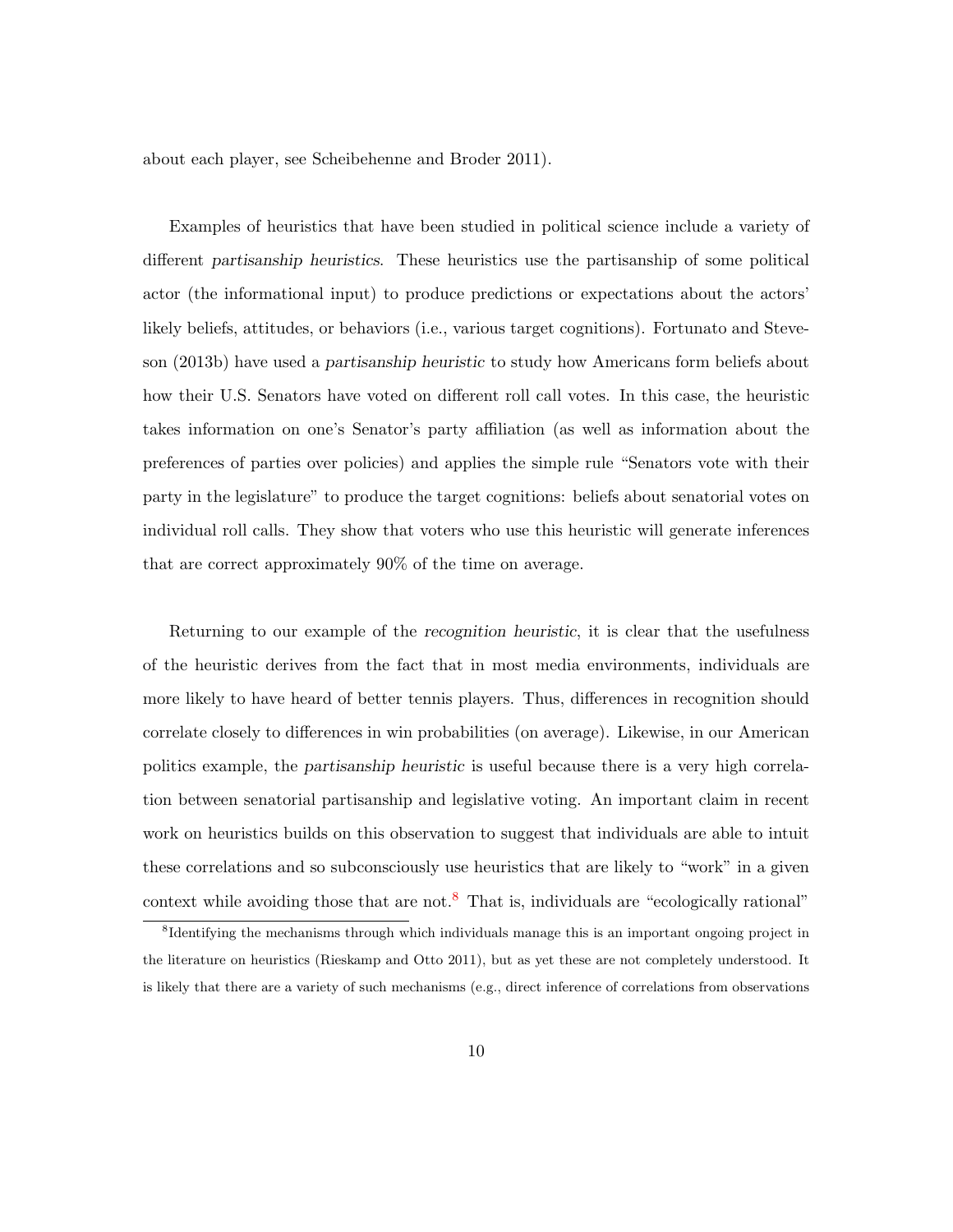about each player, see Scheibehenne and Broder 2011).

Examples of heuristics that have been studied in political science include a variety of different *partisanship heuristics*. These heuristics use the partisanship of some political actor (the informational input) to produce predictions or expectations about the actors' likely beliefs, attitudes, or behaviors (i.e., various target cognitions). Fortunato and Steveson (2013b) have used a *partisanship heuristic* to study how Americans form beliefs about how their U.S. Senators have voted on different roll call votes. In this case, the heuristic takes information on one's Senator's party affiliation (as well as information about the preferences of parties over policies) and applies the simple rule "Senators vote with their party in the legislature" to produce the target cognitions: beliefs about senatorial votes on individual roll calls. They show that voters who use this heuristic will generate inferences that are correct approximately 90% of the time on average.

Returning to our example of the *recognition heuristic*, it is clear that the usefulness of the heuristic derives from the fact that in most media environments, individuals are more likely to have heard of better tennis players. Thus, differences in recognition should correlate closely to differences in win probabilities (on average). Likewise, in our American politics example, the *partisanship heuristic* is useful because there is a very high correlation between senatorial partisanship and legislative voting. An important claim in recent work on heuristics builds on this observation to suggest that individuals are able to intuit these correlations and so subconsciously use heuristics that are likely to "work" in a given context while avoiding those that are not.[8] That is, individuals are "ecologically rational"

[8] Identifying the mechanisms through which individuals manage this is an important ongoing project in the literature on heuristics (Rieskamp and Otto 2011), but as yet these are not completely understood. It is likely that there are a variety of such mechanisms (e.g., direct inference of correlations from observations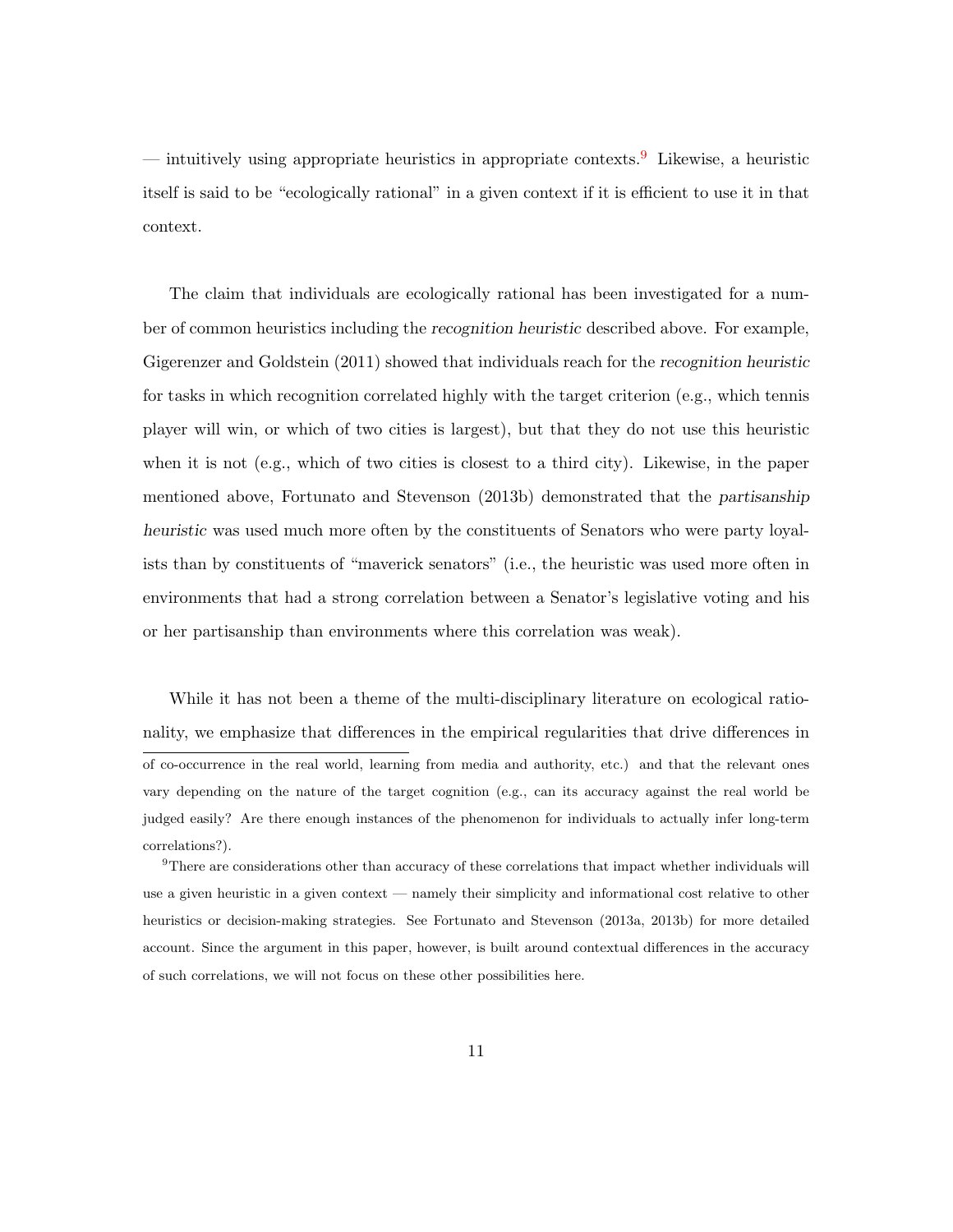— intuitively using appropriate heuristics in appropriate contexts.[9] Likewise, a heuristic itself is said to be "ecologically rational" in a given context if it is efficient to use it in that context.

The claim that individuals are ecologically rational has been investigated for a number of common heuristics including the *recognition heuristic* described above. For example, Gigerenzer and Goldstein (2011) showed that individuals reach for the *recognition heuristic* for tasks in which recognition correlated highly with the target criterion (e.g., which tennis player will win, or which of two cities is largest), but that they do not use this heuristic when it is not (e.g., which of two cities is closest to a third city). Likewise, in the paper mentioned above, Fortunato and Stevenson (2013b) demonstrated that the *partisanship heuristic* was used much more often by the constituents of Senators who were party loyalists than by constituents of "maverick senators" (i.e., the heuristic was used more often in environments that had a strong correlation between a Senator's legislative voting and his or her partisanship than environments where this correlation was weak).

While it has not been a theme of the multi-disciplinary literature on ecological rationality, we emphasize that differences in the empirical regularities that drive differences in

of co-occurrence in the real world, learning from media and authority, etc.) and that the relevant ones vary depending on the nature of the target cognition (e.g., can its accuracy against the real world be judged easily? Are there enough instances of the phenomenon for individuals to actually infer long-term correlations?).

[9]There are considerations other than accuracy of these correlations that impact whether individuals will use a given heuristic in a given context — namely their simplicity and informational cost relative to other heuristics or decision-making strategies. See Fortunato and Stevenson (2013a, 2013b) for more detailed account. Since the argument in this paper, however, is built around contextual differences in the accuracy of such correlations, we will not focus on these other possibilities here.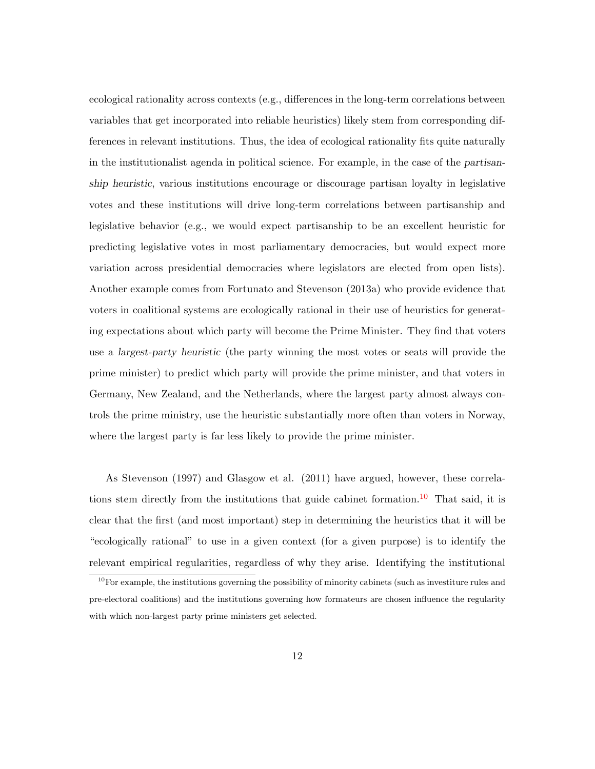ecological rationality across contexts (e.g., differences in the long-term correlations between variables that get incorporated into reliable heuristics) likely stem from corresponding differences in relevant institutions. Thus, the idea of ecological rationality fits quite naturally in the institutionalist agenda in political science. For example, in the case of the *partisanship heuristic*, various institutions encourage or discourage partisan loyalty in legislative votes and these institutions will drive long-term correlations between partisanship and legislative behavior (e.g., we would expect partisanship to be an excellent heuristic for predicting legislative votes in most parliamentary democracies, but would expect more variation across presidential democracies where legislators are elected from open lists). Another example comes from Fortunato and Stevenson (2013a) who provide evidence that voters in coalitional systems are ecologically rational in their use of heuristics for generating expectations about which party will become the Prime Minister. They find that voters use a *largest-party heuristic* (the party winning the most votes or seats will provide the prime minister) to predict which party will provide the prime minister, and that voters in Germany, New Zealand, and the Netherlands, where the largest party almost always controls the prime ministry, use the heuristic substantially more often than voters in Norway, where the largest party is far less likely to provide the prime minister.

As Stevenson (1997) and Glasgow et al. (2011) have argued, however, these correlations stem directly from the institutions that guide cabinet formation.[10] That said, it is clear that the first (and most important) step in determining the heuristics that it will be "ecologically rational" to use in a given context (for a given purpose) is to identify the relevant empirical regularities, regardless of why they arise. Identifying the institutional

[10] For example, the institutions governing the possibility of minority cabinets (such as investiture rules and pre-electoral coalitions) and the institutions governing how formateurs are chosen influence the regularity with which non-largest party prime ministers get selected.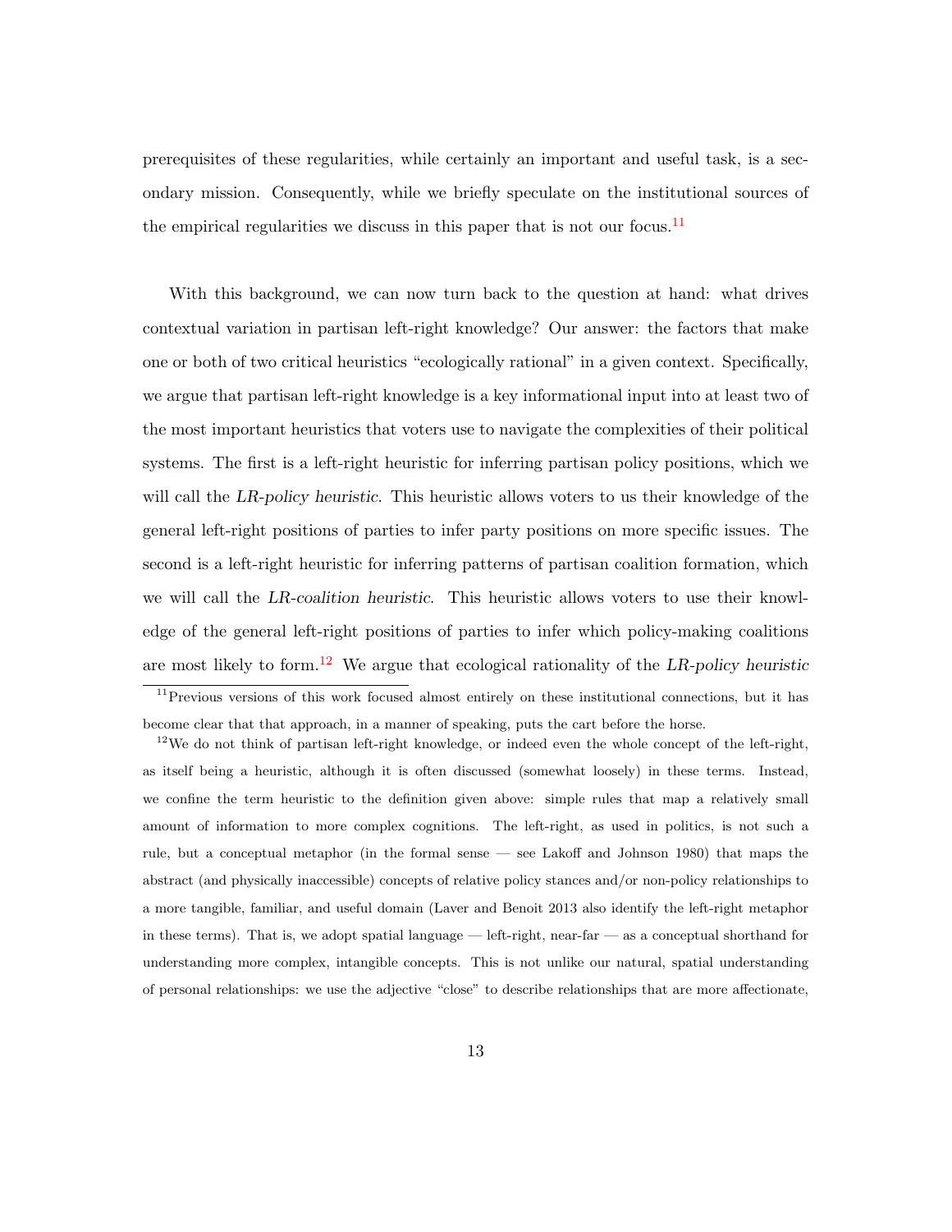prerequisites of these regularities, while certainly an important and useful task, is a secondary mission. Consequently, while we briefly speculate on the institutional sources of the empirical regularities we discuss in this paper that is not our focus.[11]

With this background, we can now turn back to the question at hand: what drives contextual variation in partisan left-right knowledge? Our answer: the factors that make one or both of two critical heuristics "ecologically rational" in a given context. Specifically, we argue that partisan left-right knowledge is a key informational input into at least two of the most important heuristics that voters use to navigate the complexities of their political systems. The first is a left-right heuristic for inferring partisan policy positions, which we will call the *LR-policy heuristic*. This heuristic allows voters to us their knowledge of the general left-right positions of parties to infer party positions on more specific issues. The second is a left-right heuristic for inferring patterns of partisan coalition formation, which we will call the *LR-coalition heuristic*. This heuristic allows voters to use their knowledge of the general left-right positions of parties to infer which policy-making coalitions are most likely to form.[12] We argue that ecological rationality of the *LR-policy heuristic*

[11] Previous versions of this work focused almost entirely on these institutional connections, but it has become clear that that approach, in a manner of speaking, puts the cart before the horse.

[12] We do not think of partisan left-right knowledge, or indeed even the whole concept of the left-right, as itself being a heuristic, although it is often discussed (somewhat loosely) in these terms. Instead, we confine the term heuristic to the definition given above: simple rules that map a relatively small amount of information to more complex cognitions. The left-right, as used in politics, is not such a rule, but a conceptual metaphor (in the formal sense — see Lakoff and Johnson 1980) that maps the abstract (and physically inaccessible) concepts of relative policy stances and/or non-policy relationships to a more tangible, familiar, and useful domain (Laver and Benoit 2013 also identify the left-right metaphor in these terms). That is, we adopt spatial language — left-right, near-far — as a conceptual shorthand for understanding more complex, intangible concepts. This is not unlike our natural, spatial understanding of personal relationships: we use the adjective "close" to describe relationships that are more affectionate,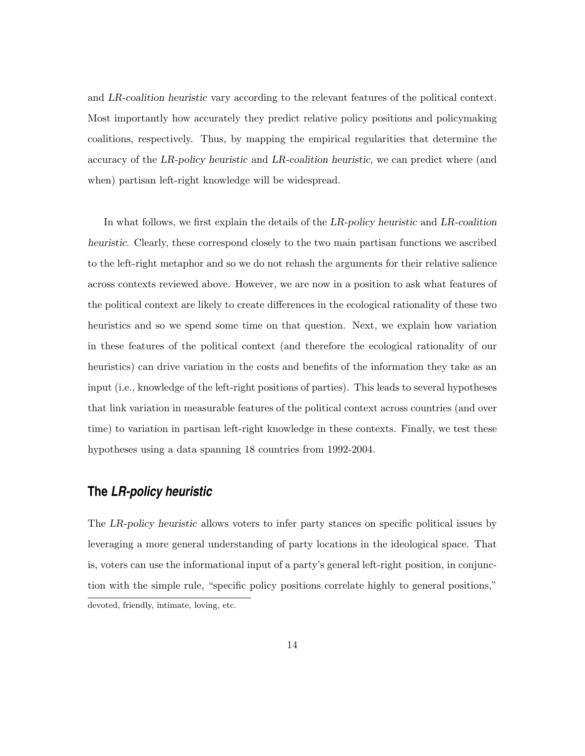and *LR-coalition heuristic* vary according to the relevant features of the political context. Most importantly how accurately they predict relative policy positions and policymaking coalitions, respectively. Thus, by mapping the empirical regularities that determine the accuracy of the *LR-policy heuristic* and *LR-coalition heuristic*, we can predict where (and when) partisan left-right knowledge will be widespread.

In what follows, we first explain the details of the *LR-policy heuristic* and *LR-coalition heuristic*. Clearly, these correspond closely to the two main partisan functions we ascribed to the left-right metaphor and so we do not rehash the arguments for their relative salience across contexts reviewed above. However, we are now in a position to ask what features of the political context are likely to create differences in the ecological rationality of these two heuristics and so we spend some time on that question. Next, we explain how variation in these features of the political context (and therefore the ecological rationality of our heuristics) can drive variation in the costs and benefits of the information they take as an input (i.e., knowledge of the left-right positions of parties). This leads to several hypotheses that link variation in measurable features of the political context across countries (and over time) to variation in partisan left-right knowledge in these contexts. Finally, we test these hypotheses using a data spanning 18 countries from 1992-2004.

## The *LR-policy heuristic*

The *LR-policy heuristic* allows voters to infer party stances on specific political issues by leveraging a more general understanding of party locations in the ideological space. That is, voters can use the informational input of a party's general left-right position, in conjunction with the simple rule, "specific policy positions correlate highly to general positions,"

devoted, friendly, intimate, loving, etc.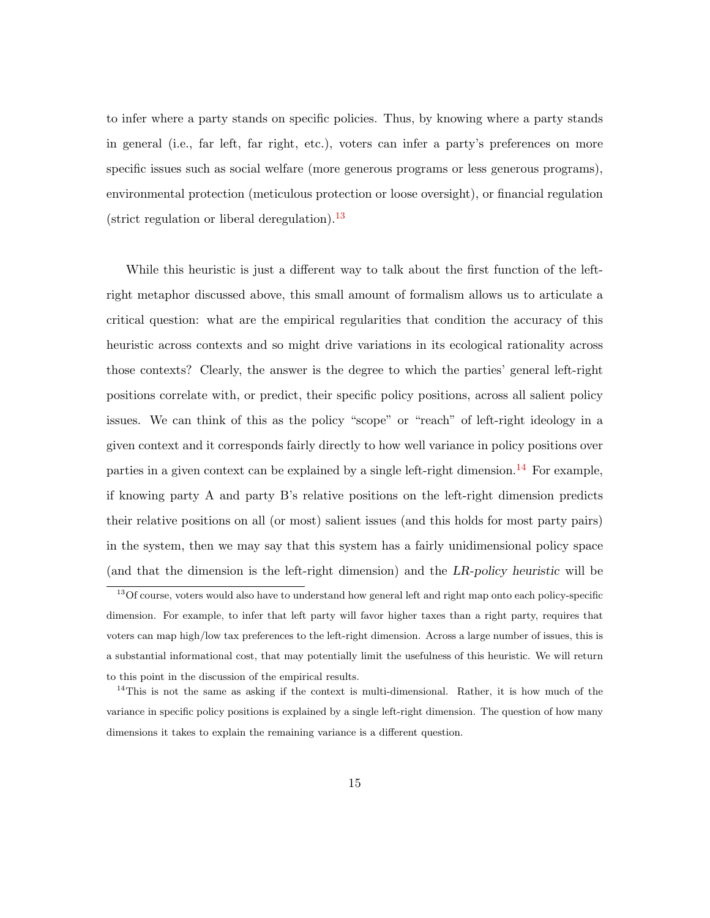to infer where a party stands on specific policies. Thus, by knowing where a party stands in general (i.e., far left, far right, etc.), voters can infer a party's preferences on more specific issues such as social welfare (more generous programs or less generous programs), environmental protection (meticulous protection or loose oversight), or financial regulation (strict regulation or liberal deregulation).[13]

While this heuristic is just a different way to talk about the first function of the left-right metaphor discussed above, this small amount of formalism allows us to articulate a critical question: what are the empirical regularities that condition the accuracy of this heuristic across contexts and so might drive variations in its ecological rationality across those contexts? Clearly, the answer is the degree to which the parties' general left-right positions correlate with, or predict, their specific policy positions, across all salient policy issues. We can think of this as the policy "scope" or "reach" of left-right ideology in a given context and it corresponds fairly directly to how well variance in policy positions over parties in a given context can be explained by a single left-right dimension.[14] For example, if knowing party A and party B's relative positions on the left-right dimension predicts their relative positions on all (or most) salient issues (and this holds for most party pairs) in the system, then we may say that this system has a fairly unidimensional policy space (and that the dimension is the left-right dimension) and the *LR-policy heuristic* will be

[13] Of course, voters would also have to understand how general left and right map onto each policy-specific dimension. For example, to infer that left party will favor higher taxes than a right party, requires that voters can map high/low tax preferences to the left-right dimension. Across a large number of issues, this is a substantial informational cost, that may potentially limit the usefulness of this heuristic. We will return to this point in the discussion of the empirical results.

[14] This is not the same as asking if the context is multi-dimensional. Rather, it is how much of the variance in specific policy positions is explained by a single left-right dimension. The question of how many dimensions it takes to explain the remaining variance is a different question.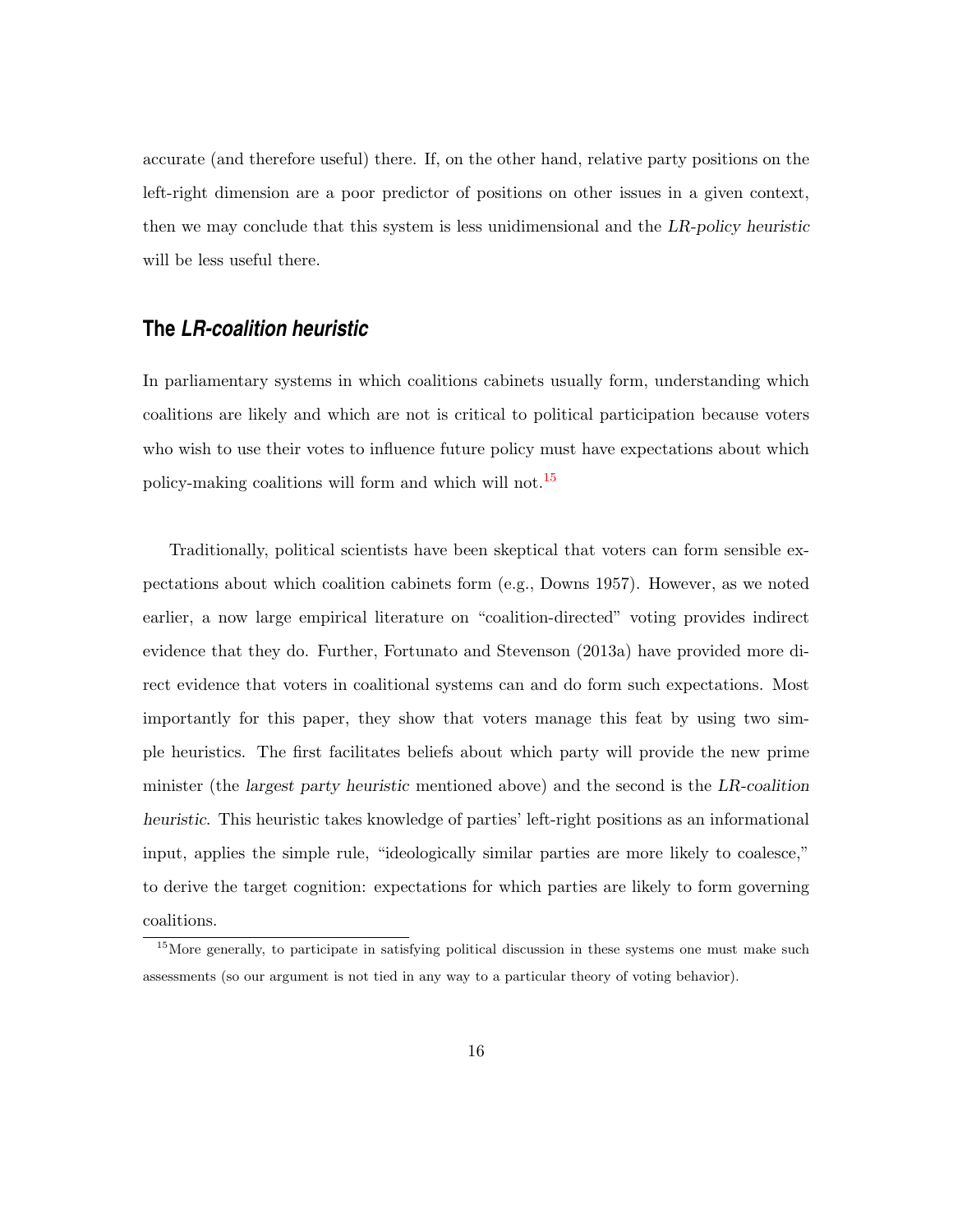accurate (and therefore useful) there. If, on the other hand, relative party positions on the left-right dimension are a poor predictor of positions on other issues in a given context, then we may conclude that this system is less unidimensional and the *LR-policy heuristic* will be less useful there.

## The *LR-coalition heuristic*

In parliamentary systems in which coalitions cabinets usually form, understanding which coalitions are likely and which are not is critical to political participation because voters who wish to use their votes to influence future policy must have expectations about which policy-making coalitions will form and which will not.[15]

Traditionally, political scientists have been skeptical that voters can form sensible expectations about which coalition cabinets form (e.g., Downs 1957). However, as we noted earlier, a now large empirical literature on "coalition-directed" voting provides indirect evidence that they do. Further, Fortunato and Stevenson (2013a) have provided more direct evidence that voters in coalitional systems can and do form such expectations. Most importantly for this paper, they show that voters manage this feat by using two simple heuristics. The first facilitates beliefs about which party will provide the new prime minister (the *largest party heuristic* mentioned above) and the second is the *LR-coalition heuristic*. This heuristic takes knowledge of parties' left-right positions as an informational input, applies the simple rule, "ideologically similar parties are more likely to coalesce," to derive the target cognition: expectations for which parties are likely to form governing coalitions.

[15] More generally, to participate in satisfying political discussion in these systems one must make such assessments (so our argument is not tied in any way to a particular theory of voting behavior).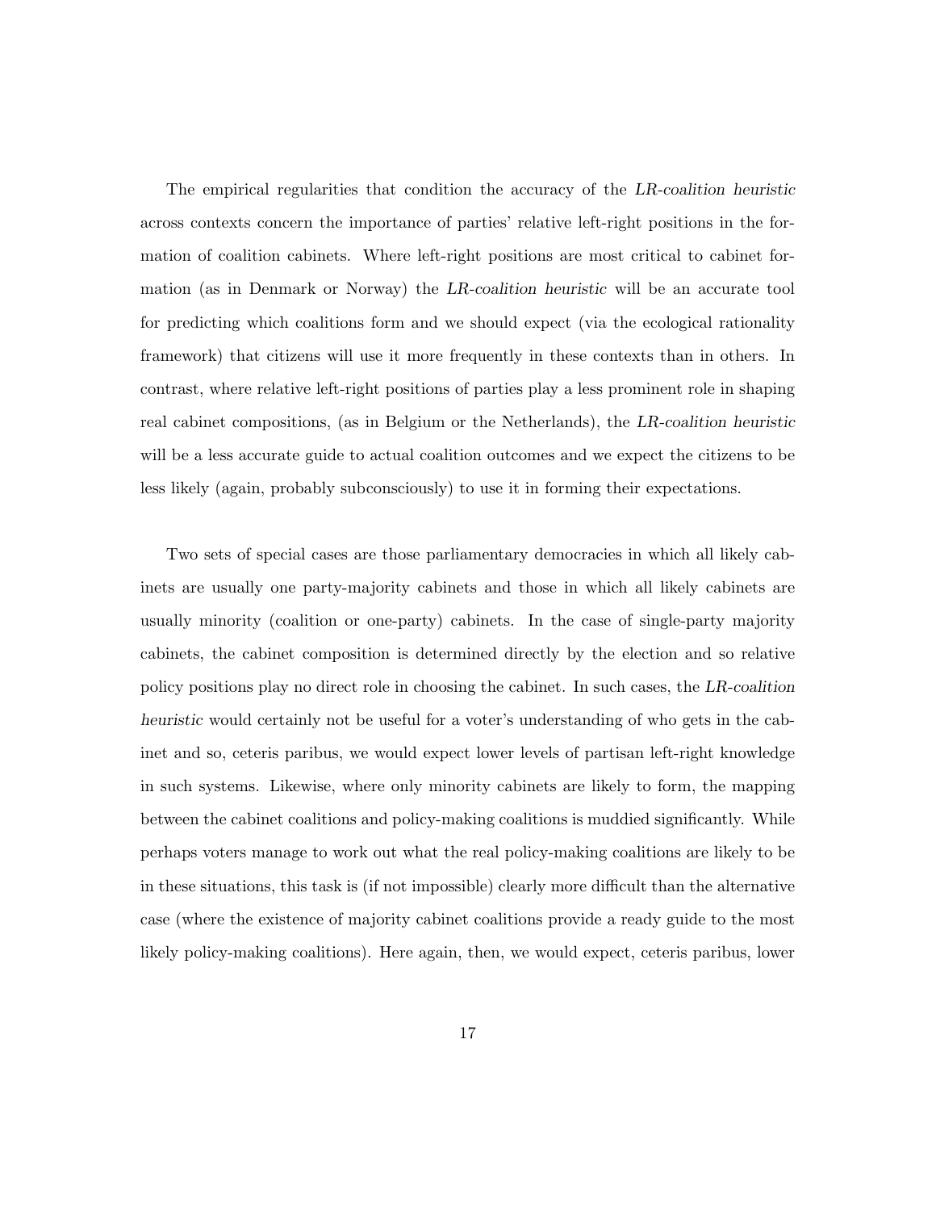The empirical regularities that condition the accuracy of the *LR-coalition heuristic* across contexts concern the importance of parties' relative left-right positions in the formation of coalition cabinets. Where left-right positions are most critical to cabinet formation (as in Denmark or Norway) the *LR-coalition heuristic* will be an accurate tool for predicting which coalitions form and we should expect (via the ecological rationality framework) that citizens will use it more frequently in these contexts than in others. In contrast, where relative left-right positions of parties play a less prominent role in shaping real cabinet compositions, (as in Belgium or the Netherlands), the *LR-coalition heuristic* will be a less accurate guide to actual coalition outcomes and we expect the citizens to be less likely (again, probably subconsciously) to use it in forming their expectations.

Two sets of special cases are those parliamentary democracies in which all likely cabinets are usually one party-majority cabinets and those in which all likely cabinets are usually minority (coalition or one-party) cabinets. In the case of single-party majority cabinets, the cabinet composition is determined directly by the election and so relative policy positions play no direct role in choosing the cabinet. In such cases, the *LR-coalition heuristic* would certainly not be useful for a voter's understanding of who gets in the cabinet and so, ceteris paribus, we would expect lower levels of partisan left-right knowledge in such systems. Likewise, where only minority cabinets are likely to form, the mapping between the cabinet coalitions and policy-making coalitions is muddied significantly. While perhaps voters manage to work out what the real policy-making coalitions are likely to be in these situations, this task is (if not impossible) clearly more difficult than the alternative case (where the existence of majority cabinet coalitions provide a ready guide to the most likely policy-making coalitions). Here again, then, we would expect, ceteris paribus, lower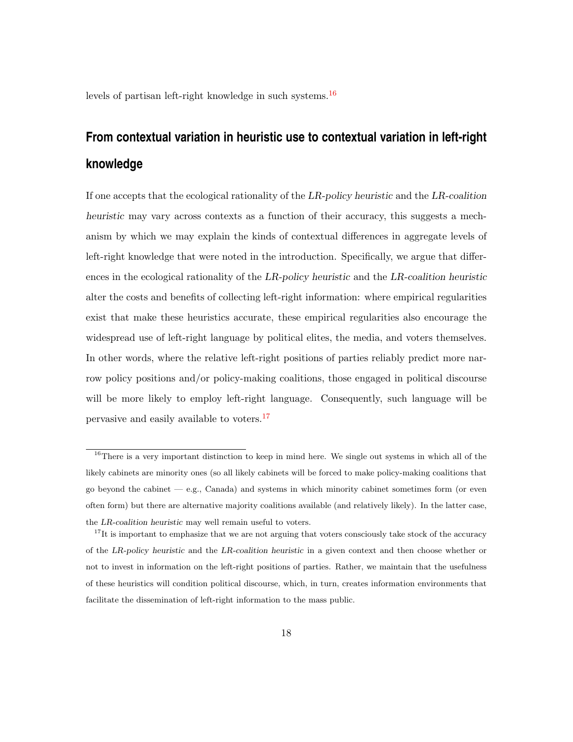levels of partisan left-right knowledge in such systems.[16]

## From contextual variation in heuristic use to contextual variation in left-right knowledge

If one accepts that the ecological rationality of the *LR-policy heuristic* and the *LR-coalition heuristic* may vary across contexts as a function of their accuracy, this suggests a mechanism by which we may explain the kinds of contextual differences in aggregate levels of left-right knowledge that were noted in the introduction. Specifically, we argue that differences in the ecological rationality of the *LR-policy heuristic* and the *LR-coalition heuristic* alter the costs and benefits of collecting left-right information: where empirical regularities exist that make these heuristics accurate, these empirical regularities also encourage the widespread use of left-right language by political elites, the media, and voters themselves. In other words, where the relative left-right positions of parties reliably predict more narrow policy positions and/or policy-making coalitions, those engaged in political discourse will be more likely to employ left-right language. Consequently, such language will be pervasive and easily available to voters.[17]

---

[16] There is a very important distinction to keep in mind here. We single out systems in which all of the likely cabinets are minority ones (so all likely cabinets will be forced to make policy-making coalitions that go beyond the cabinet — e.g., Canada) and systems in which minority cabinet sometimes form (or even often form) but there are alternative majority coalitions available (and relatively likely). In the latter case, the *LR-coalition heuristic* may well remain useful to voters.

[17] It is important to emphasize that we are not arguing that voters consciously take stock of the accuracy of the *LR-policy heuristic* and the *LR-coalition heuristic* in a given context and then choose whether or not to invest in information on the left-right positions of parties. Rather, we maintain that the usefulness of these heuristics will condition political discourse, which, in turn, creates information environments that facilitate the dissemination of left-right information to the mass public.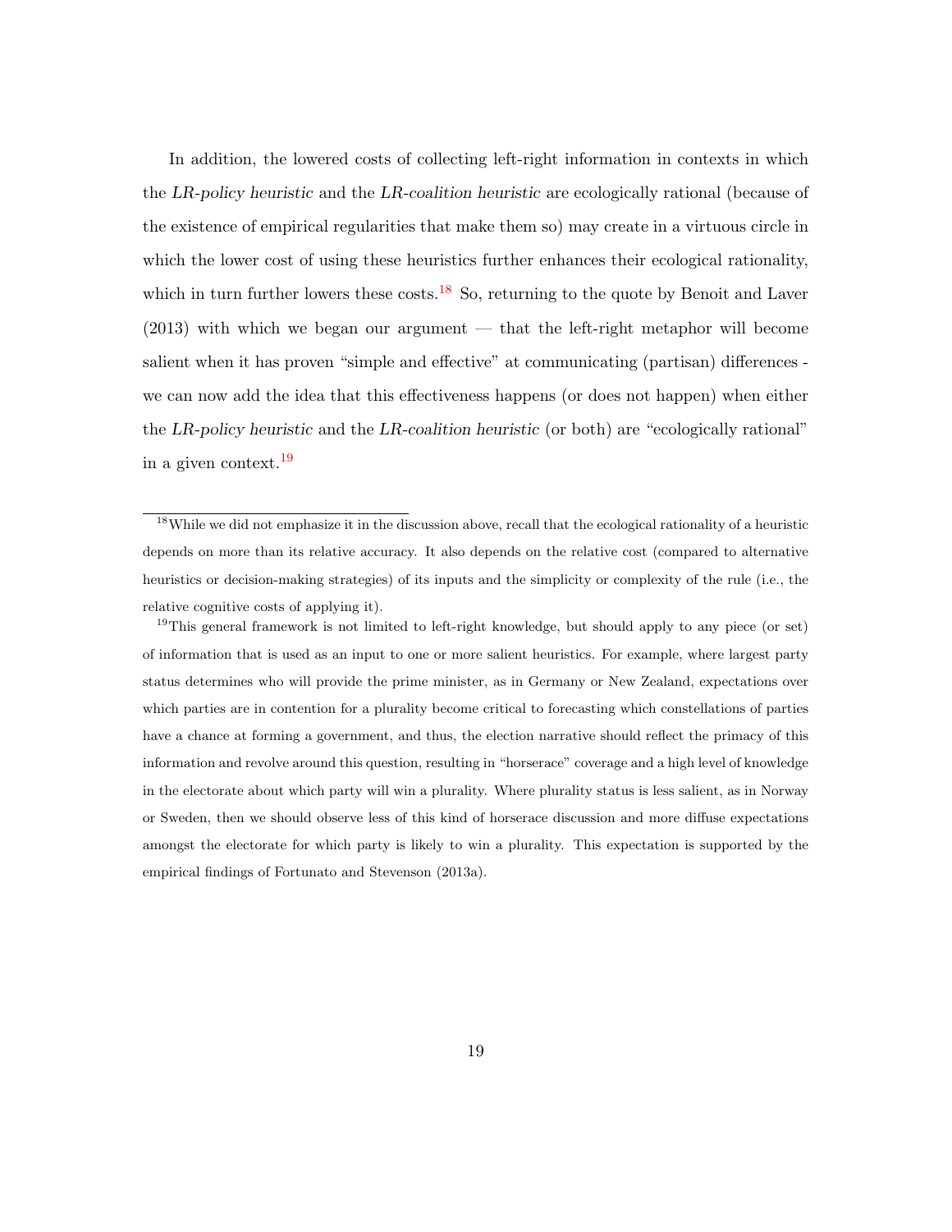In addition, the lowered costs of collecting left-right information in contexts in which the *LR-policy heuristic* and the *LR-coalition heuristic* are ecologically rational (because of the existence of empirical regularities that make them so) may create in a virtuous circle in which the lower cost of using these heuristics further enhances their ecological rationality, which in turn further lowers these costs.[18] So, returning to the quote by Benoit and Laver (2013) with which we began our argument — that the left-right metaphor will become salient when it has proven "simple and effective" at communicating (partisan) differences - we can now add the idea that this effectiveness happens (or does not happen) when either the *LR-policy heuristic* and the *LR-coalition heuristic* (or both) are "ecologically rational" in a given context.[19]

[18] While we did not emphasize it in the discussion above, recall that the ecological rationality of a heuristic depends on more than its relative accuracy. It also depends on the relative cost (compared to alternative heuristics or decision-making strategies) of its inputs and the simplicity or complexity of the rule (i.e., the relative cognitive costs of applying it).

[19] This general framework is not limited to left-right knowledge, but should apply to any piece (or set) of information that is used as an input to one or more salient heuristics. For example, where largest party status determines who will provide the prime minister, as in Germany or New Zealand, expectations over which parties are in contention for a plurality become critical to forecasting which constellations of parties have a chance at forming a government, and thus, the election narrative should reflect the primacy of this information and revolve around this question, resulting in "horserace" coverage and a high level of knowledge in the electorate about which party will win a plurality. Where plurality status is less salient, as in Norway or Sweden, then we should observe less of this kind of horserace discussion and more diffuse expectations amongst the electorate for which party is likely to win a plurality. This expectation is supported by the empirical findings of Fortunato and Stevenson (2013a).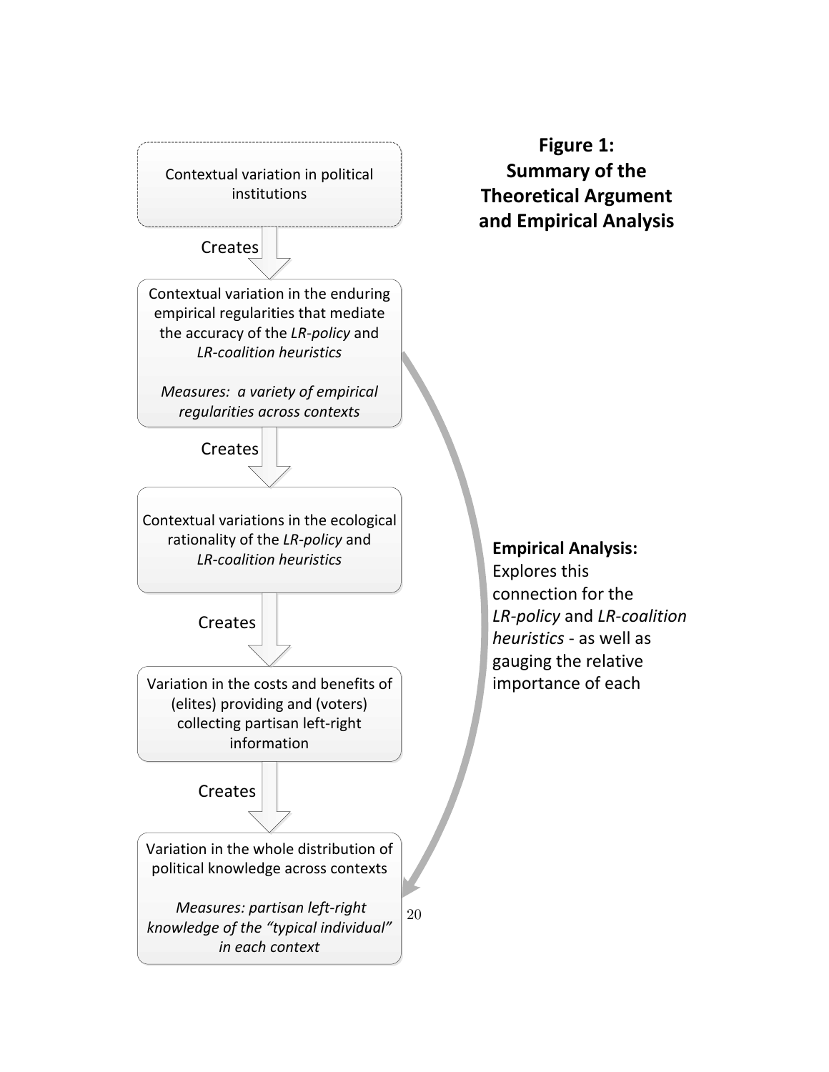**Figure 1: Summary of the Theoretical Argument and Empirical Analysis**

Contextual variation in political institutions

Creates

Contextual variation in the enduring empirical regularities that mediate the accuracy of the *LR-policy* and *LR-coalition heuristics*

*Measures: a variety of empirical regularities across contexts*

Creates

Contextual variations in the ecological rationality of the *LR-policy* and *LR-coalition heuristics*

Creates

Variation in the costs and benefits of (elites) providing and (voters) collecting partisan left-right information

Creates

Variation in the whole distribution of political knowledge across contexts

*Measures: partisan left-right knowledge of the "typical individual" in each context*

**Empirical Analysis:** Explores this connection for the *LR-policy* and *LR-coalition heuristics* - as well as gauging the relative importance of each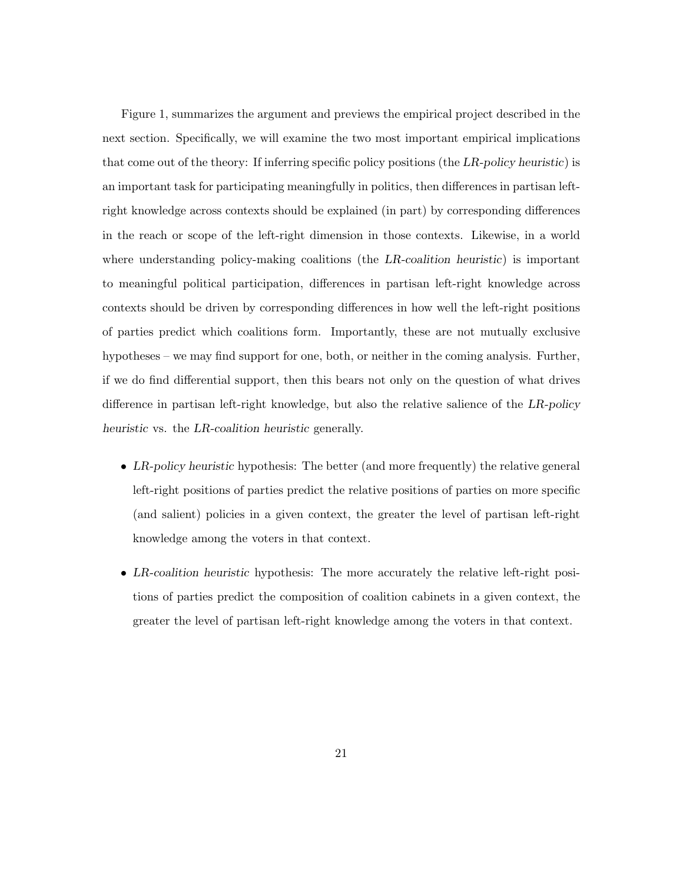Figure 1, summarizes the argument and previews the empirical project described in the next section. Specifically, we will examine the two most important empirical implications that come out of the theory: If inferring specific policy positions (the *LR-policy heuristic*) is an important task for participating meaningfully in politics, then differences in partisan left-right knowledge across contexts should be explained (in part) by corresponding differences in the reach or scope of the left-right dimension in those contexts. Likewise, in a world where understanding policy-making coalitions (the *LR-coalition heuristic*) is important to meaningful political participation, differences in partisan left-right knowledge across contexts should be driven by corresponding differences in how well the left-right positions of parties predict which coalitions form. Importantly, these are not mutually exclusive hypotheses – we may find support for one, both, or neither in the coming analysis. Further, if we do find differential support, then this bears not only on the question of what drives difference in partisan left-right knowledge, but also the relative salience of the *LR-policy heuristic* vs. the *LR-coalition heuristic* generally.

- *LR-policy heuristic* hypothesis: The better (and more frequently) the relative general left-right positions of parties predict the relative positions of parties on more specific (and salient) policies in a given context, the greater the level of partisan left-right knowledge among the voters in that context.

- *LR-coalition heuristic* hypothesis: The more accurately the relative left-right positions of parties predict the composition of coalition cabinets in a given context, the greater the level of partisan left-right knowledge among the voters in that context.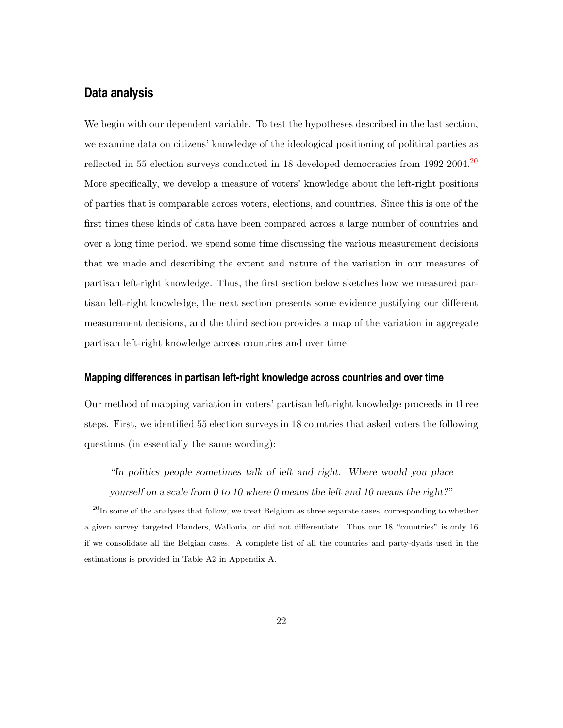## Data analysis

We begin with our dependent variable. To test the hypotheses described in the last section, we examine data on citizens' knowledge of the ideological positioning of political parties as reflected in 55 election surveys conducted in 18 developed democracies from 1992-2004.[20] More specifically, we develop a measure of voters' knowledge about the left-right positions of parties that is comparable across voters, elections, and countries. Since this is one of the first times these kinds of data have been compared across a large number of countries and over a long time period, we spend some time discussing the various measurement decisions that we made and describing the extent and nature of the variation in our measures of partisan left-right knowledge. Thus, the first section below sketches how we measured partisan left-right knowledge, the next section presents some evidence justifying our different measurement decisions, and the third section provides a map of the variation in aggregate partisan left-right knowledge across countries and over time.

### Mapping differences in partisan left-right knowledge across countries and over time

Our method of mapping variation in voters' partisan left-right knowledge proceeds in three steps. First, we identified 55 election surveys in 18 countries that asked voters the following questions (in essentially the same wording):

> *"In politics people sometimes talk of left and right. Where would you place yourself on a scale from 0 to 10 where 0 means the left and 10 means the right?"*

[20] In some of the analyses that follow, we treat Belgium as three separate cases, corresponding to whether a given survey targeted Flanders, Wallonia, or did not differentiate. Thus our 18 "countries" is only 16 if we consolidate all the Belgian cases. A complete list of all the countries and party-dyads used in the estimations is provided in Table A2 in Appendix A.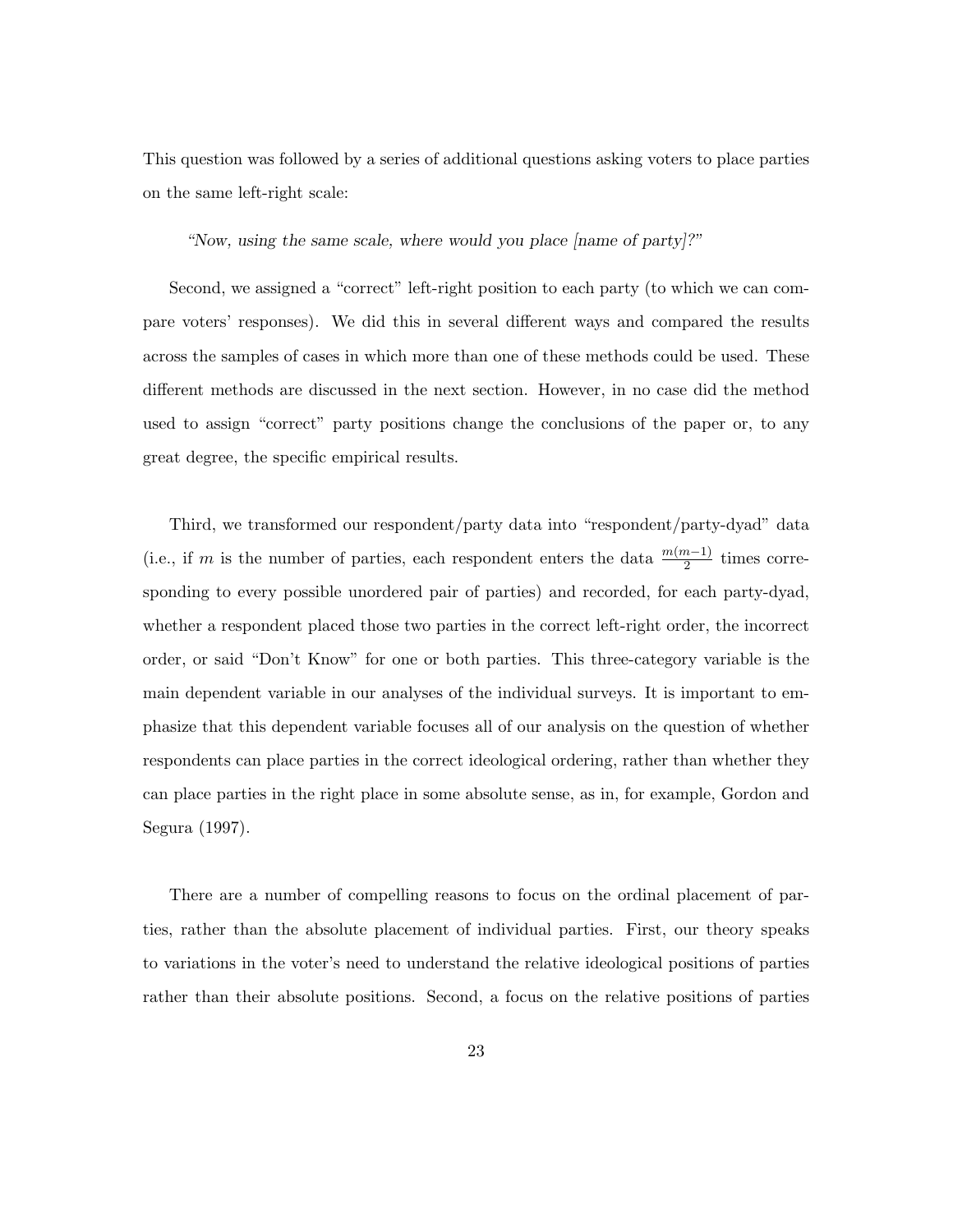This question was followed by a series of additional questions asking voters to place parties on the same left-right scale:

*"Now, using the same scale, where would you place [name of party]?"*

Second, we assigned a "correct" left-right position to each party (to which we can compare voters' responses). We did this in several different ways and compared the results across the samples of cases in which more than one of these methods could be used. These different methods are discussed in the next section. However, in no case did the method used to assign "correct" party positions change the conclusions of the paper or, to any great degree, the specific empirical results.

Third, we transformed our respondent/party data into "respondent/party-dyad" data (i.e., if $m$ is the number of parties, each respondent enters the data $\frac{m(m-1)}{2}$ times corresponding to every possible unordered pair of parties) and recorded, for each party-dyad, whether a respondent placed those two parties in the correct left-right order, the incorrect order, or said "Don't Know" for one or both parties. This three-category variable is the main dependent variable in our analyses of the individual surveys. It is important to emphasize that this dependent variable focuses all of our analysis on the question of whether respondents can place parties in the correct ideological ordering, rather than whether they can place parties in the right place in some absolute sense, as in, for example, Gordon and Segura (1997).

There are a number of compelling reasons to focus on the ordinal placement of parties, rather than the absolute placement of individual parties. First, our theory speaks to variations in the voter's need to understand the relative ideological positions of parties rather than their absolute positions. Second, a focus on the relative positions of parties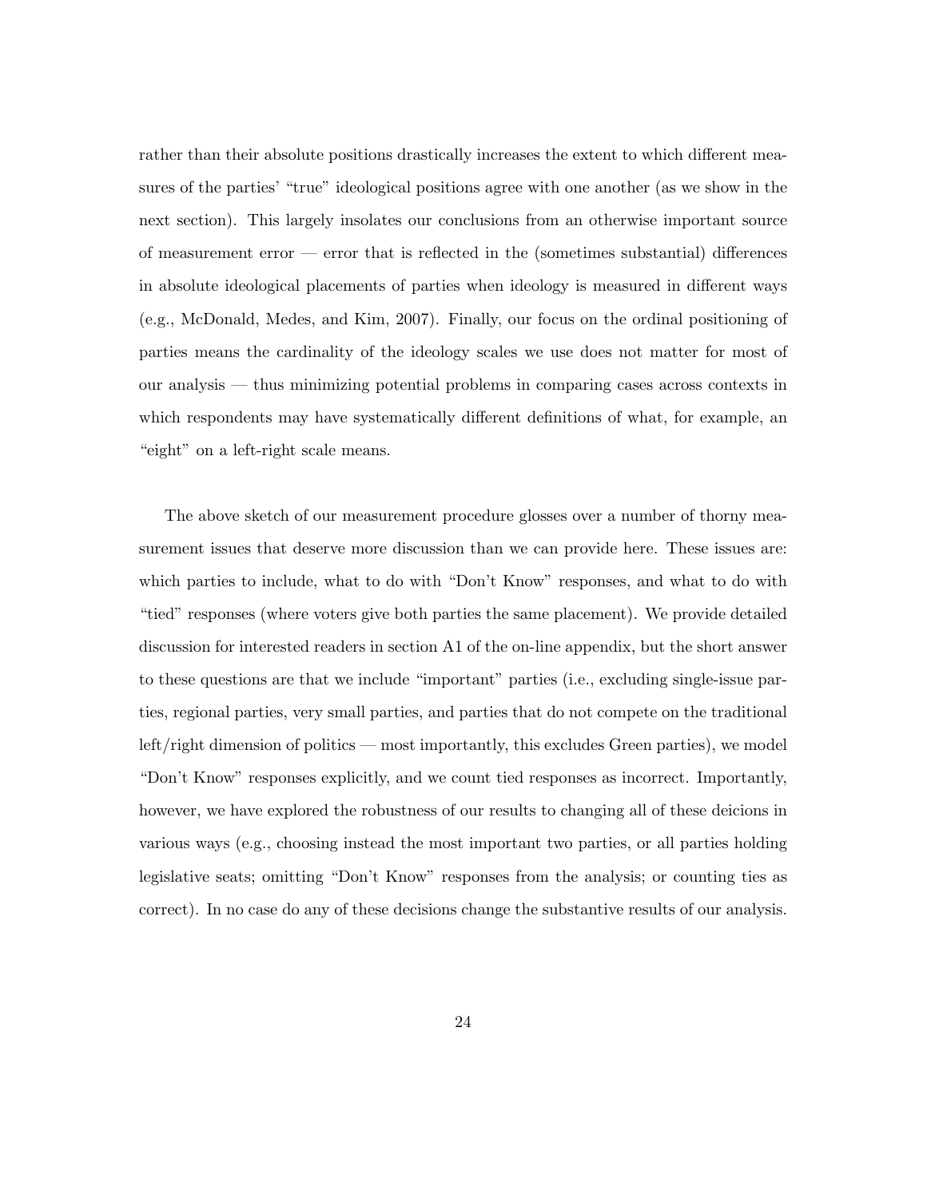rather than their absolute positions drastically increases the extent to which different measures of the parties' "true" ideological positions agree with one another (as we show in the next section). This largely insolates our conclusions from an otherwise important source of measurement error — error that is reflected in the (sometimes substantial) differences in absolute ideological placements of parties when ideology is measured in different ways (e.g., McDonald, Medes, and Kim, 2007). Finally, our focus on the ordinal positioning of parties means the cardinality of the ideology scales we use does not matter for most of our analysis — thus minimizing potential problems in comparing cases across contexts in which respondents may have systematically different definitions of what, for example, an "eight" on a left-right scale means.

The above sketch of our measurement procedure glosses over a number of thorny measurement issues that deserve more discussion than we can provide here. These issues are: which parties to include, what to do with "Don't Know" responses, and what to do with "tied" responses (where voters give both parties the same placement). We provide detailed discussion for interested readers in section A1 of the on-line appendix, but the short answer to these questions are that we include "important" parties (i.e., excluding single-issue parties, regional parties, very small parties, and parties that do not compete on the traditional left/right dimension of politics — most importantly, this excludes Green parties), we model "Don't Know" responses explicitly, and we count tied responses as incorrect. Importantly, however, we have explored the robustness of our results to changing all of these deicions in various ways (e.g., choosing instead the most important two parties, or all parties holding legislative seats; omitting "Don't Know" responses from the analysis; or counting ties as correct). In no case do any of these decisions change the substantive results of our analysis.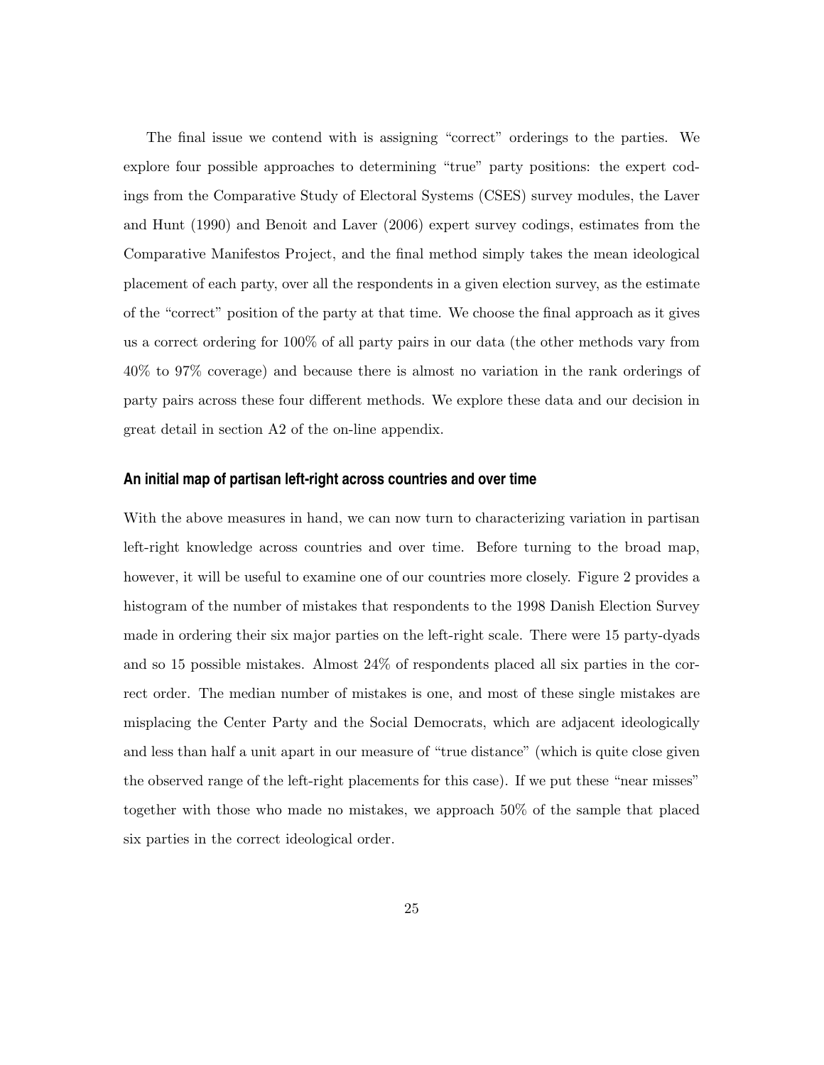The final issue we contend with is assigning "correct" orderings to the parties. We explore four possible approaches to determining "true" party positions: the expert codings from the Comparative Study of Electoral Systems (CSES) survey modules, the Laver and Hunt (1990) and Benoit and Laver (2006) expert survey codings, estimates from the Comparative Manifestos Project, and the final method simply takes the mean ideological placement of each party, over all the respondents in a given election survey, as the estimate of the "correct" position of the party at that time. We choose the final approach as it gives us a correct ordering for 100% of all party pairs in our data (the other methods vary from 40% to 97% coverage) and because there is almost no variation in the rank orderings of party pairs across these four different methods. We explore these data and our decision in great detail in section A2 of the on-line appendix.

### An initial map of partisan left-right across countries and over time

With the above measures in hand, we can now turn to characterizing variation in partisan left-right knowledge across countries and over time. Before turning to the broad map, however, it will be useful to examine one of our countries more closely. Figure 2 provides a histogram of the number of mistakes that respondents to the 1998 Danish Election Survey made in ordering their six major parties on the left-right scale. There were 15 party-dyads and so 15 possible mistakes. Almost 24% of respondents placed all six parties in the correct order. The median number of mistakes is one, and most of these single mistakes are misplacing the Center Party and the Social Democrats, which are adjacent ideologically and less than half a unit apart in our measure of "true distance" (which is quite close given the observed range of the left-right placements for this case). If we put these "near misses" together with those who made no mistakes, we approach 50% of the sample that placed six parties in the correct ideological order.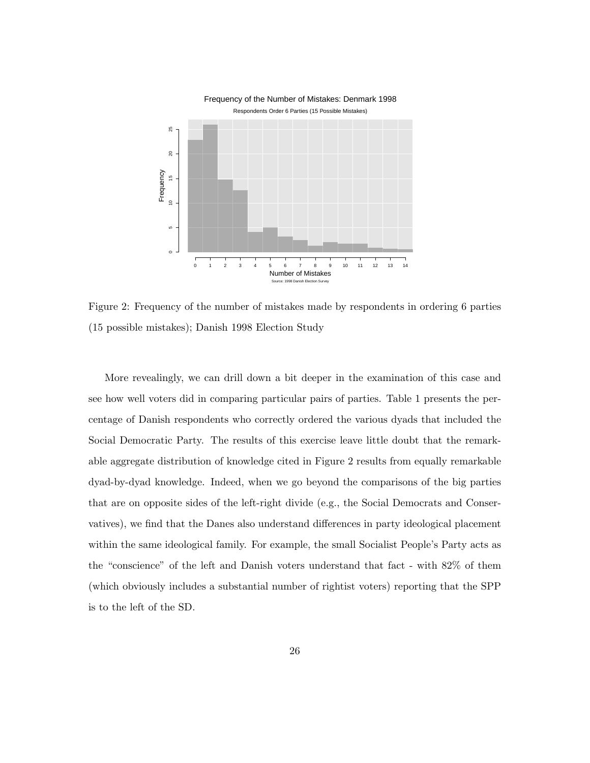Figure 2: Frequency of the number of mistakes made by respondents in ordering 6 parties (15 possible mistakes); Danish 1998 Election Study

More revealingly, we can drill down a bit deeper in the examination of this case and see how well voters did in comparing particular pairs of parties. Table 1 presents the percentage of Danish respondents who correctly ordered the various dyads that included the Social Democratic Party. The results of this exercise leave little doubt that the remarkable aggregate distribution of knowledge cited in Figure 2 results from equally remarkable dyad-by-dyad knowledge. Indeed, when we go beyond the comparisons of the big parties that are on opposite sides of the left-right divide (e.g., the Social Democrats and Conservatives), we find that the Danes also understand differences in party ideological placement within the same ideological family. For example, the small Socialist People's Party acts as the "conscience" of the left and Danish voters understand that fact - with 82% of them (which obviously includes a substantial number of rightist voters) reporting that the SPP is to the left of the SD.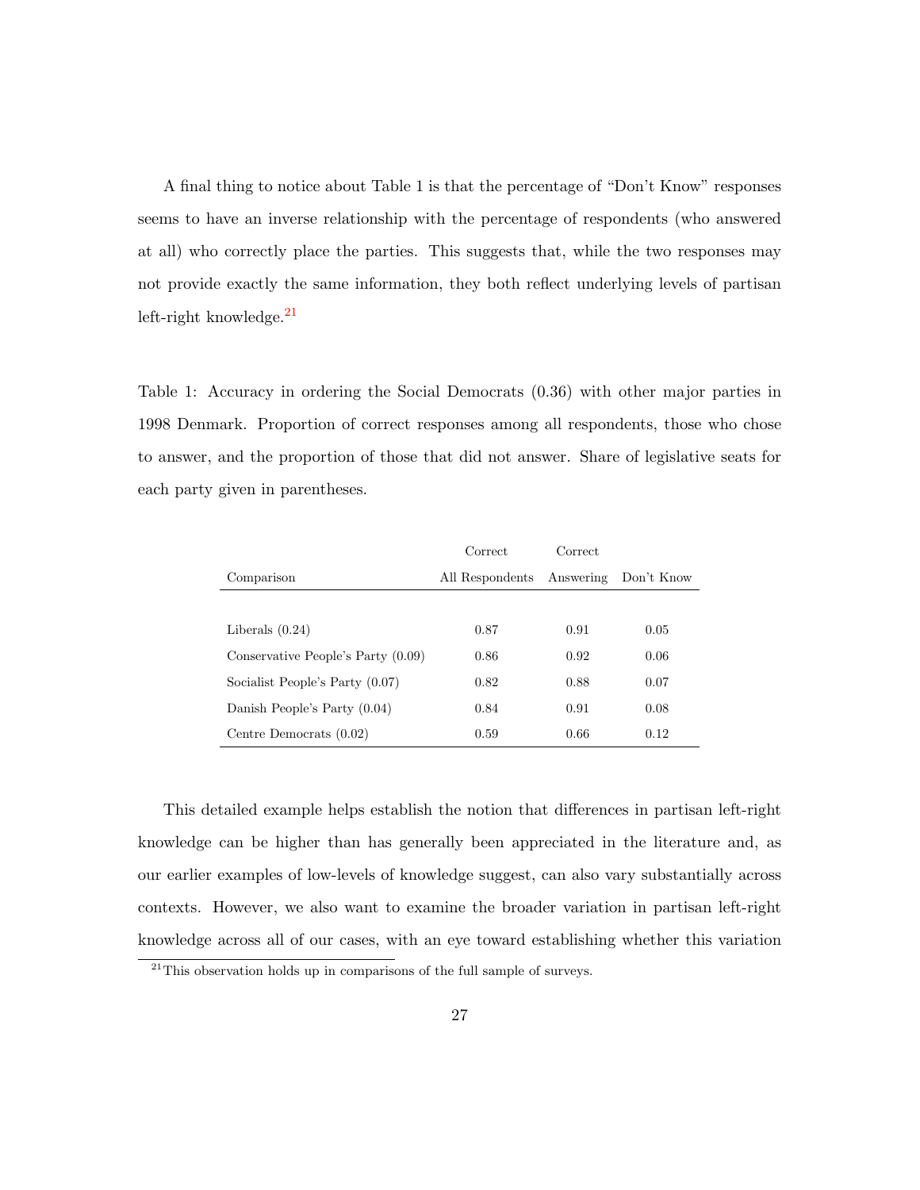A final thing to notice about Table 1 is that the percentage of "Don't Know" responses seems to have an inverse relationship with the percentage of respondents (who answered at all) who correctly place the parties. This suggests that, while the two responses may not provide exactly the same information, they both reflect underlying levels of partisan left-right knowledge.[21]

Table 1: Accuracy in ordering the Social Democrats (0.36) with other major parties in 1998 Denmark. Proportion of correct responses among all respondents, those who chose to answer, and the proportion of those that did not answer. Share of legislative seats for each party given in parentheses.

| Comparison | Correct All Respondents | Correct Answering | Don't Know |
|---|---|---|---|
| Liberals (0.24) | 0.87 | 0.91 | 0.05 |
| Conservative People's Party (0.09) | 0.86 | 0.92 | 0.06 |
| Socialist People's Party (0.07) | 0.82 | 0.88 | 0.07 |
| Danish People's Party (0.04) | 0.84 | 0.91 | 0.08 |
| Centre Democrats (0.02) | 0.59 | 0.66 | 0.12 |

This detailed example helps establish the notion that differences in partisan left-right knowledge can be higher than has generally been appreciated in the literature and, as our earlier examples of low-levels of knowledge suggest, can also vary substantially across contexts. However, we also want to examine the broader variation in partisan left-right knowledge across all of our cases, with an eye toward establishing whether this variation

[21] This observation holds up in comparisons of the full sample of surveys.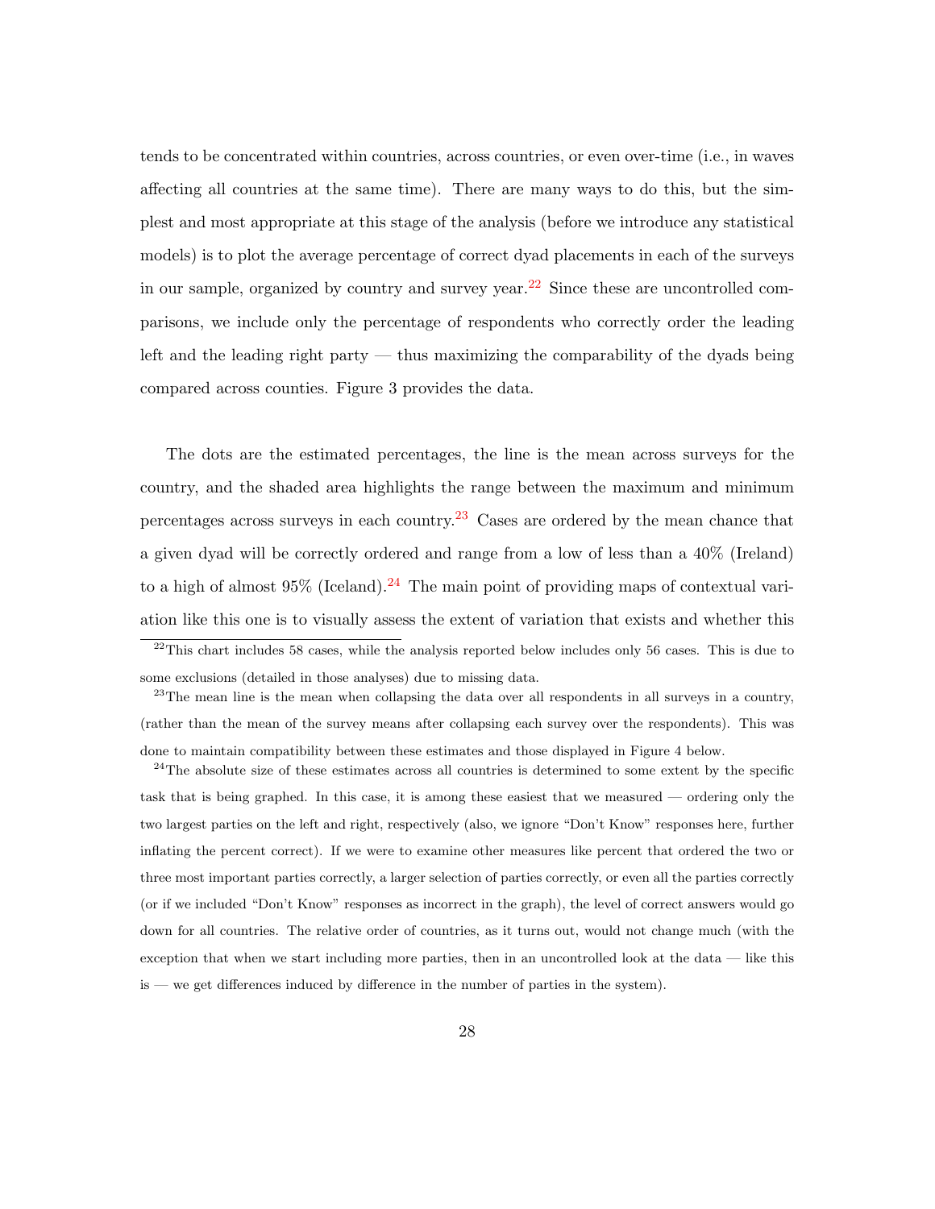tends to be concentrated within countries, across countries, or even over-time (i.e., in waves affecting all countries at the same time). There are many ways to do this, but the simplest and most appropriate at this stage of the analysis (before we introduce any statistical models) is to plot the average percentage of correct dyad placements in each of the surveys in our sample, organized by country and survey year.[22] Since these are uncontrolled comparisons, we include only the percentage of respondents who correctly order the leading left and the leading right party — thus maximizing the comparability of the dyads being compared across counties. Figure 3 provides the data.

The dots are the estimated percentages, the line is the mean across surveys for the country, and the shaded area highlights the range between the maximum and minimum percentages across surveys in each country.[23] Cases are ordered by the mean chance that a given dyad will be correctly ordered and range from a low of less than a 40% (Ireland) to a high of almost 95% (Iceland).[24] The main point of providing maps of contextual variation like this one is to visually assess the extent of variation that exists and whether this

---

[22]This chart includes 58 cases, while the analysis reported below includes only 56 cases. This is due to some exclusions (detailed in those analyses) due to missing data.

[23]The mean line is the mean when collapsing the data over all respondents in all surveys in a country, (rather than the mean of the survey means after collapsing each survey over the respondents). This was done to maintain compatibility between these estimates and those displayed in Figure 4 below.

[24]The absolute size of these estimates across all countries is determined to some extent by the specific task that is being graphed. In this case, it is among these easiest that we measured — ordering only the two largest parties on the left and right, respectively (also, we ignore "Don't Know" responses here, further inflating the percent correct). If we were to examine other measures like percent that ordered the two or three most important parties correctly, a larger selection of parties correctly, or even all the parties correctly (or if we included "Don't Know" responses as incorrect in the graph), the level of correct answers would go down for all countries. The relative order of countries, as it turns out, would not change much (with the exception that when we start including more parties, then in an uncontrolled look at the data — like this is — we get differences induced by difference in the number of parties in the system).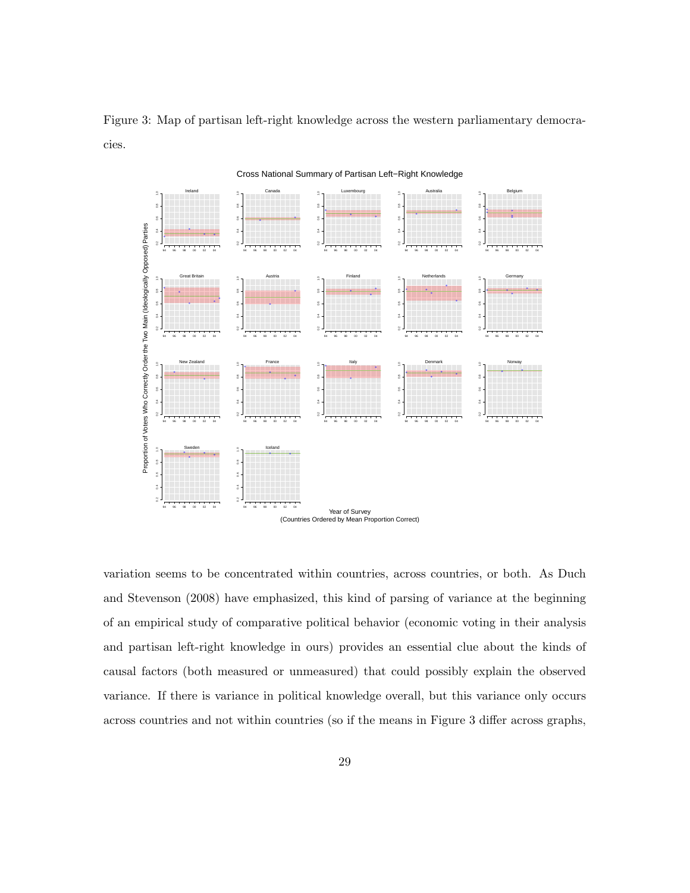Figure 3: Map of partisan left-right knowledge across the western parliamentary democracies.

variation seems to be concentrated within countries, across countries, or both. As Duch and Stevenson (2008) have emphasized, this kind of parsing of variance at the beginning of an empirical study of comparative political behavior (economic voting in their analysis and partisan left-right knowledge in ours) provides an essential clue about the kinds of causal factors (both measured or unmeasured) that could possibly explain the observed variance. If there is variance in political knowledge overall, but this variance only occurs across countries and not within countries (so if the means in Figure 3 differ across graphs,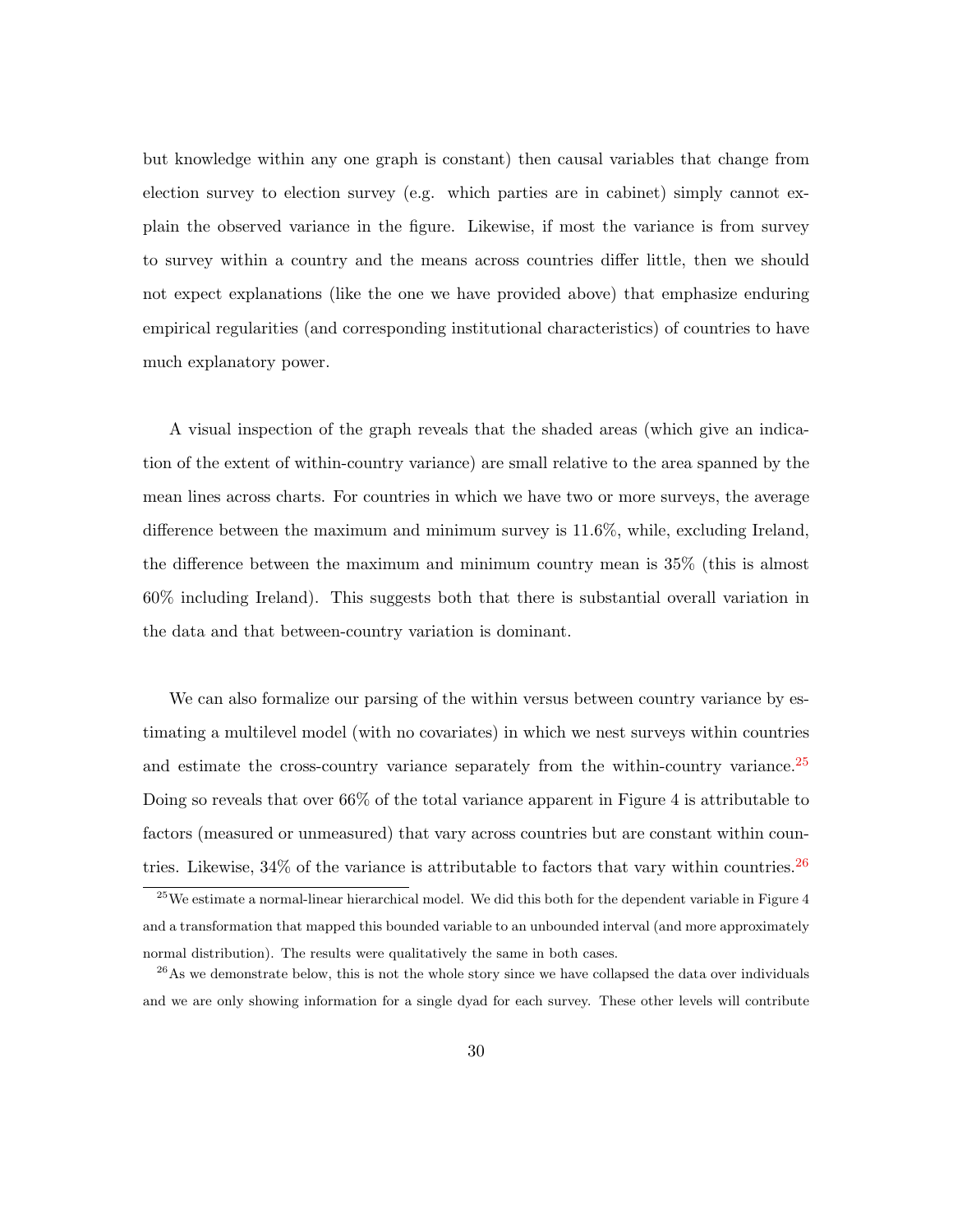but knowledge within any one graph is constant) then causal variables that change from election survey to election survey (e.g. which parties are in cabinet) simply cannot explain the observed variance in the figure. Likewise, if most the variance is from survey to survey within a country and the means across countries differ little, then we should not expect explanations (like the one we have provided above) that emphasize enduring empirical regularities (and corresponding institutional characteristics) of countries to have much explanatory power.

A visual inspection of the graph reveals that the shaded areas (which give an indication of the extent of within-country variance) are small relative to the area spanned by the mean lines across charts. For countries in which we have two or more surveys, the average difference between the maximum and minimum survey is 11.6%, while, excluding Ireland, the difference between the maximum and minimum country mean is 35% (this is almost 60% including Ireland). This suggests both that there is substantial overall variation in the data and that between-country variation is dominant.

We can also formalize our parsing of the within versus between country variance by estimating a multilevel model (with no covariates) in which we nest surveys within countries and estimate the cross-country variance separately from the within-country variance.[25] Doing so reveals that over 66% of the total variance apparent in Figure 4 is attributable to factors (measured or unmeasured) that vary across countries but are constant within countries. Likewise, 34% of the variance is attributable to factors that vary within countries.[26]

[25] We estimate a normal-linear hierarchical model. We did this both for the dependent variable in Figure 4 and a transformation that mapped this bounded variable to an unbounded interval (and more approximately normal distribution). The results were qualitatively the same in both cases.

[26] As we demonstrate below, this is not the whole story since we have collapsed the data over individuals and we are only showing information for a single dyad for each survey. These other levels will contribute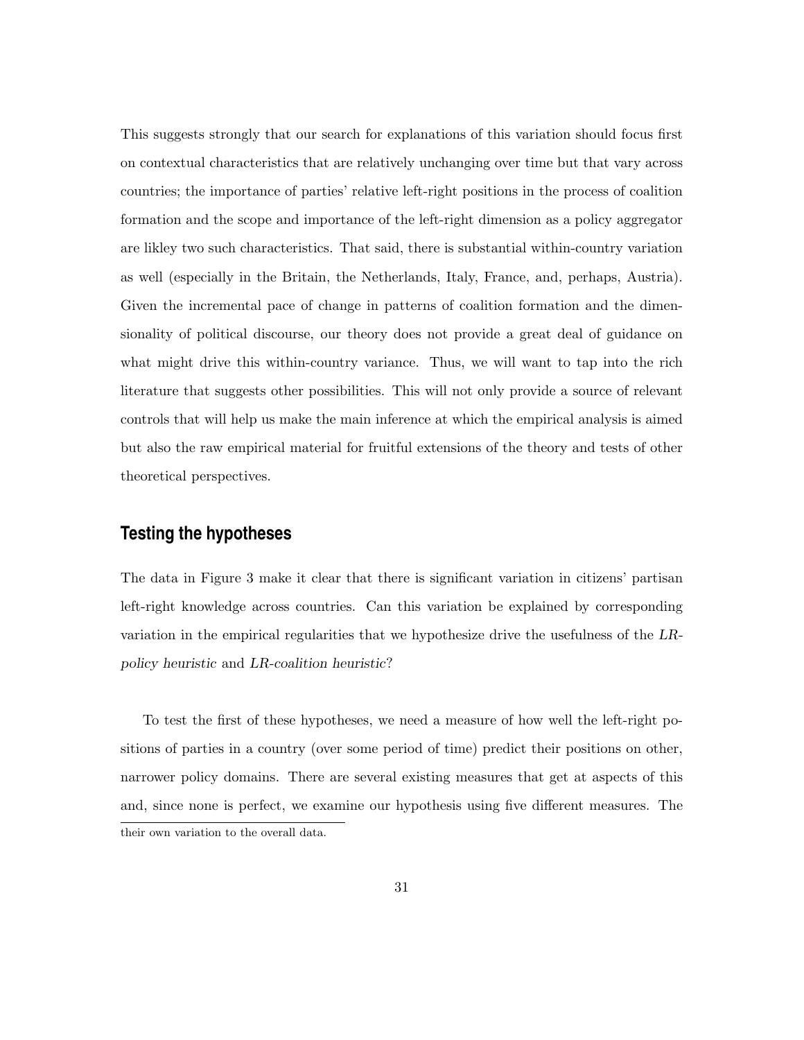This suggests strongly that our search for explanations of this variation should focus first on contextual characteristics that are relatively unchanging over time but that vary across countries; the importance of parties' relative left-right positions in the process of coalition formation and the scope and importance of the left-right dimension as a policy aggregator are likley two such characteristics. That said, there is substantial within-country variation as well (especially in the Britain, the Netherlands, Italy, France, and, perhaps, Austria). Given the incremental pace of change in patterns of coalition formation and the dimensionality of political discourse, our theory does not provide a great deal of guidance on what might drive this within-country variance. Thus, we will want to tap into the rich literature that suggests other possibilities. This will not only provide a source of relevant controls that will help us make the main inference at which the empirical analysis is aimed but also the raw empirical material for fruitful extensions of the theory and tests of other theoretical perspectives.

## Testing the hypotheses

The data in Figure 3 make it clear that there is significant variation in citizens' partisan left-right knowledge across countries. Can this variation be explained by corresponding variation in the empirical regularities that we hypothesize drive the usefulness of the *LR-policy heuristic* and *LR-coalition heuristic*?

To test the first of these hypotheses, we need a measure of how well the left-right positions of parties in a country (over some period of time) predict their positions on other, narrower policy domains. There are several existing measures that get at aspects of this and, since none is perfect, we examine our hypothesis using five different measures. The

their own variation to the overall data.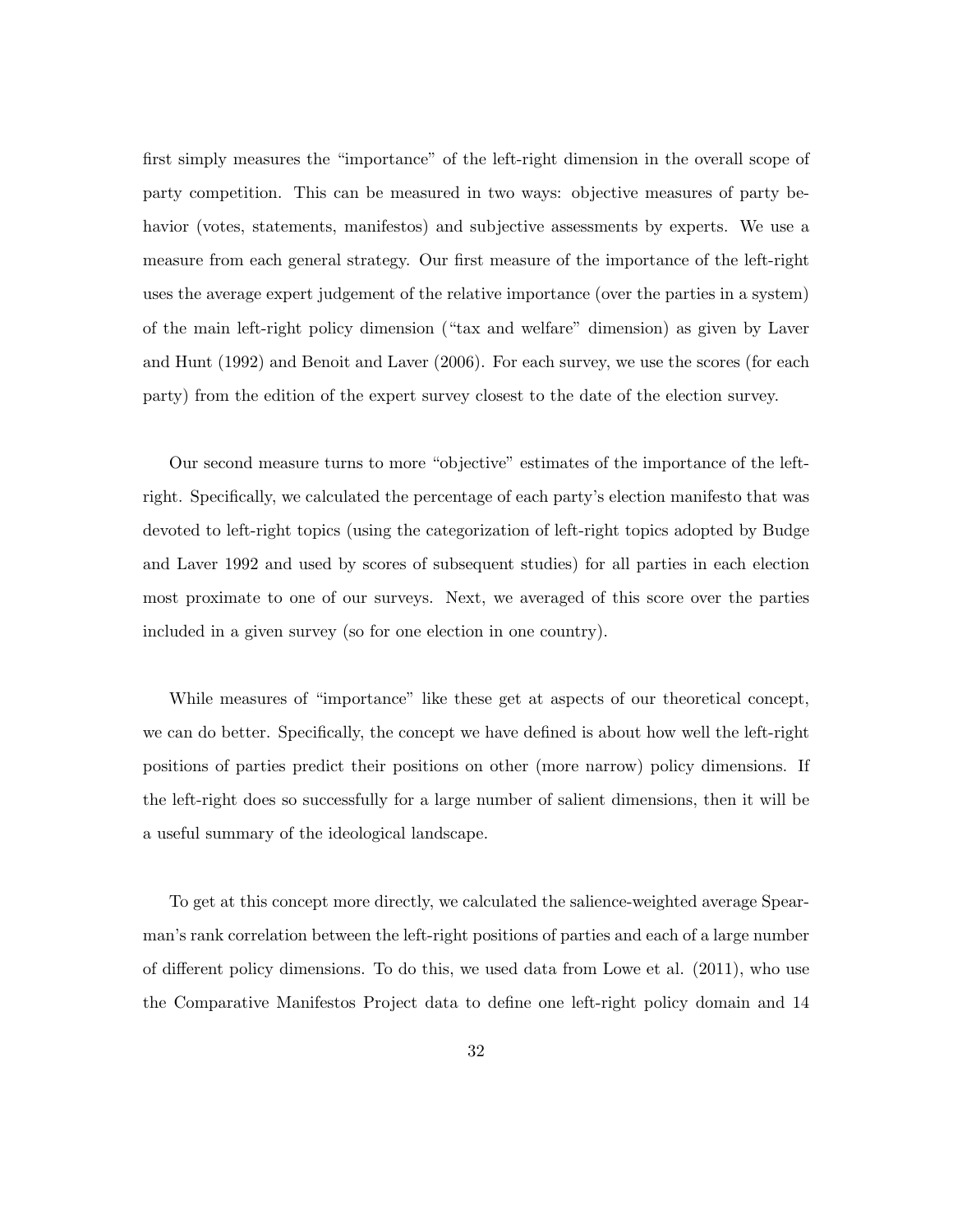first simply measures the "importance" of the left-right dimension in the overall scope of party competition. This can be measured in two ways: objective measures of party behavior (votes, statements, manifestos) and subjective assessments by experts. We use a measure from each general strategy. Our first measure of the importance of the left-right uses the average expert judgement of the relative importance (over the parties in a system) of the main left-right policy dimension ("tax and welfare" dimension) as given by Laver and Hunt (1992) and Benoit and Laver (2006). For each survey, we use the scores (for each party) from the edition of the expert survey closest to the date of the election survey.

Our second measure turns to more "objective" estimates of the importance of the left-right. Specifically, we calculated the percentage of each party's election manifesto that was devoted to left-right topics (using the categorization of left-right topics adopted by Budge and Laver 1992 and used by scores of subsequent studies) for all parties in each election most proximate to one of our surveys. Next, we averaged of this score over the parties included in a given survey (so for one election in one country).

While measures of "importance" like these get at aspects of our theoretical concept, we can do better. Specifically, the concept we have defined is about how well the left-right positions of parties predict their positions on other (more narrow) policy dimensions. If the left-right does so successfully for a large number of salient dimensions, then it will be a useful summary of the ideological landscape.

To get at this concept more directly, we calculated the salience-weighted average Spearman's rank correlation between the left-right positions of parties and each of a large number of different policy dimensions. To do this, we used data from Lowe et al. (2011), who use the Comparative Manifestos Project data to define one left-right policy domain and 14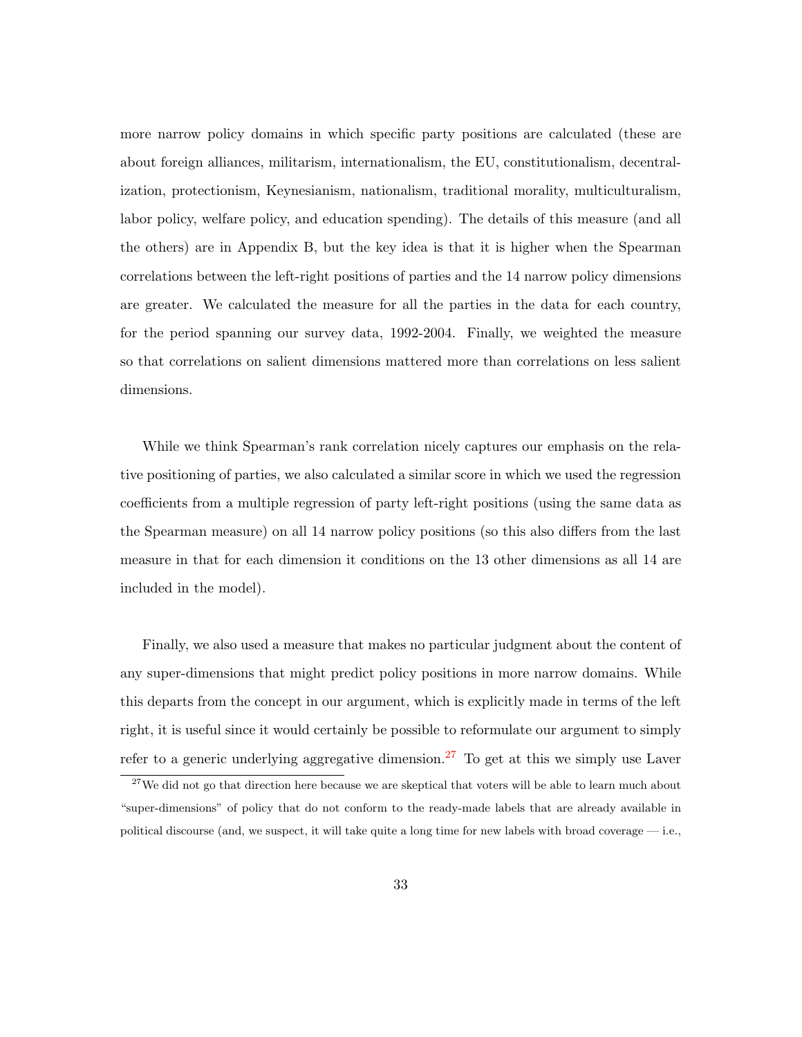more narrow policy domains in which specific party positions are calculated (these are about foreign alliances, militarism, internationalism, the EU, constitutionalism, decentralization, protectionism, Keynesianism, nationalism, traditional morality, multiculturalism, labor policy, welfare policy, and education spending). The details of this measure (and all the others) are in Appendix B, but the key idea is that it is higher when the Spearman correlations between the left-right positions of parties and the 14 narrow policy dimensions are greater. We calculated the measure for all the parties in the data for each country, for the period spanning our survey data, 1992-2004. Finally, we weighted the measure so that correlations on salient dimensions mattered more than correlations on less salient dimensions.

While we think Spearman's rank correlation nicely captures our emphasis on the relative positioning of parties, we also calculated a similar score in which we used the regression coefficients from a multiple regression of party left-right positions (using the same data as the Spearman measure) on all 14 narrow policy positions (so this also differs from the last measure in that for each dimension it conditions on the 13 other dimensions as all 14 are included in the model).

Finally, we also used a measure that makes no particular judgment about the content of any super-dimensions that might predict policy positions in more narrow domains. While this departs from the concept in our argument, which is explicitly made in terms of the left right, it is useful since it would certainly be possible to reformulate our argument to simply refer to a generic underlying aggregative dimension.[27] To get at this we simply use Laver

[27] We did not go that direction here because we are skeptical that voters will be able to learn much about "super-dimensions" of policy that do not conform to the ready-made labels that are already available in political discourse (and, we suspect, it will take quite a long time for new labels with broad coverage — i.e.,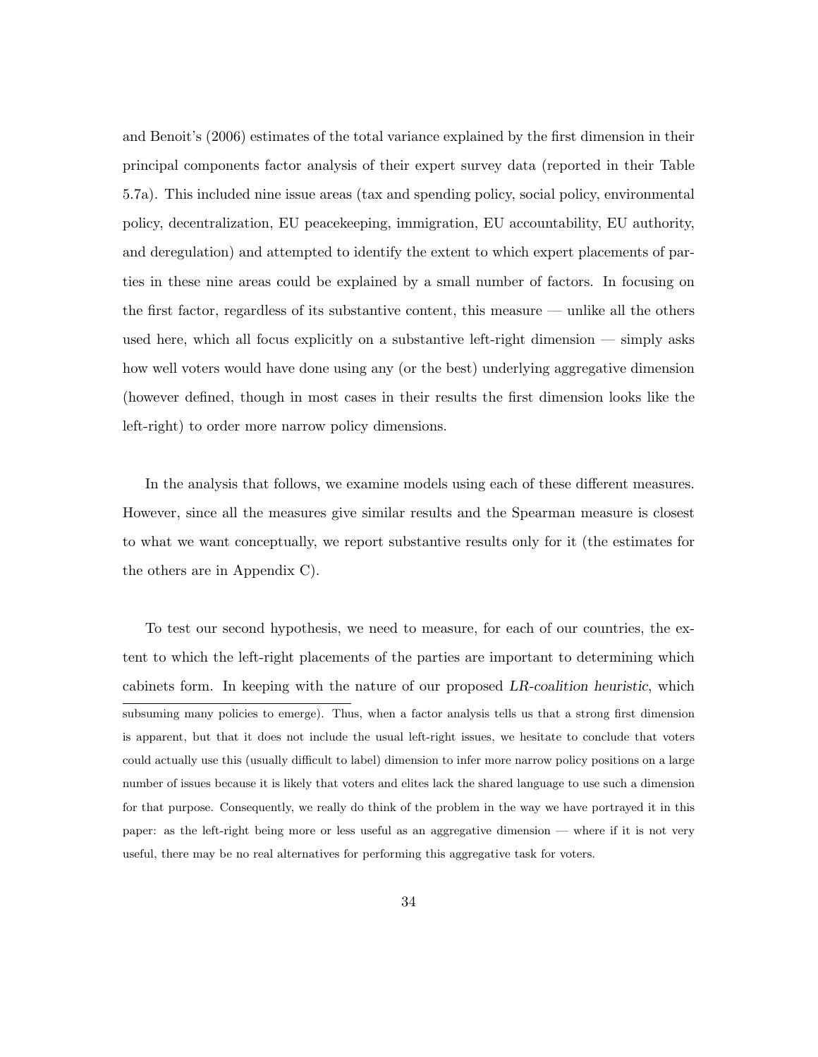and Benoit's (2006) estimates of the total variance explained by the first dimension in their principal components factor analysis of their expert survey data (reported in their Table 5.7a). This included nine issue areas (tax and spending policy, social policy, environmental policy, decentralization, EU peacekeeping, immigration, EU accountability, EU authority, and deregulation) and attempted to identify the extent to which expert placements of parties in these nine areas could be explained by a small number of factors. In focusing on the first factor, regardless of its substantive content, this measure — unlike all the others used here, which all focus explicitly on a substantive left-right dimension — simply asks how well voters would have done using any (or the best) underlying aggregative dimension (however defined, though in most cases in their results the first dimension looks like the left-right) to order more narrow policy dimensions.

In the analysis that follows, we examine models using each of these different measures. However, since all the measures give similar results and the Spearman measure is closest to what we want conceptually, we report substantive results only for it (the estimates for the others are in Appendix C).

To test our second hypothesis, we need to measure, for each of our countries, the extent to which the left-right placements of the parties are important to determining which cabinets form. In keeping with the nature of our proposed *LR-coalition heuristic*, which

---

subsuming many policies to emerge). Thus, when a factor analysis tells us that a strong first dimension is apparent, but that it does not include the usual left-right issues, we hesitate to conclude that voters could actually use this (usually difficult to label) dimension to infer more narrow policy positions on a large number of issues because it is likely that voters and elites lack the shared language to use such a dimension for that purpose. Consequently, we really do think of the problem in the way we have portrayed it in this paper: as the left-right being more or less useful as an aggregative dimension — where if it is not very useful, there may be no real alternatives for performing this aggregative task for voters.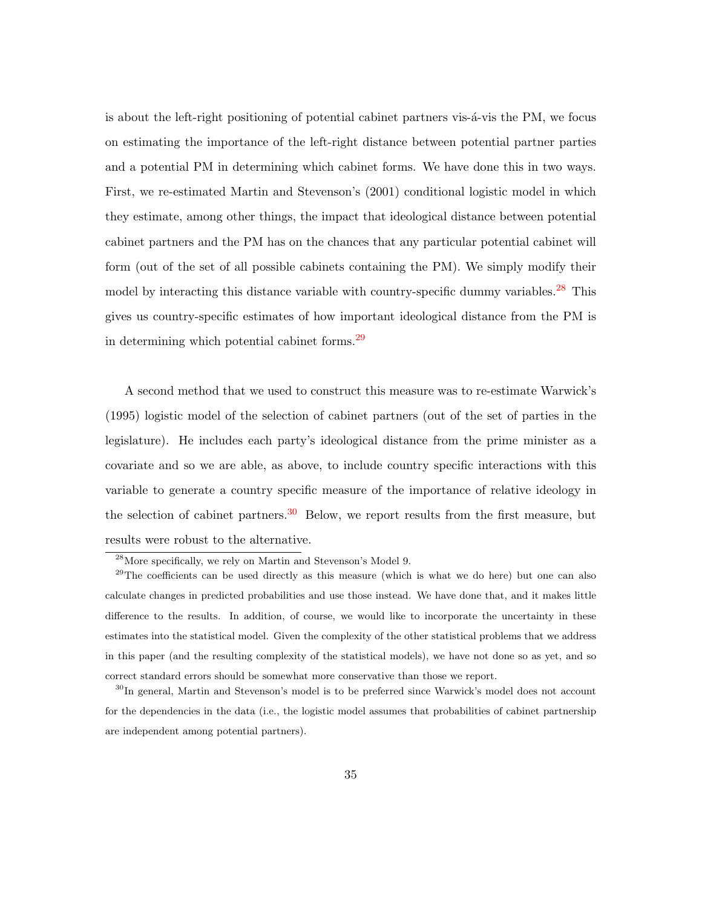is about the left-right positioning of potential cabinet partners vis-á-vis the PM, we focus on estimating the importance of the left-right distance between potential partner parties and a potential PM in determining which cabinet forms. We have done this in two ways. First, we re-estimated Martin and Stevenson's (2001) conditional logistic model in which they estimate, among other things, the impact that ideological distance between potential cabinet partners and the PM has on the chances that any particular potential cabinet will form (out of the set of all possible cabinets containing the PM). We simply modify their model by interacting this distance variable with country-specific dummy variables.[28] This gives us country-specific estimates of how important ideological distance from the PM is in determining which potential cabinet forms.[29]

A second method that we used to construct this measure was to re-estimate Warwick's (1995) logistic model of the selection of cabinet partners (out of the set of parties in the legislature). He includes each party's ideological distance from the prime minister as a covariate and so we are able, as above, to include country specific interactions with this variable to generate a country specific measure of the importance of relative ideology in the selection of cabinet partners.[30] Below, we report results from the first measure, but results were robust to the alternative.

[28] More specifically, we rely on Martin and Stevenson's Model 9.

[29] The coefficients can be used directly as this measure (which is what we do here) but one can also calculate changes in predicted probabilities and use those instead. We have done that, and it makes little difference to the results. In addition, of course, we would like to incorporate the uncertainty in these estimates into the statistical model. Given the complexity of the other statistical problems that we address in this paper (and the resulting complexity of the statistical models), we have not done so as yet, and so correct standard errors should be somewhat more conservative than those we report.

[30] In general, Martin and Stevenson's model is to be preferred since Warwick's model does not account for the dependencies in the data (i.e., the logistic model assumes that probabilities of cabinet partnership are independent among potential partners).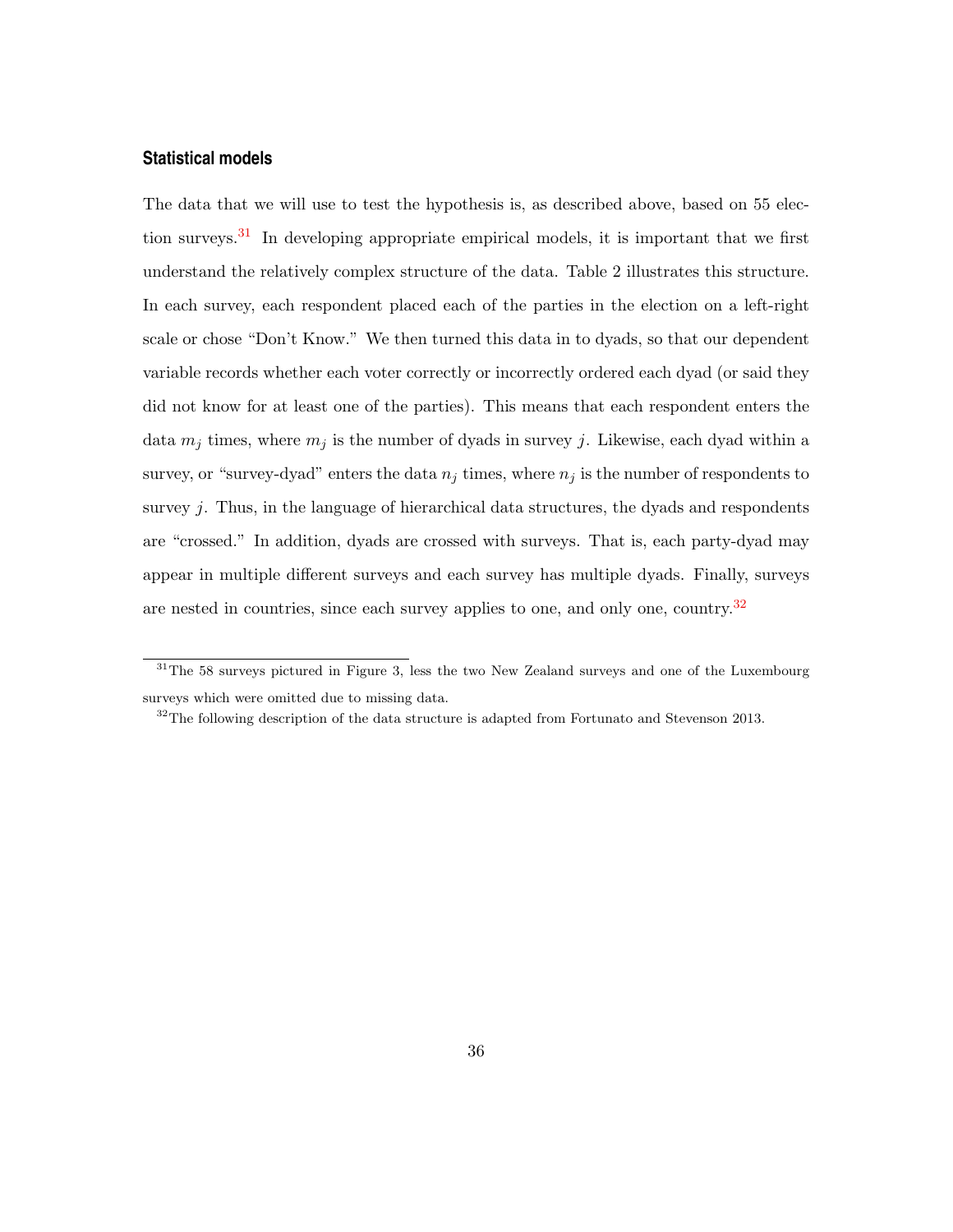### Statistical models

The data that we will use to test the hypothesis is, as described above, based on 55 election surveys.[31] In developing appropriate empirical models, it is important that we first understand the relatively complex structure of the data. Table 2 illustrates this structure. In each survey, each respondent placed each of the parties in the election on a left-right scale or chose "Don't Know." We then turned this data in to dyads, so that our dependent variable records whether each voter correctly or incorrectly ordered each dyad (or said they did not know for at least one of the parties). This means that each respondent enters the data $m_j$ times, where $m_j$ is the number of dyads in survey $j$. Likewise, each dyad within a survey, or "survey-dyad" enters the data $n_j$ times, where $n_j$ is the number of respondents to survey $j$. Thus, in the language of hierarchical data structures, the dyads and respondents are "crossed." In addition, dyads are crossed with surveys. That is, each party-dyad may appear in multiple different surveys and each survey has multiple dyads. Finally, surveys are nested in countries, since each survey applies to one, and only one, country.[32]

---

[31] The 58 surveys pictured in Figure 3, less the two New Zealand surveys and one of the Luxembourg surveys which were omitted due to missing data.

[32] The following description of the data structure is adapted from Fortunato and Stevenson 2013.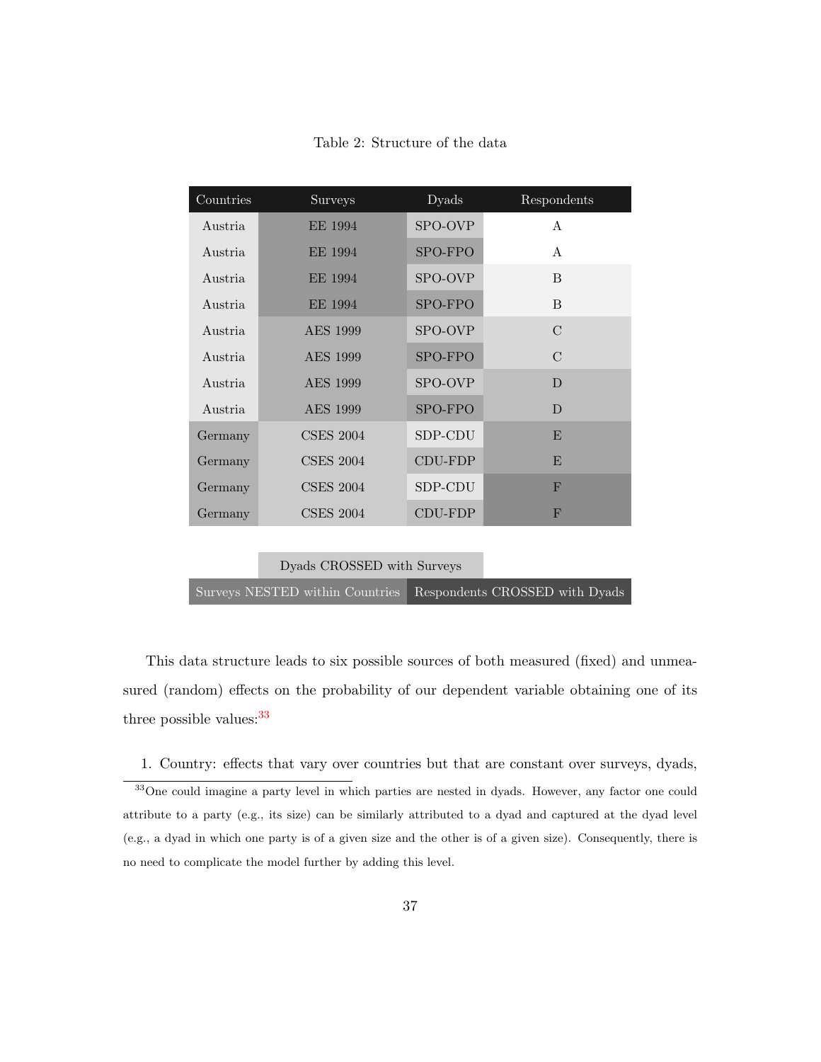Table 2: Structure of the data

| Countries | Surveys | Dyads | Respondents |
|---|---|---|---|
| Austria | EE 1994 | SPO-OVP | A |
| Austria | EE 1994 | SPO-FPO | A |
| Austria | EE 1994 | SPO-OVP | B |
| Austria | EE 1994 | SPO-FPO | B |
| Austria | AES 1999 | SPO-OVP | C |
| Austria | AES 1999 | SPO-FPO | C |
| Austria | AES 1999 | SPO-OVP | D |
| Austria | AES 1999 | SPO-FPO | D |
| Germany | CSES 2004 | SDP-CDU | E |
| Germany | CSES 2004 | CDU-FDP | E |
| Germany | CSES 2004 | SDP-CDU | F |
| Germany | CSES 2004 | CDU-FDP | F |

Dyads CROSSED with Surveys

Surveys NESTED within Countries | Respondents CROSSED with Dyads

This data structure leads to six possible sources of both measured (fixed) and unmeasured (random) effects on the probability of our dependent variable obtaining one of its three possible values:[33]

1. Country: effects that vary over countries but that are constant over surveys, dyads,

[33] One could imagine a party level in which parties are nested in dyads. However, any factor one could attribute to a party (e.g., its size) can be similarly attributed to a dyad and captured at the dyad level (e.g., a dyad in which one party is of a given size and the other is of a given size). Consequently, there is no need to complicate the model further by adding this level.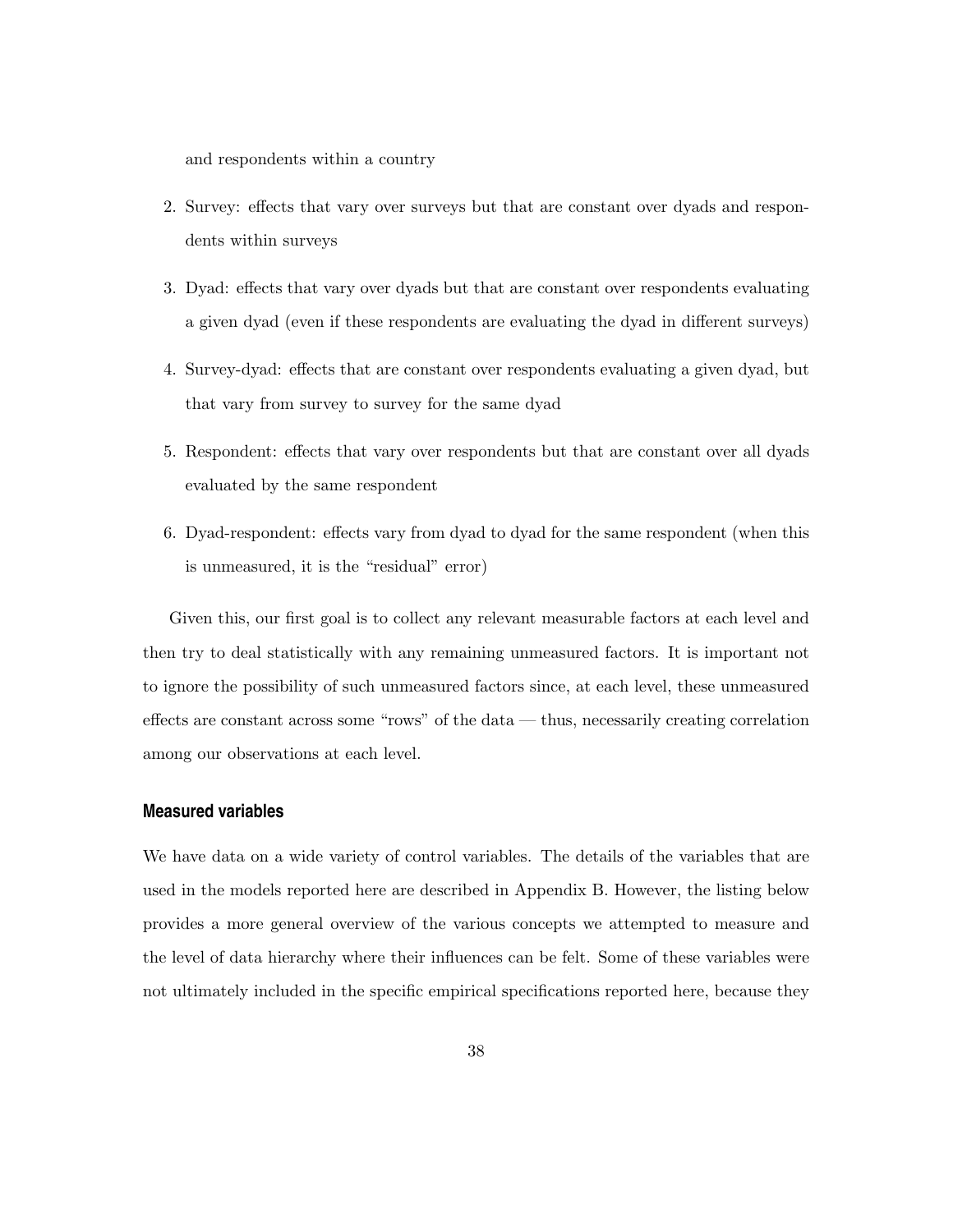and respondents within a country

2. Survey: effects that vary over surveys but that are constant over dyads and respondents within surveys

3. Dyad: effects that vary over dyads but that are constant over respondents evaluating a given dyad (even if these respondents are evaluating the dyad in different surveys)

4. Survey-dyad: effects that are constant over respondents evaluating a given dyad, but that vary from survey to survey for the same dyad

5. Respondent: effects that vary over respondents but that are constant over all dyads evaluated by the same respondent

6. Dyad-respondent: effects vary from dyad to dyad for the same respondent (when this is unmeasured, it is the "residual" error)

Given this, our first goal is to collect any relevant measurable factors at each level and then try to deal statistically with any remaining unmeasured factors. It is important not to ignore the possibility of such unmeasured factors since, at each level, these unmeasured effects are constant across some "rows" of the data — thus, necessarily creating correlation among our observations at each level.

### Measured variables

We have data on a wide variety of control variables. The details of the variables that are used in the models reported here are described in Appendix B. However, the listing below provides a more general overview of the various concepts we attempted to measure and the level of data hierarchy where their influences can be felt. Some of these variables were not ultimately included in the specific empirical specifications reported here, because they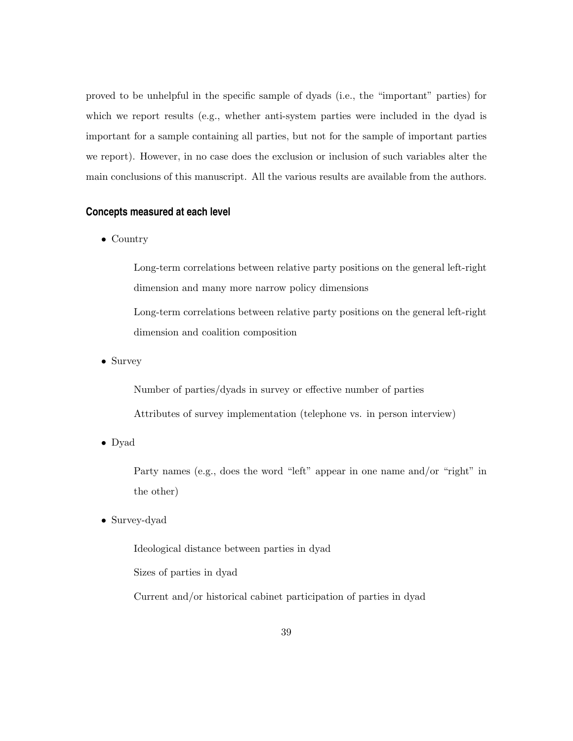proved to be unhelpful in the specific sample of dyads (i.e., the "important" parties) for which we report results (e.g., whether anti-system parties were included in the dyad is important for a sample containing all parties, but not for the sample of important parties we report). However, in no case does the exclusion or inclusion of such variables alter the main conclusions of this manuscript. All the various results are available from the authors.

### Concepts measured at each level

- Country

  Long-term correlations between relative party positions on the general left-right dimension and many more narrow policy dimensions

  Long-term correlations between relative party positions on the general left-right dimension and coalition composition

- Survey

  Number of parties/dyads in survey or effective number of parties

  Attributes of survey implementation (telephone vs. in person interview)

- Dyad

  Party names (e.g., does the word "left" appear in one name and/or "right" in the other)

- Survey-dyad

  Ideological distance between parties in dyad

  Sizes of parties in dyad

  Current and/or historical cabinet participation of parties in dyad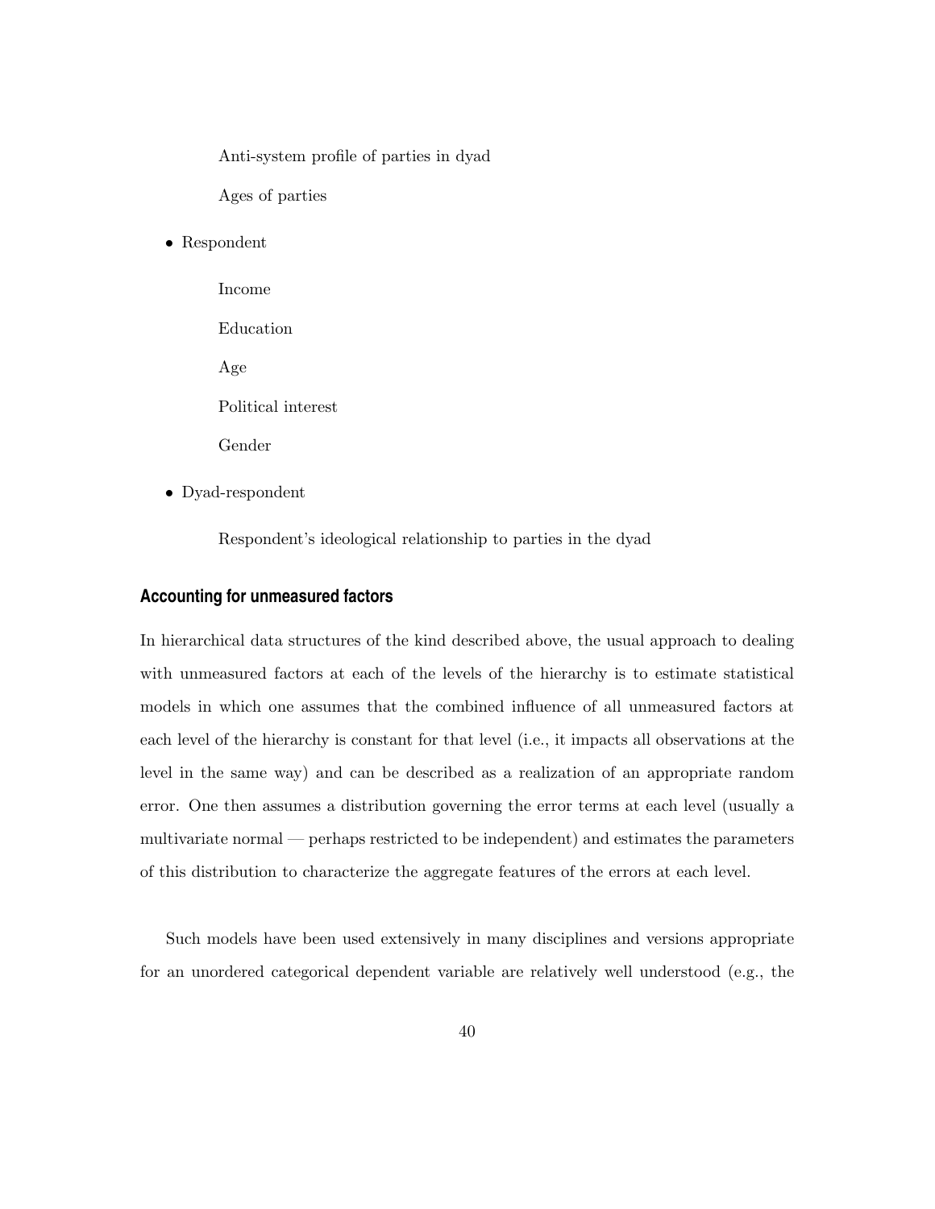Anti-system profile of parties in dyad

    Ages of parties

- Respondent

    Income

    Education

    Age

    Political interest

    Gender

- Dyad-respondent

    Respondent's ideological relationship to parties in the dyad

### Accounting for unmeasured factors

In hierarchical data structures of the kind described above, the usual approach to dealing with unmeasured factors at each of the levels of the hierarchy is to estimate statistical models in which one assumes that the combined influence of all unmeasured factors at each level of the hierarchy is constant for that level (i.e., it impacts all observations at the level in the same way) and can be described as a realization of an appropriate random error. One then assumes a distribution governing the error terms at each level (usually a multivariate normal — perhaps restricted to be independent) and estimates the parameters of this distribution to characterize the aggregate features of the errors at each level.

Such models have been used extensively in many disciplines and versions appropriate for an unordered categorical dependent variable are relatively well understood (e.g., the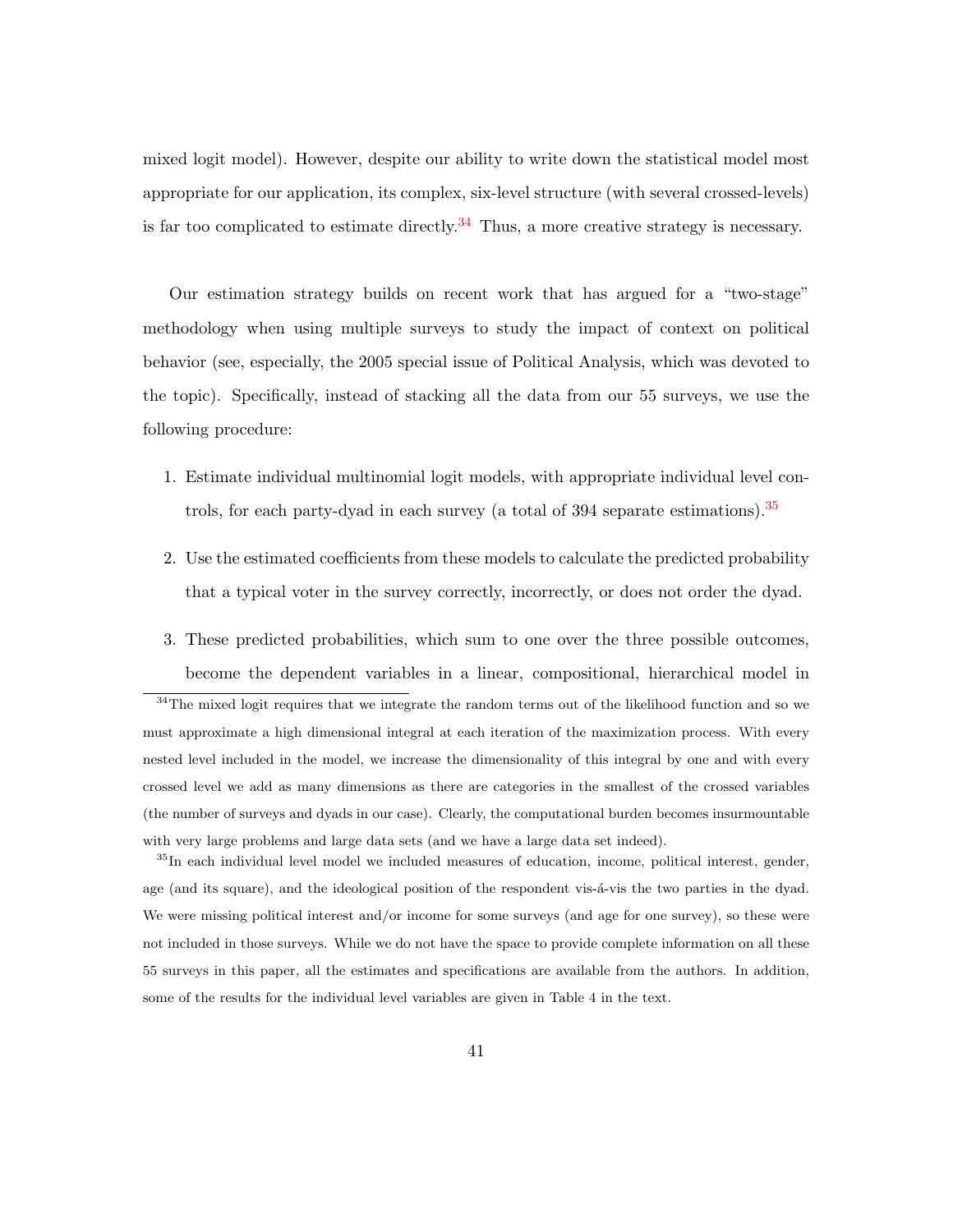mixed logit model). However, despite our ability to write down the statistical model most appropriate for our application, its complex, six-level structure (with several crossed-levels) is far too complicated to estimate directly.[34] Thus, a more creative strategy is necessary.

Our estimation strategy builds on recent work that has argued for a "two-stage" methodology when using multiple surveys to study the impact of context on political behavior (see, especially, the 2005 special issue of Political Analysis, which was devoted to the topic). Specifically, instead of stacking all the data from our 55 surveys, we use the following procedure:

1. Estimate individual multinomial logit models, with appropriate individual level controls, for each party-dyad in each survey (a total of 394 separate estimations).[35]
2. Use the estimated coefficients from these models to calculate the predicted probability that a typical voter in the survey correctly, incorrectly, or does not order the dyad.
3. These predicted probabilities, which sum to one over the three possible outcomes, become the dependent variables in a linear, compositional, hierarchical model in

[34] The mixed logit requires that we integrate the random terms out of the likelihood function and so we must approximate a high dimensional integral at each iteration of the maximization process. With every nested level included in the model, we increase the dimensionality of this integral by one and with every crossed level we add as many dimensions as there are categories in the smallest of the crossed variables (the number of surveys and dyads in our case). Clearly, the computational burden becomes insurmountable with very large problems and large data sets (and we have a large data set indeed).

[35] In each individual level model we included measures of education, income, political interest, gender, age (and its square), and the ideological position of the respondent vis-á-vis the two parties in the dyad. We were missing political interest and/or income for some surveys (and age for one survey), so these were not included in those surveys. While we do not have the space to provide complete information on all these 55 surveys in this paper, all the estimates and specifications are available from the authors. In addition, some of the results for the individual level variables are given in Table 4 in the text.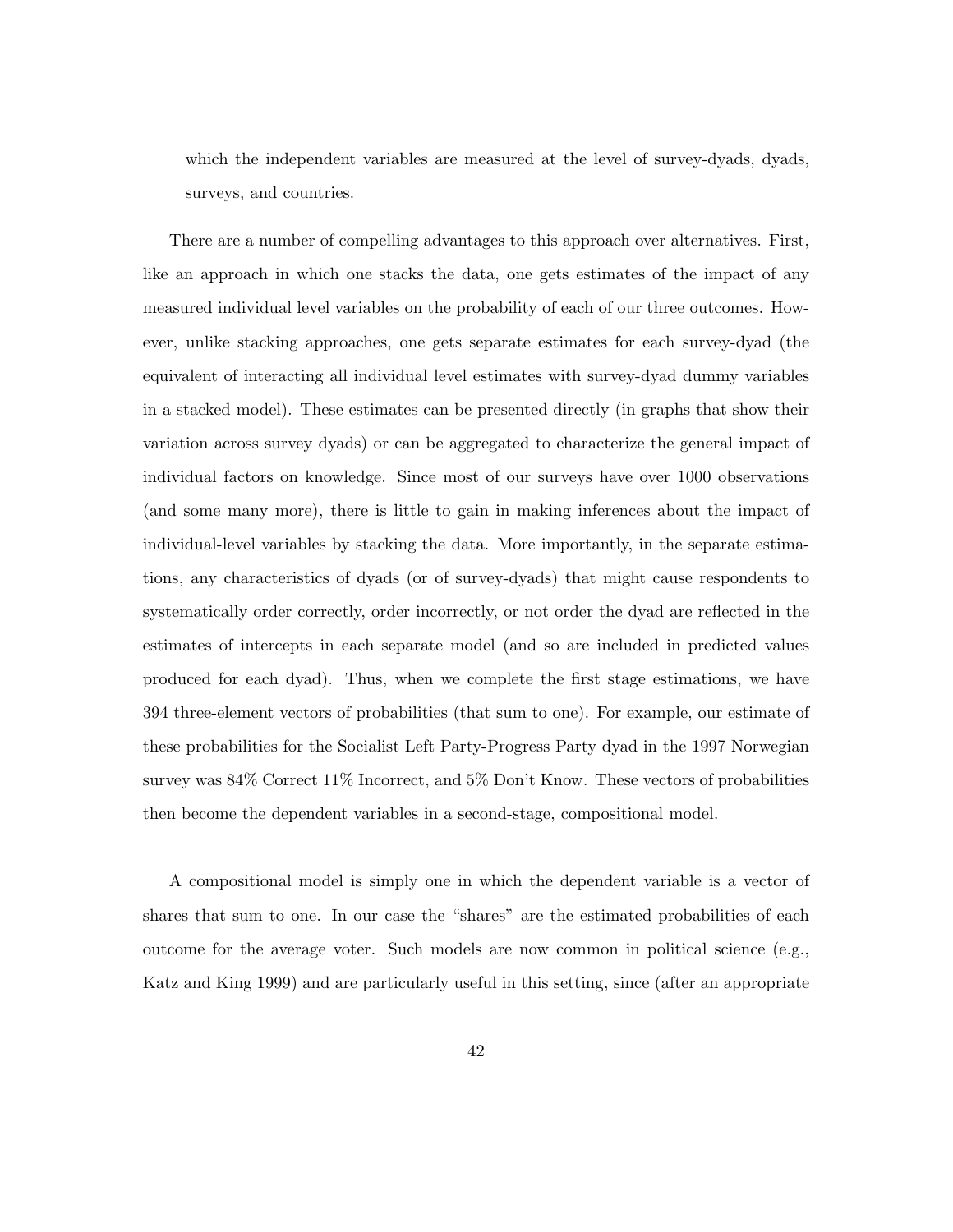which the independent variables are measured at the level of survey-dyads, dyads, surveys, and countries.

There are a number of compelling advantages to this approach over alternatives. First, like an approach in which one stacks the data, one gets estimates of the impact of any measured individual level variables on the probability of each of our three outcomes. However, unlike stacking approaches, one gets separate estimates for each survey-dyad (the equivalent of interacting all individual level estimates with survey-dyad dummy variables in a stacked model). These estimates can be presented directly (in graphs that show their variation across survey dyads) or can be aggregated to characterize the general impact of individual factors on knowledge. Since most of our surveys have over 1000 observations (and some many more), there is little to gain in making inferences about the impact of individual-level variables by stacking the data. More importantly, in the separate estimations, any characteristics of dyads (or of survey-dyads) that might cause respondents to systematically order correctly, order incorrectly, or not order the dyad are reflected in the estimates of intercepts in each separate model (and so are included in predicted values produced for each dyad). Thus, when we complete the first stage estimations, we have 394 three-element vectors of probabilities (that sum to one). For example, our estimate of these probabilities for the Socialist Left Party-Progress Party dyad in the 1997 Norwegian survey was 84% Correct 11% Incorrect, and 5% Don't Know. These vectors of probabilities then become the dependent variables in a second-stage, compositional model.

A compositional model is simply one in which the dependent variable is a vector of shares that sum to one. In our case the "shares" are the estimated probabilities of each outcome for the average voter. Such models are now common in political science (e.g., Katz and King 1999) and are particularly useful in this setting, since (after an appropriate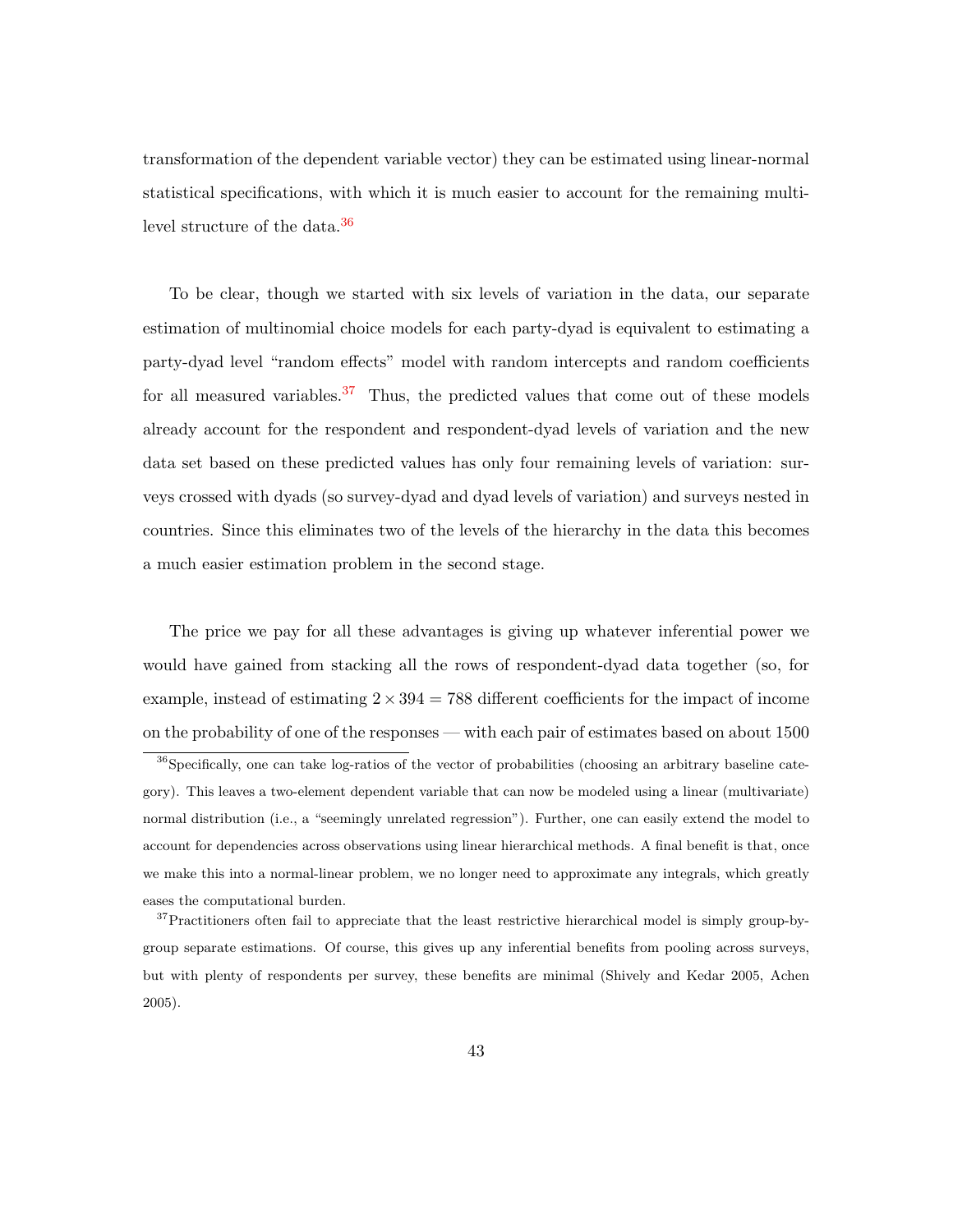transformation of the dependent variable vector) they can be estimated using linear-normal statistical specifications, with which it is much easier to account for the remaining multi-level structure of the data.[36]

To be clear, though we started with six levels of variation in the data, our separate estimation of multinomial choice models for each party-dyad is equivalent to estimating a party-dyad level "random effects" model with random intercepts and random coefficients for all measured variables.[37] Thus, the predicted values that come out of these models already account for the respondent and respondent-dyad levels of variation and the new data set based on these predicted values has only four remaining levels of variation: surveys crossed with dyads (so survey-dyad and dyad levels of variation) and surveys nested in countries. Since this eliminates two of the levels of the hierarchy in the data this becomes a much easier estimation problem in the second stage.

The price we pay for all these advantages is giving up whatever inferential power we would have gained from stacking all the rows of respondent-dyad data together (so, for example, instead of estimating $2 \times 394 = 788$ different coefficients for the impact of income on the probability of one of the responses — with each pair of estimates based on about 1500

[36] Specifically, one can take log-ratios of the vector of probabilities (choosing an arbitrary baseline category). This leaves a two-element dependent variable that can now be modeled using a linear (multivariate) normal distribution (i.e., a "seemingly unrelated regression"). Further, one can easily extend the model to account for dependencies across observations using linear hierarchical methods. A final benefit is that, once we make this into a normal-linear problem, we no longer need to approximate any integrals, which greatly eases the computational burden.

[37] Practitioners often fail to appreciate that the least restrictive hierarchical model is simply group-by-group separate estimations. Of course, this gives up any inferential benefits from pooling across surveys, but with plenty of respondents per survey, these benefits are minimal (Shively and Kedar 2005, Achen 2005).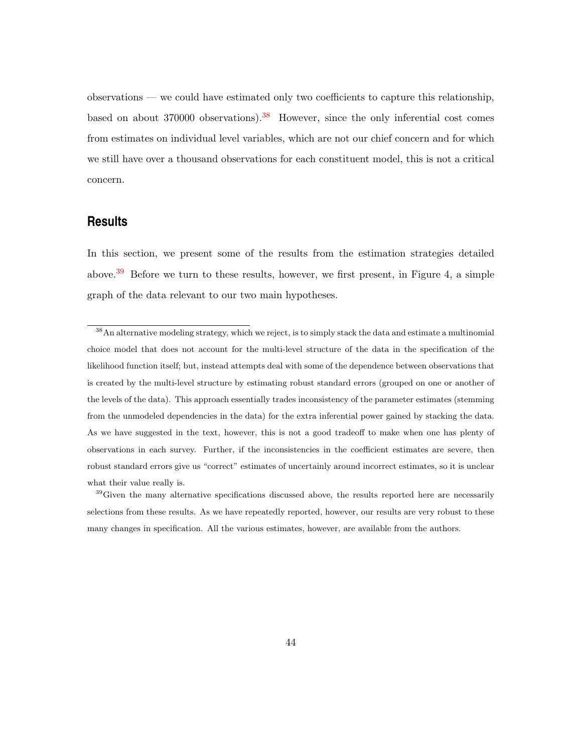observations — we could have estimated only two coefficients to capture this relationship, based on about 370000 observations).[38] However, since the only inferential cost comes from estimates on individual level variables, which are not our chief concern and for which we still have over a thousand observations for each constituent model, this is not a critical concern.

## Results

In this section, we present some of the results from the estimation strategies detailed above.[39] Before we turn to these results, however, we first present, in Figure 4, a simple graph of the data relevant to our two main hypotheses.

---

[38] An alternative modeling strategy, which we reject, is to simply stack the data and estimate a multinomial choice model that does not account for the multi-level structure of the data in the specification of the likelihood function itself; but, instead attempts deal with some of the dependence between observations that is created by the multi-level structure by estimating robust standard errors (grouped on one or another of the levels of the data). This approach essentially trades inconsistency of the parameter estimates (stemming from the unmodeled dependencies in the data) for the extra inferential power gained by stacking the data. As we have suggested in the text, however, this is not a good tradeoff to make when one has plenty of observations in each survey. Further, if the inconsistencies in the coefficient estimates are severe, then robust standard errors give us "correct" estimates of uncertainly around incorrect estimates, so it is unclear what their value really is.

[39] Given the many alternative specifications discussed above, the results reported here are necessarily selections from these results. As we have repeatedly reported, however, our results are very robust to these many changes in specification. All the various estimates, however, are available from the authors.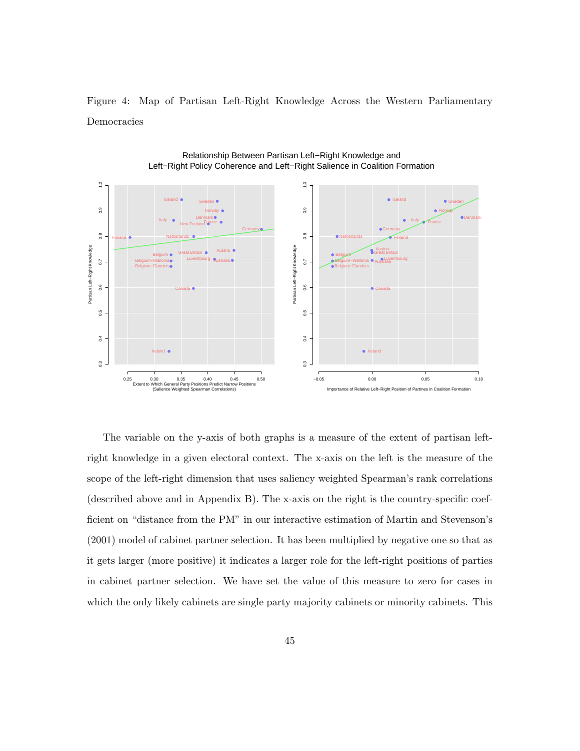Figure 4: Map of Partisan Left-Right Knowledge Across the Western Parliamentary Democracies

The variable on the y-axis of both graphs is a measure of the extent of partisan left-right knowledge in a given electoral context. The x-axis on the left is the measure of the scope of the left-right dimension that uses saliency weighted Spearman's rank correlations (described above and in Appendix B). The x-axis on the right is the country-specific coefficient on "distance from the PM" in our interactive estimation of Martin and Stevenson's (2001) model of cabinet partner selection. It has been multiplied by negative one so that as it gets larger (more positive) it indicates a larger role for the left-right positions of parties in cabinet partner selection. We have set the value of this measure to zero for cases in which the only likely cabinets are single party majority cabinets or minority cabinets. This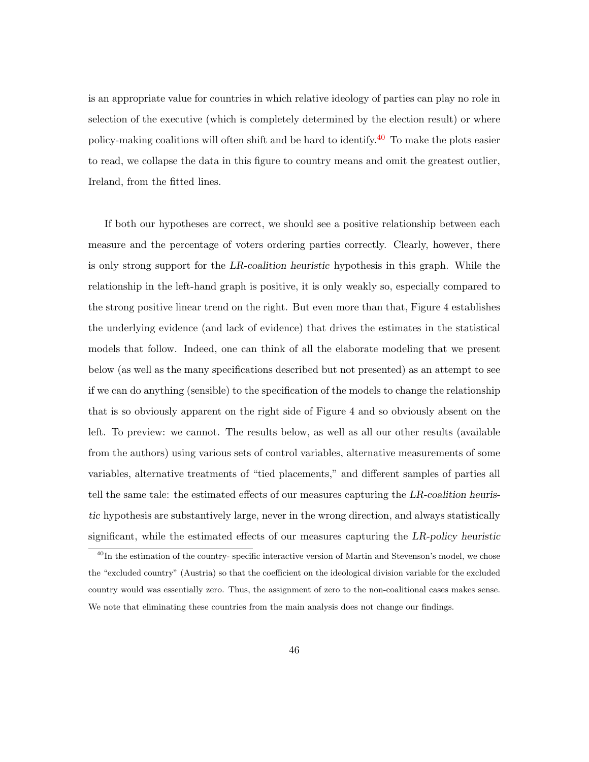is an appropriate value for countries in which relative ideology of parties can play no role in selection of the executive (which is completely determined by the election result) or where policy-making coalitions will often shift and be hard to identify.[40] To make the plots easier to read, we collapse the data in this figure to country means and omit the greatest outlier, Ireland, from the fitted lines.

If both our hypotheses are correct, we should see a positive relationship between each measure and the percentage of voters ordering parties correctly. Clearly, however, there is only strong support for the *LR-coalition heuristic* hypothesis in this graph. While the relationship in the left-hand graph is positive, it is only weakly so, especially compared to the strong positive linear trend on the right. But even more than that, Figure 4 establishes the underlying evidence (and lack of evidence) that drives the estimates in the statistical models that follow. Indeed, one can think of all the elaborate modeling that we present below (as well as the many specifications described but not presented) as an attempt to see if we can do anything (sensible) to the specification of the models to change the relationship that is so obviously apparent on the right side of Figure 4 and so obviously absent on the left. To preview: we cannot. The results below, as well as all our other results (available from the authors) using various sets of control variables, alternative measurements of some variables, alternative treatments of "tied placements," and different samples of parties all tell the same tale: the estimated effects of our measures capturing the *LR-coalition heuristic* hypothesis are substantively large, never in the wrong direction, and always statistically significant, while the estimated effects of our measures capturing the *LR-policy heuristic*

[40] In the estimation of the country- specific interactive version of Martin and Stevenson's model, we chose the "excluded country" (Austria) so that the coefficient on the ideological division variable for the excluded country would was essentially zero. Thus, the assignment of zero to the non-coalitional cases makes sense. We note that eliminating these countries from the main analysis does not change our findings.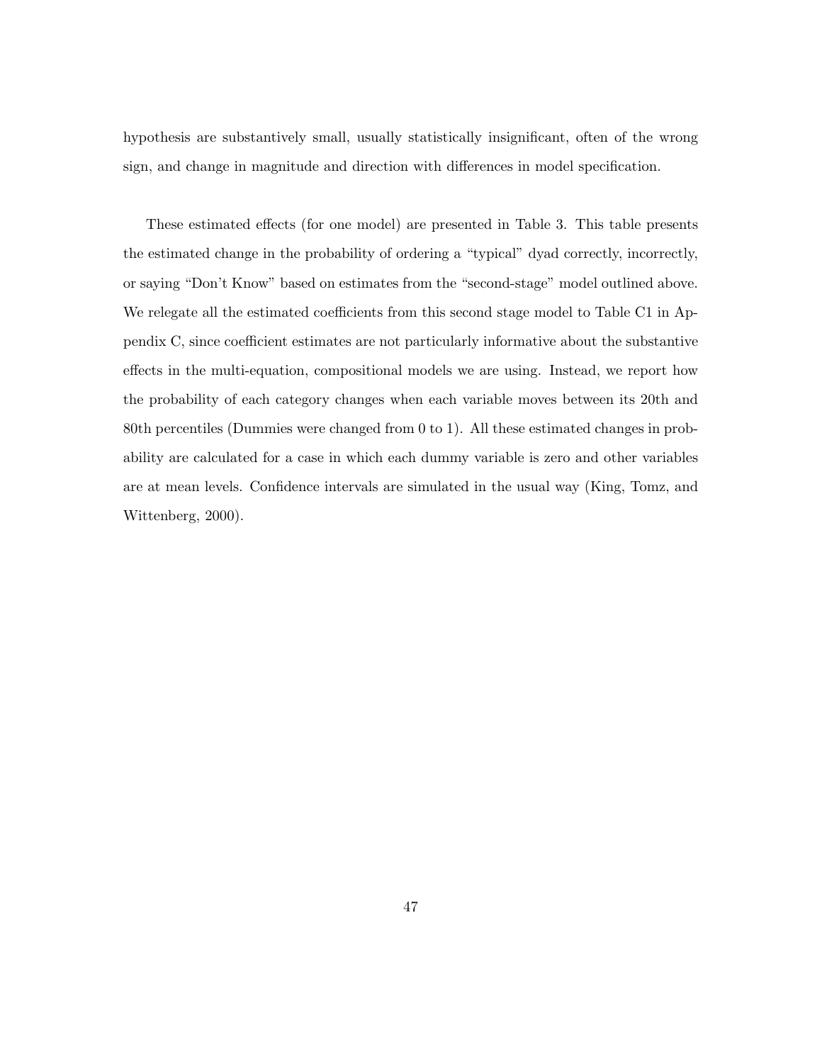hypothesis are substantively small, usually statistically insignificant, often of the wrong sign, and change in magnitude and direction with differences in model specification.

These estimated effects (for one model) are presented in Table 3. This table presents the estimated change in the probability of ordering a "typical" dyad correctly, incorrectly, or saying "Don't Know" based on estimates from the "second-stage" model outlined above. We relegate all the estimated coefficients from this second stage model to Table C1 in Appendix C, since coefficient estimates are not particularly informative about the substantive effects in the multi-equation, compositional models we are using. Instead, we report how the probability of each category changes when each variable moves between its 20th and 80th percentiles (Dummies were changed from 0 to 1). All these estimated changes in probability are calculated for a case in which each dummy variable is zero and other variables are at mean levels. Confidence intervals are simulated in the usual way (King, Tomz, and Wittenberg, 2000).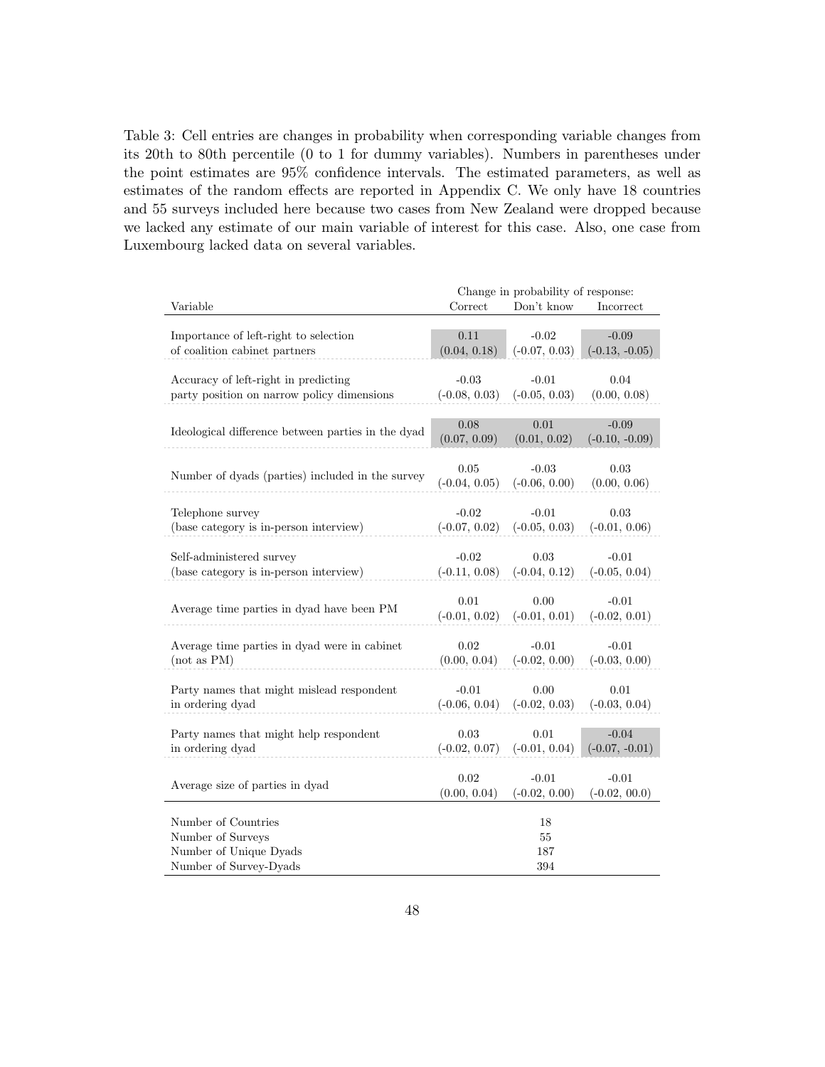Table 3: Cell entries are changes in probability when corresponding variable changes from its 20th to 80th percentile (0 to 1 for dummy variables). Numbers in parentheses under the point estimates are 95% confidence intervals. The estimated parameters, as well as estimates of the random effects are reported in Appendix C. We only have 18 countries and 55 surveys included here because two cases from New Zealand were dropped because we lacked any estimate of our main variable of interest for this case. Also, one case from Luxembourg lacked data on several variables.

| | Change in probability of response: | | |
|---|---|---|---|
| Variable | Correct | Don't know | Incorrect |
| Importance of left-right to selection of coalition cabinet partners | 0.11 (0.04, 0.18) | -0.02 (-0.07, 0.03) | -0.09 (-0.13, -0.05) |
| Accuracy of left-right in predicting party position on narrow policy dimensions | -0.03 (-0.08, 0.03) | -0.01 (-0.05, 0.03) | 0.04 (0.00, 0.08) |
| Ideological difference between parties in the dyad | 0.08 (0.07, 0.09) | 0.01 (0.01, 0.02) | -0.09 (-0.10, -0.09) |
| Number of dyads (parties) included in the survey | 0.05 (-0.04, 0.05) | -0.03 (-0.06, 0.00) | 0.03 (0.00, 0.06) |
| Telephone survey (base category is in-person interview) | -0.02 (-0.07, 0.02) | -0.01 (-0.05, 0.03) | 0.03 (-0.01, 0.06) |
| Self-administered survey (base category is in-person interview) | -0.02 (-0.11, 0.08) | 0.03 (-0.04, 0.12) | -0.01 (-0.05, 0.04) |
| Average time parties in dyad have been PM | 0.01 (-0.01, 0.02) | 0.00 (-0.01, 0.01) | -0.01 (-0.02, 0.01) |
| Average time parties in dyad were in cabinet (not as PM) | 0.02 (0.00, 0.04) | -0.01 (-0.02, 0.00) | -0.01 (-0.03, 0.00) |
| Party names that might mislead respondent in ordering dyad | -0.01 (-0.06, 0.04) | 0.00 (-0.02, 0.03) | 0.01 (-0.03, 0.04) |
| Party names that might help respondent in ordering dyad | 0.03 (-0.02, 0.07) | 0.01 (-0.01, 0.04) | -0.04 (-0.07, -0.01) |
| Average size of parties in dyad | 0.02 (0.00, 0.04) | -0.01 (-0.02, 0.00) | -0.01 (-0.02, 00.0) |
| Number of Countries | | 18 | |
| Number of Surveys | | 55 | |
| Number of Unique Dyads | | 187 | |
| Number of Survey-Dyads | | 394 | |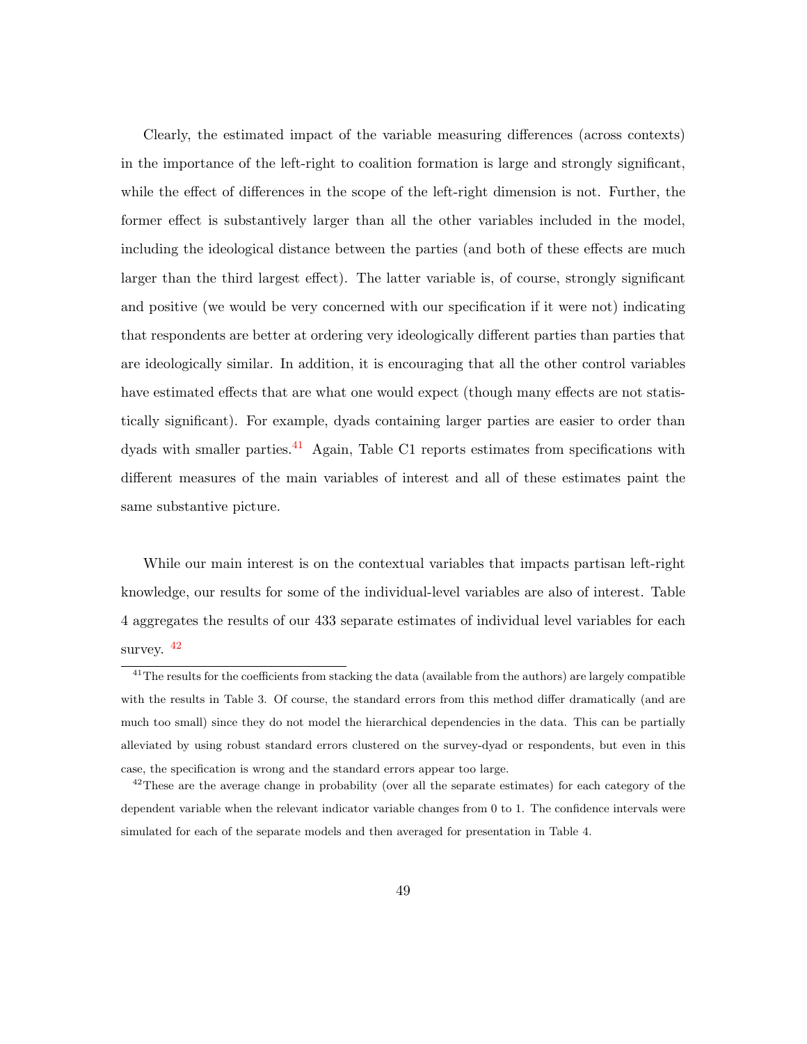Clearly, the estimated impact of the variable measuring differences (across contexts) in the importance of the left-right to coalition formation is large and strongly significant, while the effect of differences in the scope of the left-right dimension is not. Further, the former effect is substantively larger than all the other variables included in the model, including the ideological distance between the parties (and both of these effects are much larger than the third largest effect). The latter variable is, of course, strongly significant and positive (we would be very concerned with our specification if it were not) indicating that respondents are better at ordering very ideologically different parties than parties that are ideologically similar. In addition, it is encouraging that all the other control variables have estimated effects that are what one would expect (though many effects are not statistically significant). For example, dyads containing larger parties are easier to order than dyads with smaller parties.[41] Again, Table C1 reports estimates from specifications with different measures of the main variables of interest and all of these estimates paint the same substantive picture.

While our main interest is on the contextual variables that impacts partisan left-right knowledge, our results for some of the individual-level variables are also of interest. Table 4 aggregates the results of our 433 separate estimates of individual level variables for each survey. [42]

[41] The results for the coefficients from stacking the data (available from the authors) are largely compatible with the results in Table 3. Of course, the standard errors from this method differ dramatically (and are much too small) since they do not model the hierarchical dependencies in the data. This can be partially alleviated by using robust standard errors clustered on the survey-dyad or respondents, but even in this case, the specification is wrong and the standard errors appear too large.

[42] These are the average change in probability (over all the separate estimates) for each category of the dependent variable when the relevant indicator variable changes from 0 to 1. The confidence intervals were simulated for each of the separate models and then averaged for presentation in Table 4.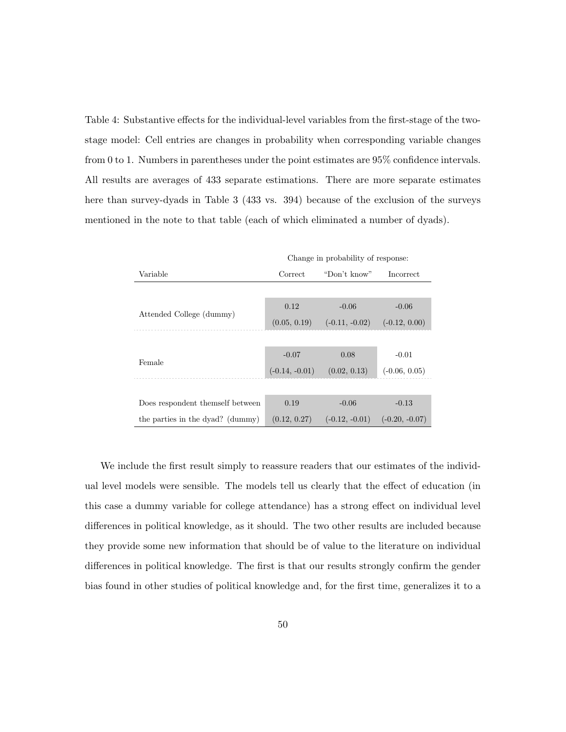Table 4: Substantive effects for the individual-level variables from the first-stage of the two-stage model: Cell entries are changes in probability when corresponding variable changes from 0 to 1. Numbers in parentheses under the point estimates are 95% confidence intervals. All results are averages of 433 separate estimations. There are more separate estimates here than survey-dyads in Table 3 (433 vs. 394) because of the exclusion of the surveys mentioned in the note to that table (each of which eliminated a number of dyads).

| | Change in probability of response: | | |
|---|---|---|---|
| Variable | Correct | "Don't know" | Incorrect |
| Attended College (dummy) | 0.12 | -0.06 | -0.06 |
| | (0.05, 0.19) | (-0.11, -0.02) | (-0.12, 0.00) |
| Female | -0.07 | 0.08 | -0.01 |
| | (-0.14, -0.01) | (0.02, 0.13) | (-0.06, 0.05) |
| Does respondent themself between the parties in the dyad? (dummy) | 0.19 | -0.06 | -0.13 |
| | (0.12, 0.27) | (-0.12, -0.01) | (-0.20, -0.07) |

We include the first result simply to reassure readers that our estimates of the individual level models were sensible. The models tell us clearly that the effect of education (in this case a dummy variable for college attendance) has a strong effect on individual level differences in political knowledge, as it should. The two other results are included because they provide some new information that should be of value to the literature on individual differences in political knowledge. The first is that our results strongly confirm the gender bias found in other studies of political knowledge and, for the first time, generalizes it to a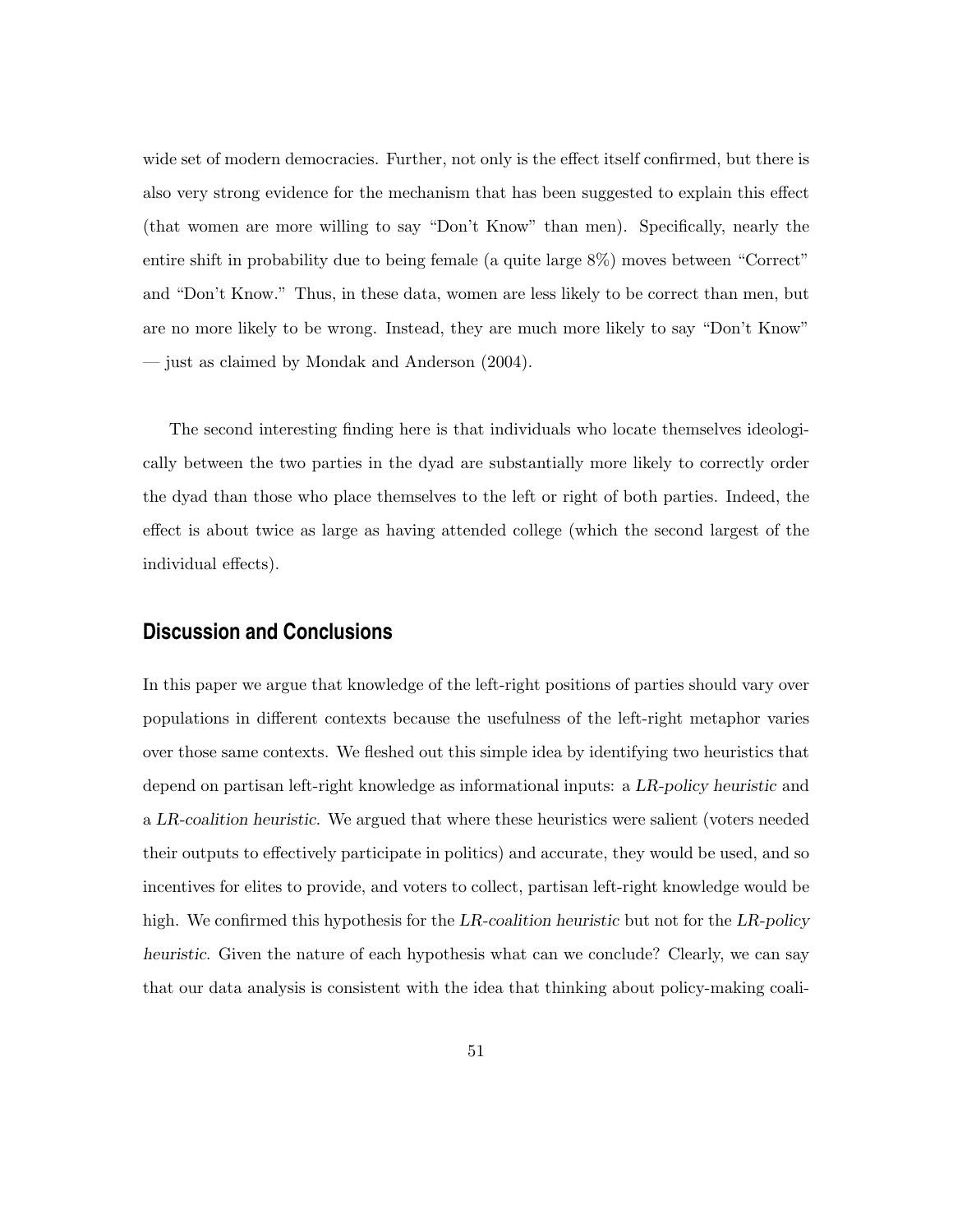wide set of modern democracies. Further, not only is the effect itself confirmed, but there is also very strong evidence for the mechanism that has been suggested to explain this effect (that women are more willing to say "Don't Know" than men). Specifically, nearly the entire shift in probability due to being female (a quite large 8%) moves between "Correct" and "Don't Know." Thus, in these data, women are less likely to be correct than men, but are no more likely to be wrong. Instead, they are much more likely to say "Don't Know" — just as claimed by Mondak and Anderson (2004).

The second interesting finding here is that individuals who locate themselves ideologically between the two parties in the dyad are substantially more likely to correctly order the dyad than those who place themselves to the left or right of both parties. Indeed, the effect is about twice as large as having attended college (which the second largest of the individual effects).

## Discussion and Conclusions

In this paper we argue that knowledge of the left-right positions of parties should vary over populations in different contexts because the usefulness of the left-right metaphor varies over those same contexts. We fleshed out this simple idea by identifying two heuristics that depend on partisan left-right knowledge as informational inputs: a *LR-policy heuristic* and a *LR-coalition heuristic*. We argued that where these heuristics were salient (voters needed their outputs to effectively participate in politics) and accurate, they would be used, and so incentives for elites to provide, and voters to collect, partisan left-right knowledge would be high. We confirmed this hypothesis for the *LR-coalition heuristic* but not for the *LR-policy heuristic*. Given the nature of each hypothesis what can we conclude? Clearly, we can say that our data analysis is consistent with the idea that thinking about policy-making coali-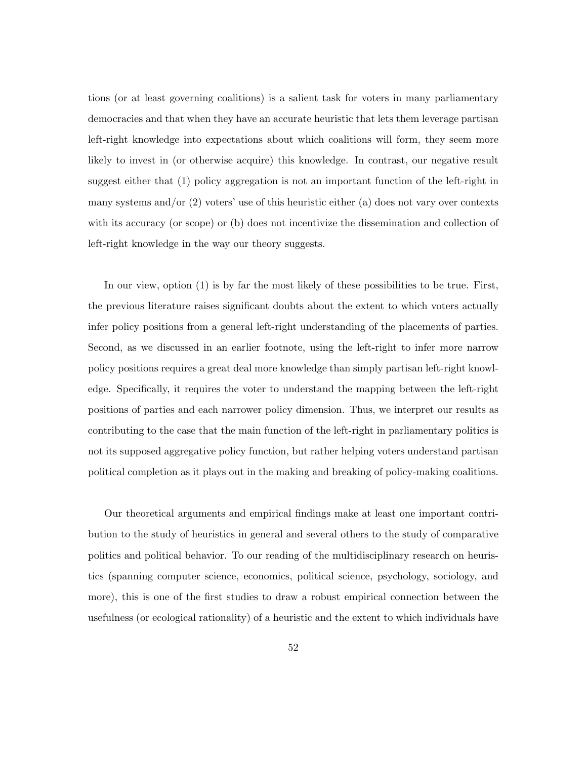tions (or at least governing coalitions) is a salient task for voters in many parliamentary democracies and that when they have an accurate heuristic that lets them leverage partisan left-right knowledge into expectations about which coalitions will form, they seem more likely to invest in (or otherwise acquire) this knowledge. In contrast, our negative result suggest either that (1) policy aggregation is not an important function of the left-right in many systems and/or (2) voters' use of this heuristic either (a) does not vary over contexts with its accuracy (or scope) or (b) does not incentivize the dissemination and collection of left-right knowledge in the way our theory suggests.

In our view, option (1) is by far the most likely of these possibilities to be true. First, the previous literature raises significant doubts about the extent to which voters actually infer policy positions from a general left-right understanding of the placements of parties. Second, as we discussed in an earlier footnote, using the left-right to infer more narrow policy positions requires a great deal more knowledge than simply partisan left-right knowledge. Specifically, it requires the voter to understand the mapping between the left-right positions of parties and each narrower policy dimension. Thus, we interpret our results as contributing to the case that the main function of the left-right in parliamentary politics is not its supposed aggregative policy function, but rather helping voters understand partisan political completion as it plays out in the making and breaking of policy-making coalitions.

Our theoretical arguments and empirical findings make at least one important contribution to the study of heuristics in general and several others to the study of comparative politics and political behavior. To our reading of the multidisciplinary research on heuristics (spanning computer science, economics, political science, psychology, sociology, and more), this is one of the first studies to draw a robust empirical connection between the usefulness (or ecological rationality) of a heuristic and the extent to which individuals have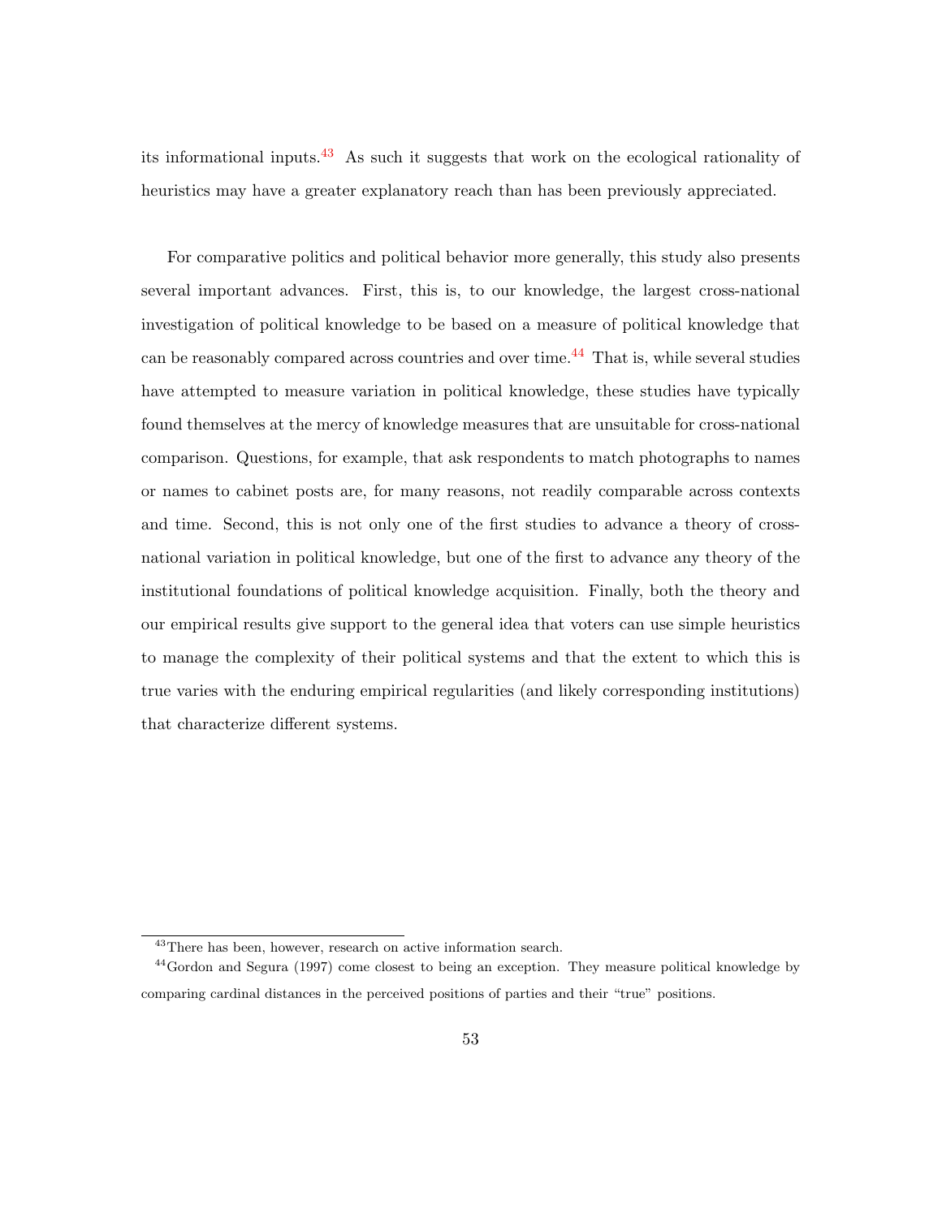its informational inputs.[43] As such it suggests that work on the ecological rationality of heuristics may have a greater explanatory reach than has been previously appreciated.

For comparative politics and political behavior more generally, this study also presents several important advances. First, this is, to our knowledge, the largest cross-national investigation of political knowledge to be based on a measure of political knowledge that can be reasonably compared across countries and over time.[44] That is, while several studies have attempted to measure variation in political knowledge, these studies have typically found themselves at the mercy of knowledge measures that are unsuitable for cross-national comparison. Questions, for example, that ask respondents to match photographs to names or names to cabinet posts are, for many reasons, not readily comparable across contexts and time. Second, this is not only one of the first studies to advance a theory of cross-national variation in political knowledge, but one of the first to advance any theory of the institutional foundations of political knowledge acquisition. Finally, both the theory and our empirical results give support to the general idea that voters can use simple heuristics to manage the complexity of their political systems and that the extent to which this is true varies with the enduring empirical regularities (and likely corresponding institutions) that characterize different systems.

---

[43] There has been, however, research on active information search.

[44] Gordon and Segura (1997) come closest to being an exception. They measure political knowledge by comparing cardinal distances in the perceived positions of parties and their "true" positions.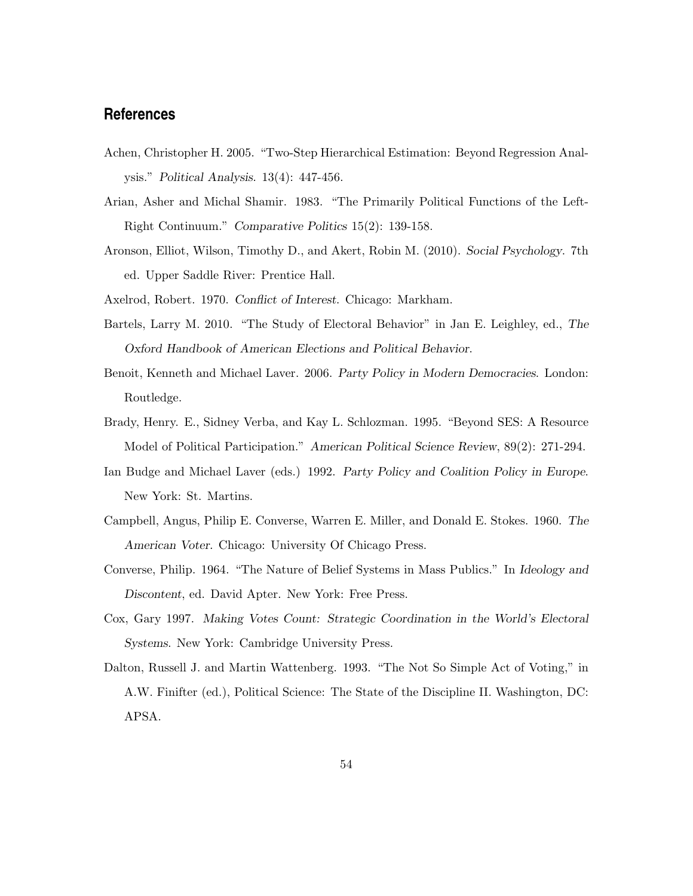## References

Achen, Christopher H. 2005. "Two-Step Hierarchical Estimation: Beyond Regression Analysis." *Political Analysis*. 13(4): 447-456.

Arian, Asher and Michal Shamir. 1983. "The Primarily Political Functions of the Left-Right Continuum." *Comparative Politics* 15(2): 139-158.

Aronson, Elliot, Wilson, Timothy D., and Akert, Robin M. (2010). *Social Psychology*. 7th ed. Upper Saddle River: Prentice Hall.

Axelrod, Robert. 1970. *Conflict of Interest*. Chicago: Markham.

Bartels, Larry M. 2010. "The Study of Electoral Behavior" in Jan E. Leighley, ed., *The Oxford Handbook of American Elections and Political Behavior*.

Benoit, Kenneth and Michael Laver. 2006. *Party Policy in Modern Democracies*. London: Routledge.

Brady, Henry. E., Sidney Verba, and Kay L. Schlozman. 1995. "Beyond SES: A Resource Model of Political Participation." *American Political Science Review*, 89(2): 271-294.

Ian Budge and Michael Laver (eds.) 1992. *Party Policy and Coalition Policy in Europe*. New York: St. Martins.

Campbell, Angus, Philip E. Converse, Warren E. Miller, and Donald E. Stokes. 1960. *The American Voter*. Chicago: University Of Chicago Press.

Converse, Philip. 1964. "The Nature of Belief Systems in Mass Publics." In *Ideology and Discontent*, ed. David Apter. New York: Free Press.

Cox, Gary 1997. *Making Votes Count: Strategic Coordination in the World's Electoral Systems*. New York: Cambridge University Press.

Dalton, Russell J. and Martin Wattenberg. 1993. "The Not So Simple Act of Voting," in A.W. Finifter (ed.), Political Science: The State of the Discipline II. Washington, DC: APSA.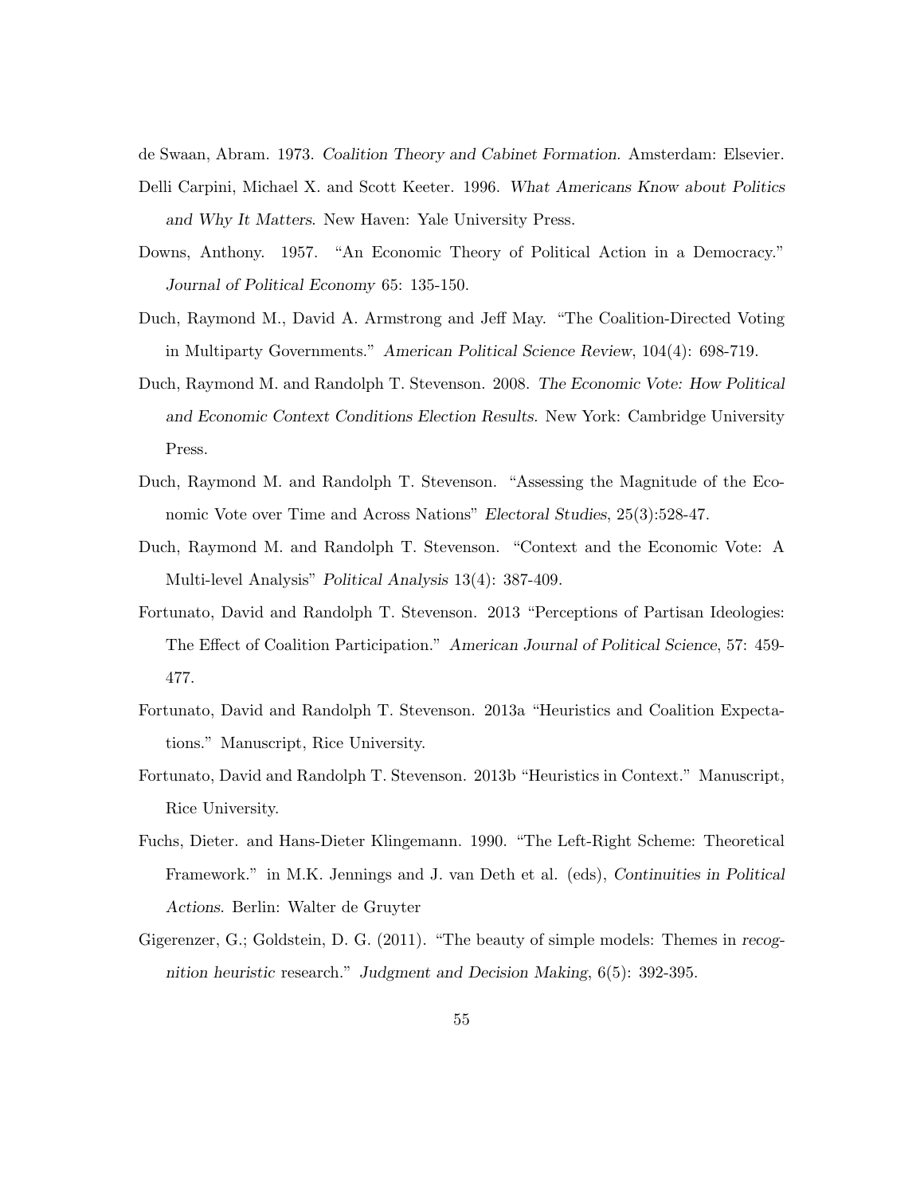de Swaan, Abram. 1973. *Coalition Theory and Cabinet Formation*. Amsterdam: Elsevier.

Delli Carpini, Michael X. and Scott Keeter. 1996. *What Americans Know about Politics and Why It Matters*. New Haven: Yale University Press.

Downs, Anthony. 1957. "An Economic Theory of Political Action in a Democracy." *Journal of Political Economy* 65: 135-150.

Duch, Raymond M., David A. Armstrong and Jeff May. "The Coalition-Directed Voting in Multiparty Governments." *American Political Science Review*, 104(4): 698-719.

Duch, Raymond M. and Randolph T. Stevenson. 2008. *The Economic Vote: How Political and Economic Context Conditions Election Results.* New York: Cambridge University Press.

Duch, Raymond M. and Randolph T. Stevenson. "Assessing the Magnitude of the Economic Vote over Time and Across Nations" *Electoral Studies*, 25(3):528-47.

Duch, Raymond M. and Randolph T. Stevenson. "Context and the Economic Vote: A Multi-level Analysis" *Political Analysis* 13(4): 387-409.

Fortunato, David and Randolph T. Stevenson. 2013 "Perceptions of Partisan Ideologies: The Effect of Coalition Participation." *American Journal of Political Science*, 57: 459-477.

Fortunato, David and Randolph T. Stevenson. 2013a "Heuristics and Coalition Expectations." Manuscript, Rice University.

Fortunato, David and Randolph T. Stevenson. 2013b "Heuristics in Context." Manuscript, Rice University.

Fuchs, Dieter. and Hans-Dieter Klingemann. 1990. "The Left-Right Scheme: Theoretical Framework." in M.K. Jennings and J. van Deth et al. (eds), *Continuities in Political Actions*. Berlin: Walter de Gruyter

Gigerenzer, G.; Goldstein, D. G. (2011). "The beauty of simple models: Themes in *recognition heuristic* research." *Judgment and Decision Making*, 6(5): 392-395.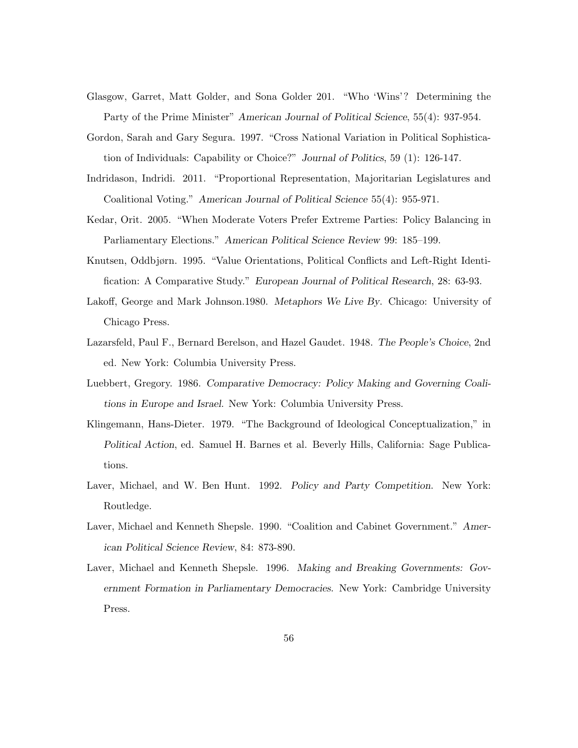Glasgow, Garret, Matt Golder, and Sona Golder 201. "Who 'Wins'? Determining the Party of the Prime Minister" *American Journal of Political Science*, 55(4): 937-954.

Gordon, Sarah and Gary Segura. 1997. "Cross National Variation in Political Sophistication of Individuals: Capability or Choice?" *Journal of Politics*, 59 (1): 126-147.

Indridason, Indridi. 2011. "Proportional Representation, Majoritarian Legislatures and Coalitional Voting." *American Journal of Political Science* 55(4): 955-971.

Kedar, Orit. 2005. "When Moderate Voters Prefer Extreme Parties: Policy Balancing in Parliamentary Elections." *American Political Science Review* 99: 185–199.

Knutsen, Oddbjørn. 1995. "Value Orientations, Political Conflicts and Left-Right Identification: A Comparative Study." *European Journal of Political Research*, 28: 63-93.

Lakoff, George and Mark Johnson.1980. *Metaphors We Live By*. Chicago: University of Chicago Press.

Lazarsfeld, Paul F., Bernard Berelson, and Hazel Gaudet. 1948. *The People's Choice*, 2nd ed. New York: Columbia University Press.

Luebbert, Gregory. 1986. *Comparative Democracy: Policy Making and Governing Coalitions in Europe and Israel*. New York: Columbia University Press.

Klingemann, Hans-Dieter. 1979. "The Background of Ideological Conceptualization," in *Political Action*, ed. Samuel H. Barnes et al. Beverly Hills, California: Sage Publications.

Laver, Michael, and W. Ben Hunt. 1992. *Policy and Party Competition*. New York: Routledge.

Laver, Michael and Kenneth Shepsle. 1990. "Coalition and Cabinet Government." *American Political Science Review*, 84: 873-890.

Laver, Michael and Kenneth Shepsle. 1996. *Making and Breaking Governments: Government Formation in Parliamentary Democracies.* New York: Cambridge University Press.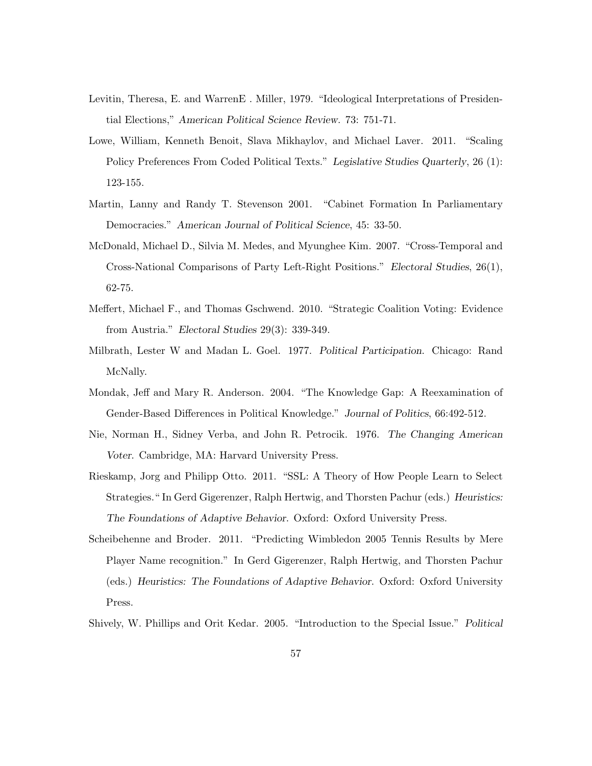Levitin, Theresa, E. and WarrenE . Miller, 1979. "Ideological Interpretations of Presidential Elections," *American Political Science Review*. 73: 751-71.

Lowe, William, Kenneth Benoit, Slava Mikhaylov, and Michael Laver. 2011. "Scaling Policy Preferences From Coded Political Texts." *Legislative Studies Quarterly*, 26 (1): 123-155.

Martin, Lanny and Randy T. Stevenson 2001. "Cabinet Formation In Parliamentary Democracies." *American Journal of Political Science*, 45: 33-50.

McDonald, Michael D., Silvia M. Medes, and Myunghee Kim. 2007. "Cross-Temporal and Cross-National Comparisons of Party Left-Right Positions." *Electoral Studies*, 26(1), 62-75.

Meffert, Michael F., and Thomas Gschwend. 2010. "Strategic Coalition Voting: Evidence from Austria." *Electoral Studies* 29(3): 339-349.

Milbrath, Lester W and Madan L. Goel. 1977. *Political Participation*. Chicago: Rand McNally.

Mondak, Jeff and Mary R. Anderson. 2004. "The Knowledge Gap: A Reexamination of Gender-Based Differences in Political Knowledge." *Journal of Politics*, 66:492-512.

Nie, Norman H., Sidney Verba, and John R. Petrocik. 1976. *The Changing American Voter*. Cambridge, MA: Harvard University Press.

Rieskamp, Jorg and Philipp Otto. 2011. "SSL: A Theory of How People Learn to Select Strategies." In Gerd Gigerenzer, Ralph Hertwig, and Thorsten Pachur (eds.) *Heuristics: The Foundations of Adaptive Behavior*. Oxford: Oxford University Press.

Scheibehenne and Broder. 2011. "Predicting Wimbledon 2005 Tennis Results by Mere Player Name recognition." In Gerd Gigerenzer, Ralph Hertwig, and Thorsten Pachur (eds.) *Heuristics: The Foundations of Adaptive Behavior*. Oxford: Oxford University Press.

Shively, W. Phillips and Orit Kedar. 2005. "Introduction to the Special Issue." *Political*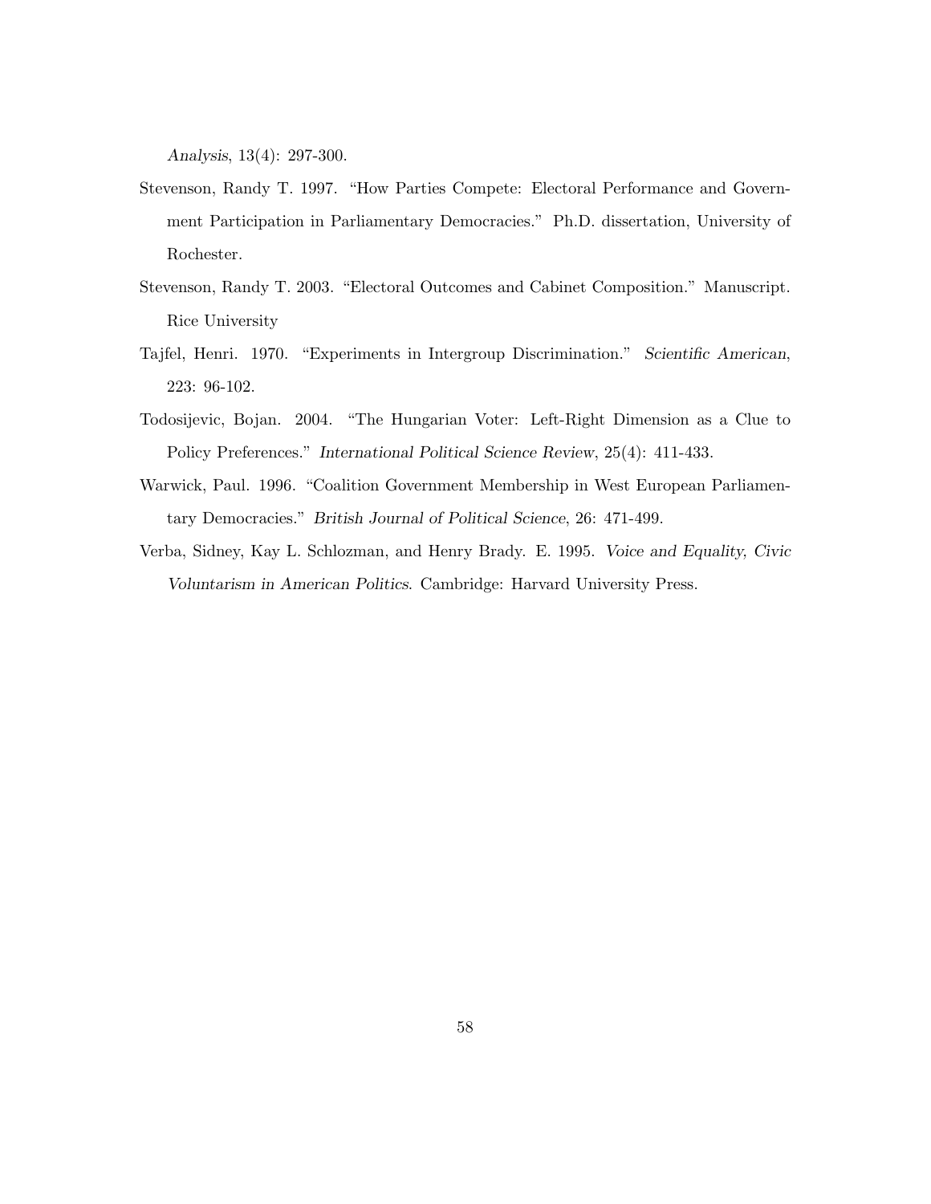*Analysis*, 13(4): 297-300.

Stevenson, Randy T. 1997. "How Parties Compete: Electoral Performance and Government Participation in Parliamentary Democracies." Ph.D. dissertation, University of Rochester.

Stevenson, Randy T. 2003. "Electoral Outcomes and Cabinet Composition." Manuscript. Rice University

Tajfel, Henri. 1970. "Experiments in Intergroup Discrimination." *Scientific American*, 223: 96-102.

Todosijevic, Bojan. 2004. "The Hungarian Voter: Left-Right Dimension as a Clue to Policy Preferences." *International Political Science Review*, 25(4): 411-433.

Warwick, Paul. 1996. "Coalition Government Membership in West European Parliamentary Democracies." *British Journal of Political Science*, 26: 471-499.

Verba, Sidney, Kay L. Schlozman, and Henry Brady. E. 1995. *Voice and Equality, Civic Voluntarism in American Politics*. Cambridge: Harvard University Press.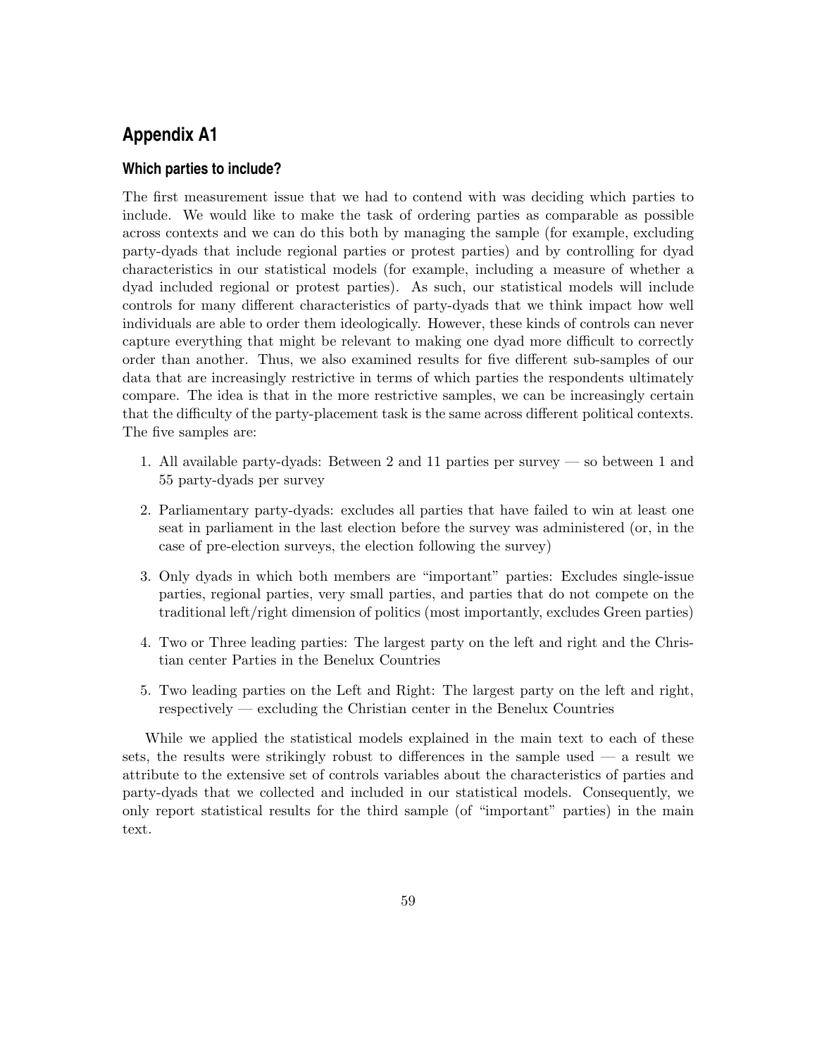## Appendix A1

### Which parties to include?

The first measurement issue that we had to contend with was deciding which parties to include. We would like to make the task of ordering parties as comparable as possible across contexts and we can do this both by managing the sample (for example, excluding party-dyads that include regional parties or protest parties) and by controlling for dyad characteristics in our statistical models (for example, including a measure of whether a dyad included regional or protest parties). As such, our statistical models will include controls for many different characteristics of party-dyads that we think impact how well individuals are able to order them ideologically. However, these kinds of controls can never capture everything that might be relevant to making one dyad more difficult to correctly order than another. Thus, we also examined results for five different sub-samples of our data that are increasingly restrictive in terms of which parties the respondents ultimately compare. The idea is that in the more restrictive samples, we can be increasingly certain that the difficulty of the party-placement task is the same across different political contexts. The five samples are:

1. All available party-dyads: Between 2 and 11 parties per survey — so between 1 and 55 party-dyads per survey
2. Parliamentary party-dyads: excludes all parties that have failed to win at least one seat in parliament in the last election before the survey was administered (or, in the case of pre-election surveys, the election following the survey)
3. Only dyads in which both members are "important" parties: Excludes single-issue parties, regional parties, very small parties, and parties that do not compete on the traditional left/right dimension of politics (most importantly, excludes Green parties)
4. Two or Three leading parties: The largest party on the left and right and the Christian center Parties in the Benelux Countries
5. Two leading parties on the Left and Right: The largest party on the left and right, respectively — excluding the Christian center in the Benelux Countries

While we applied the statistical models explained in the main text to each of these sets, the results were strikingly robust to differences in the sample used — a result we attribute to the extensive set of controls variables about the characteristics of parties and party-dyads that we collected and included in our statistical models. Consequently, we only report statistical results for the third sample (of "important" parties) in the main text.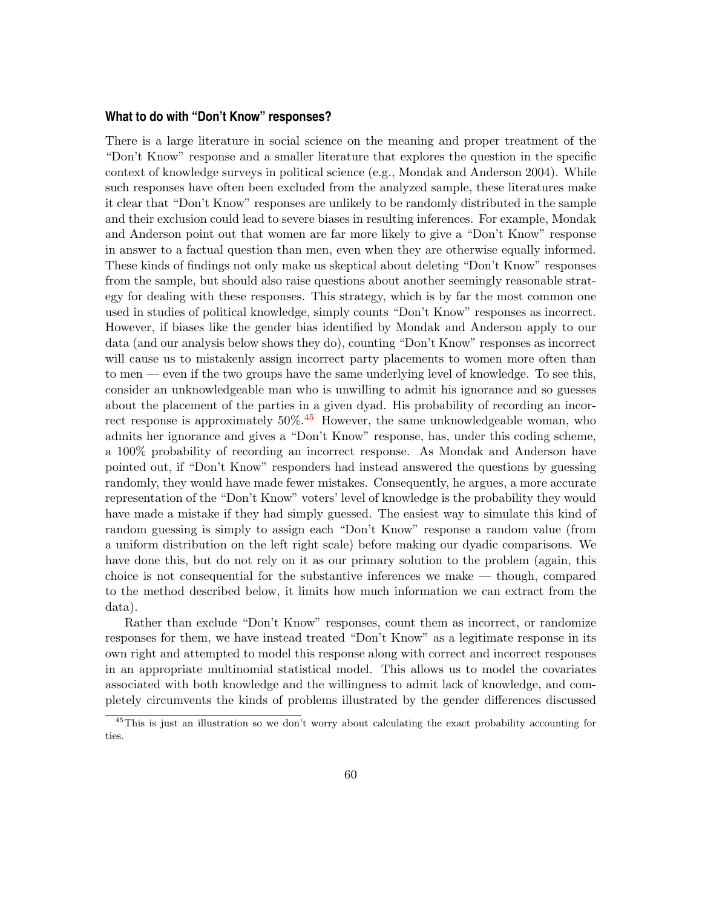### What to do with "Don't Know" responses?

There is a large literature in social science on the meaning and proper treatment of the "Don't Know" response and a smaller literature that explores the question in the specific context of knowledge surveys in political science (e.g., Mondak and Anderson 2004). While such responses have often been excluded from the analyzed sample, these literatures make it clear that "Don't Know" responses are unlikely to be randomly distributed in the sample and their exclusion could lead to severe biases in resulting inferences. For example, Mondak and Anderson point out that women are far more likely to give a "Don't Know" response in answer to a factual question than men, even when they are otherwise equally informed. These kinds of findings not only make us skeptical about deleting "Don't Know" responses from the sample, but should also raise questions about another seemingly reasonable strategy for dealing with these responses. This strategy, which is by far the most common one used in studies of political knowledge, simply counts "Don't Know" responses as incorrect. However, if biases like the gender bias identified by Mondak and Anderson apply to our data (and our analysis below shows they do), counting "Don't Know" responses as incorrect will cause us to mistakenly assign incorrect party placements to women more often than to men — even if the two groups have the same underlying level of knowledge. To see this, consider an unknowledgeable man who is unwilling to admit his ignorance and so guesses about the placement of the parties in a given dyad. His probability of recording an incorrect response is approximately 50%.[45] However, the same unknowledgeable woman, who admits her ignorance and gives a "Don't Know" response, has, under this coding scheme, a 100% probability of recording an incorrect response. As Mondak and Anderson have pointed out, if "Don't Know" responders had instead answered the questions by guessing randomly, they would have made fewer mistakes. Consequently, he argues, a more accurate representation of the "Don't Know" voters' level of knowledge is the probability they would have made a mistake if they had simply guessed. The easiest way to simulate this kind of random guessing is simply to assign each "Don't Know" response a random value (from a uniform distribution on the left right scale) before making our dyadic comparisons. We have done this, but do not rely on it as our primary solution to the problem (again, this choice is not consequential for the substantive inferences we make — though, compared to the method described below, it limits how much information we can extract from the data).

Rather than exclude "Don't Know" responses, count them as incorrect, or randomize responses for them, we have instead treated "Don't Know" as a legitimate response in its own right and attempted to model this response along with correct and incorrect responses in an appropriate multinomial statistical model. This allows us to model the covariates associated with both knowledge and the willingness to admit lack of knowledge, and completely circumvents the kinds of problems illustrated by the gender differences discussed

[45] This is just an illustration so we don't worry about calculating the exact probability accounting for ties.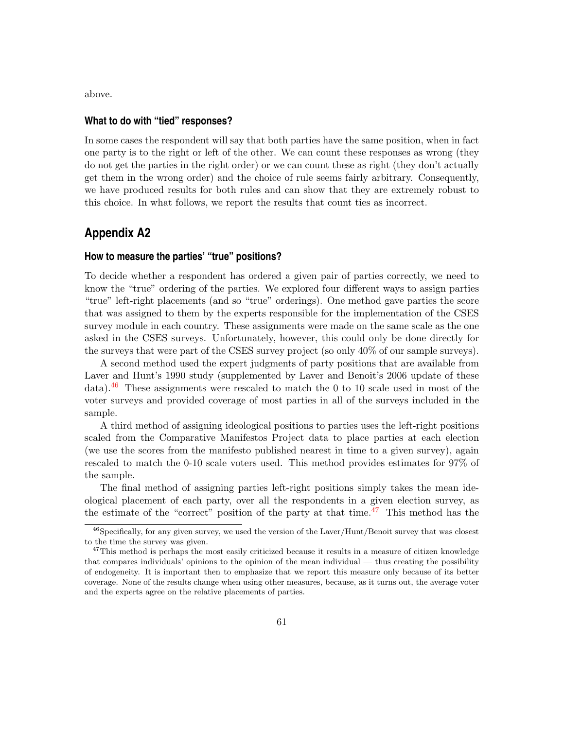above.

### What to do with "tied" responses?

In some cases the respondent will say that both parties have the same position, when in fact one party is to the right or left of the other. We can count these responses as wrong (they do not get the parties in the right order) or we can count these as right (they don't actually get them in the wrong order) and the choice of rule seems fairly arbitrary. Consequently, we have produced results for both rules and can show that they are extremely robust to this choice. In what follows, we report the results that count ties as incorrect.

## Appendix A2

### How to measure the parties' "true" positions?

To decide whether a respondent has ordered a given pair of parties correctly, we need to know the "true" ordering of the parties. We explored four different ways to assign parties "true" left-right placements (and so "true" orderings). One method gave parties the score that was assigned to them by the experts responsible for the implementation of the CSES survey module in each country. These assignments were made on the same scale as the one asked in the CSES surveys. Unfortunately, however, this could only be done directly for the surveys that were part of the CSES survey project (so only 40% of our sample surveys).

A second method used the expert judgments of party positions that are available from Laver and Hunt's 1990 study (supplemented by Laver and Benoit's 2006 update of these data).[46] These assignments were rescaled to match the 0 to 10 scale used in most of the voter surveys and provided coverage of most parties in all of the surveys included in the sample.

A third method of assigning ideological positions to parties uses the left-right positions scaled from the Comparative Manifestos Project data to place parties at each election (we use the scores from the manifesto published nearest in time to a given survey), again rescaled to match the 0-10 scale voters used. This method provides estimates for 97% of the sample.

The final method of assigning parties left-right positions simply takes the mean ideological placement of each party, over all the respondents in a given election survey, as the estimate of the "correct" position of the party at that time.[47] This method has the

---

[46] Specifically, for any given survey, we used the version of the Laver/Hunt/Benoit survey that was closest to the time the survey was given.

[47] This method is perhaps the most easily criticized because it results in a measure of citizen knowledge that compares individuals' opinions to the opinion of the mean individual — thus creating the possibility of endogeneity. It is important then to emphasize that we report this measure only because of its better coverage. None of the results change when using other measures, because, as it turns out, the average voter and the experts agree on the relative placements of parties.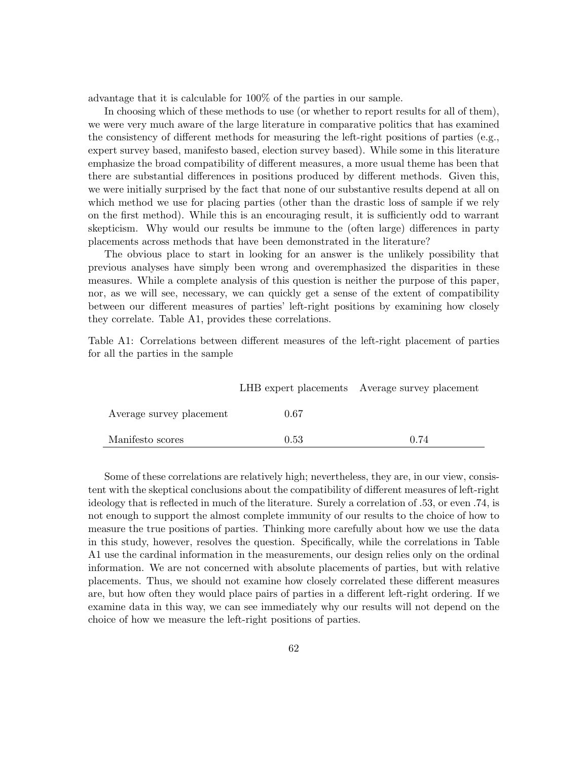advantage that it is calculable for 100% of the parties in our sample.

In choosing which of these methods to use (or whether to report results for all of them), we were very much aware of the large literature in comparative politics that has examined the consistency of different methods for measuring the left-right positions of parties (e.g., expert survey based, manifesto based, election survey based). While some in this literature emphasize the broad compatibility of different measures, a more usual theme has been that there are substantial differences in positions produced by different methods. Given this, we were initially surprised by the fact that none of our substantive results depend at all on which method we use for placing parties (other than the drastic loss of sample if we rely on the first method). While this is an encouraging result, it is sufficiently odd to warrant skepticism. Why would our results be immune to the (often large) differences in party placements across methods that have been demonstrated in the literature?

The obvious place to start in looking for an answer is the unlikely possibility that previous analyses have simply been wrong and overemphasized the disparities in these measures. While a complete analysis of this question is neither the purpose of this paper, nor, as we will see, necessary, we can quickly get a sense of the extent of compatibility between our different measures of parties' left-right positions by examining how closely they correlate. Table A1, provides these correlations.

Table A1: Correlations between different measures of the left-right placement of parties for all the parties in the sample

| | LHB expert placements | Average survey placement |
|---|---|---|
| Average survey placement | 0.67 | |
| Manifesto scores | 0.53 | 0.74 |

Some of these correlations are relatively high; nevertheless, they are, in our view, consistent with the skeptical conclusions about the compatibility of different measures of left-right ideology that is reflected in much of the literature. Surely a correlation of .53, or even .74, is not enough to support the almost complete immunity of our results to the choice of how to measure the true positions of parties. Thinking more carefully about how we use the data in this study, however, resolves the question. Specifically, while the correlations in Table A1 use the cardinal information in the measurements, our design relies only on the ordinal information. We are not concerned with absolute placements of parties, but with relative placements. Thus, we should not examine how closely correlated these different measures are, but how often they would place pairs of parties in a different left-right ordering. If we examine data in this way, we can see immediately why our results will not depend on the choice of how we measure the left-right positions of parties.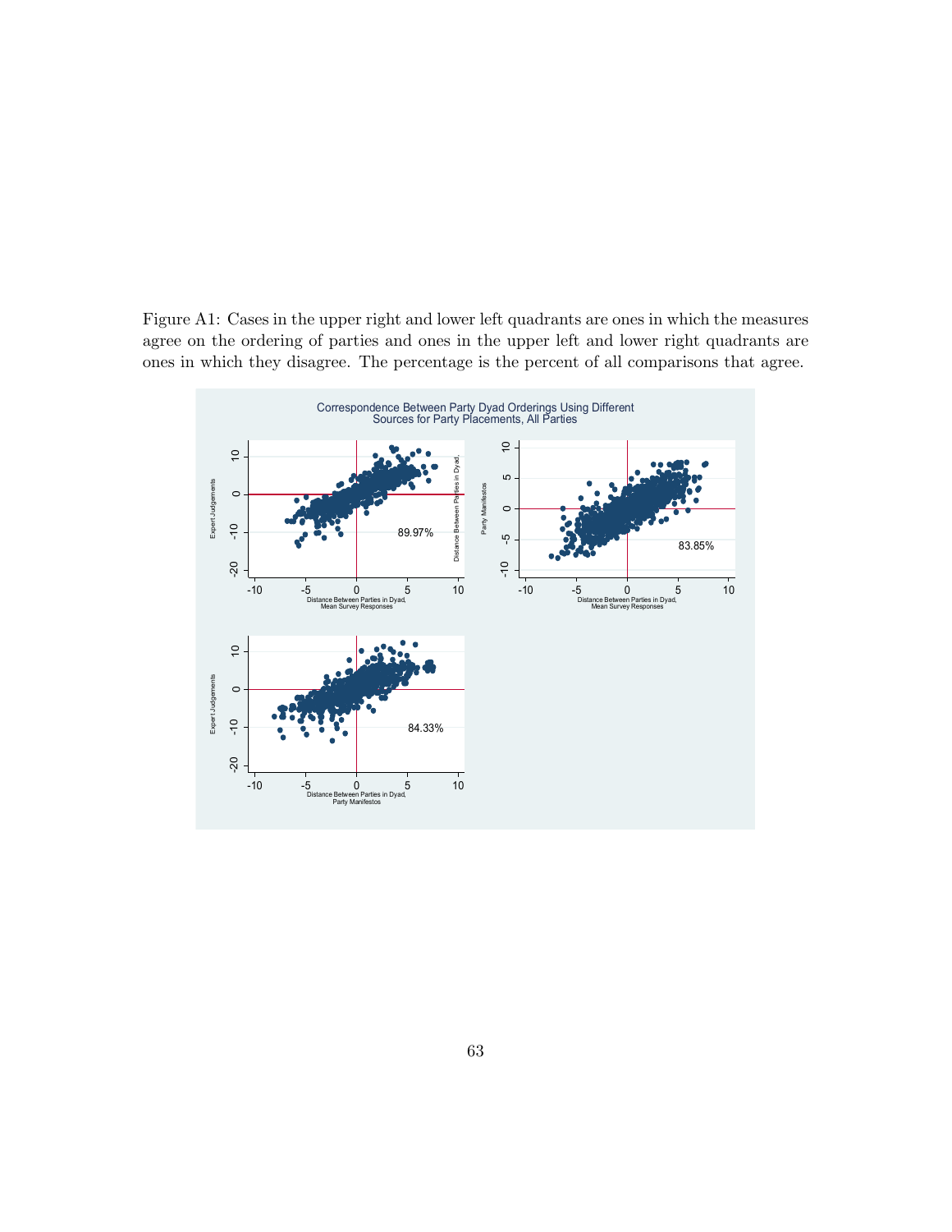Figure A1: Cases in the upper right and lower left quadrants are ones in which the measures agree on the ordering of parties and ones in the upper left and lower right quadrants are ones in which they disagree. The percentage is the percent of all comparisons that agree.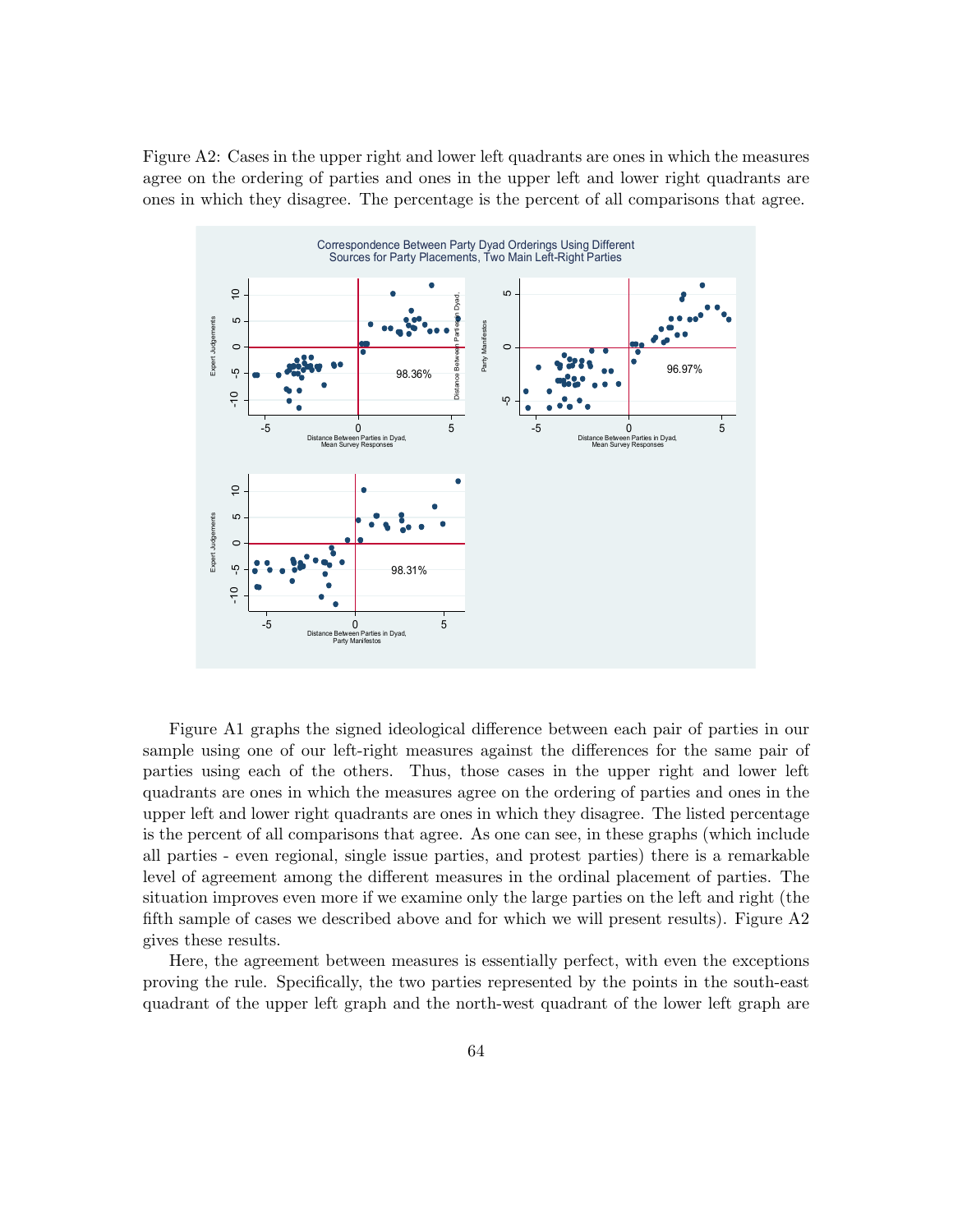Figure A2: Cases in the upper right and lower left quadrants are ones in which the measures agree on the ordering of parties and ones in the upper left and lower right quadrants are ones in which they disagree. The percentage is the percent of all comparisons that agree.

Figure A1 graphs the signed ideological difference between each pair of parties in our sample using one of our left-right measures against the differences for the same pair of parties using each of the others. Thus, those cases in the upper right and lower left quadrants are ones in which the measures agree on the ordering of parties and ones in the upper left and lower right quadrants are ones in which they disagree. The listed percentage is the percent of all comparisons that agree. As one can see, in these graphs (which include all parties - even regional, single issue parties, and protest parties) there is a remarkable level of agreement among the different measures in the ordinal placement of parties. The situation improves even more if we examine only the large parties on the left and right (the fifth sample of cases we described above and for which we will present results). Figure A2 gives these results.

Here, the agreement between measures is essentially perfect, with even the exceptions proving the rule. Specifically, the two parties represented by the points in the south-east quadrant of the upper left graph and the north-west quadrant of the lower left graph are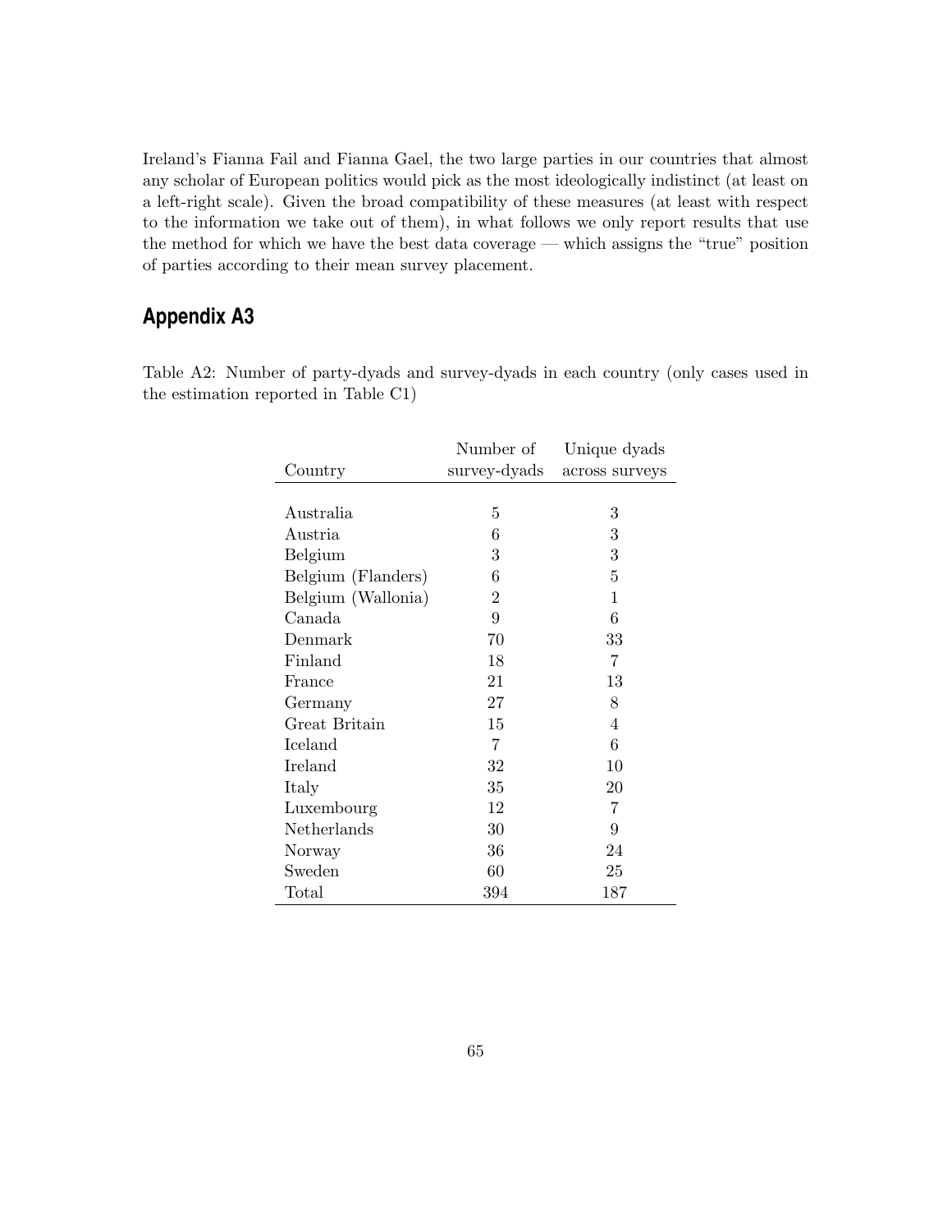Ireland's Fianna Fail and Fianna Gael, the two large parties in our countries that almost any scholar of European politics would pick as the most ideologically indistinct (at least on a left-right scale). Given the broad compatibility of these measures (at least with respect to the information we take out of them), in what follows we only report results that use the method for which we have the best data coverage — which assigns the "true" position of parties according to their mean survey placement.

## Appendix A3

Table A2: Number of party-dyads and survey-dyads in each country (only cases used in the estimation reported in Table C1)

| Country | Number of survey-dyads | Unique dyads across surveys |
|---|---|---|
| Australia | 5 | 3 |
| Austria | 6 | 3 |
| Belgium | 3 | 3 |
| Belgium (Flanders) | 6 | 5 |
| Belgium (Wallonia) | 2 | 1 |
| Canada | 9 | 6 |
| Denmark | 70 | 33 |
| Finland | 18 | 7 |
| France | 21 | 13 |
| Germany | 27 | 8 |
| Great Britain | 15 | 4 |
| Iceland | 7 | 6 |
| Ireland | 32 | 10 |
| Italy | 35 | 20 |
| Luxembourg | 12 | 7 |
| Netherlands | 30 | 9 |
| Norway | 36 | 24 |
| Sweden | 60 | 25 |
| Total | 394 | 187 |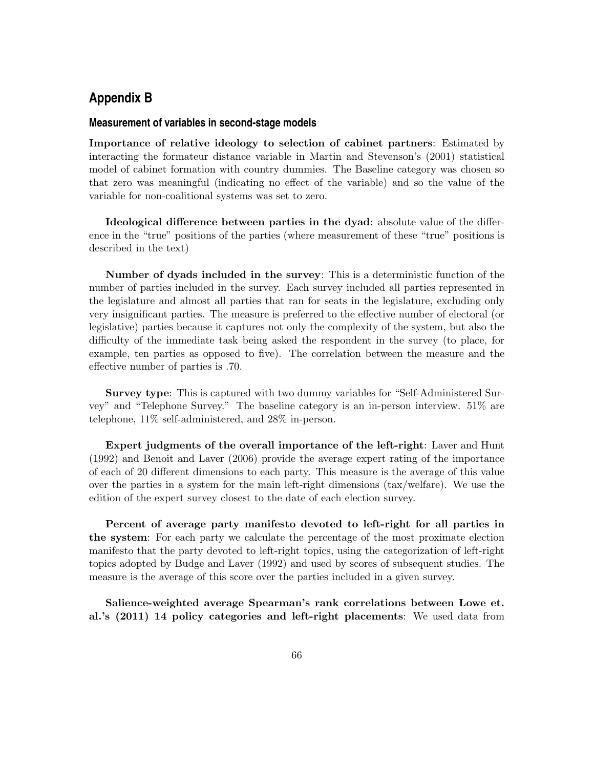## Appendix B

### Measurement of variables in second-stage models

**Importance of relative ideology to selection of cabinet partners**: Estimated by interacting the formateur distance variable in Martin and Stevenson's (2001) statistical model of cabinet formation with country dummies. The Baseline category was chosen so that zero was meaningful (indicating no effect of the variable) and so the value of the variable for non-coalitional systems was set to zero.

**Ideological difference between parties in the dyad**: absolute value of the difference in the "true" positions of the parties (where measurement of these "true" positions is described in the text)

**Number of dyads included in the survey**: This is a deterministic function of the number of parties included in the survey. Each survey included all parties represented in the legislature and almost all parties that ran for seats in the legislature, excluding only very insignificant parties. The measure is preferred to the effective number of electoral (or legislative) parties because it captures not only the complexity of the system, but also the difficulty of the immediate task being asked the respondent in the survey (to place, for example, ten parties as opposed to five). The correlation between the measure and the effective number of parties is .70.

**Survey type**: This is captured with two dummy variables for "Self-Administered Survey" and "Telephone Survey." The baseline category is an in-person interview. 51% are telephone, 11% self-administered, and 28% in-person.

**Expert judgments of the overall importance of the left-right**: Laver and Hunt (1992) and Benoit and Laver (2006) provide the average expert rating of the importance of each of 20 different dimensions to each party. This measure is the average of this value over the parties in a system for the main left-right dimensions (tax/welfare). We use the edition of the expert survey closest to the date of each election survey.

**Percent of average party manifesto devoted to left-right for all parties in the system**: For each party we calculate the percentage of the most proximate election manifesto that the party devoted to left-right topics, using the categorization of left-right topics adopted by Budge and Laver (1992) and used by scores of subsequent studies. The measure is the average of this score over the parties included in a given survey.

**Salience-weighted average Spearman's rank correlations between Lowe et. al.'s (2011) 14 policy categories and left-right placements**: We used data from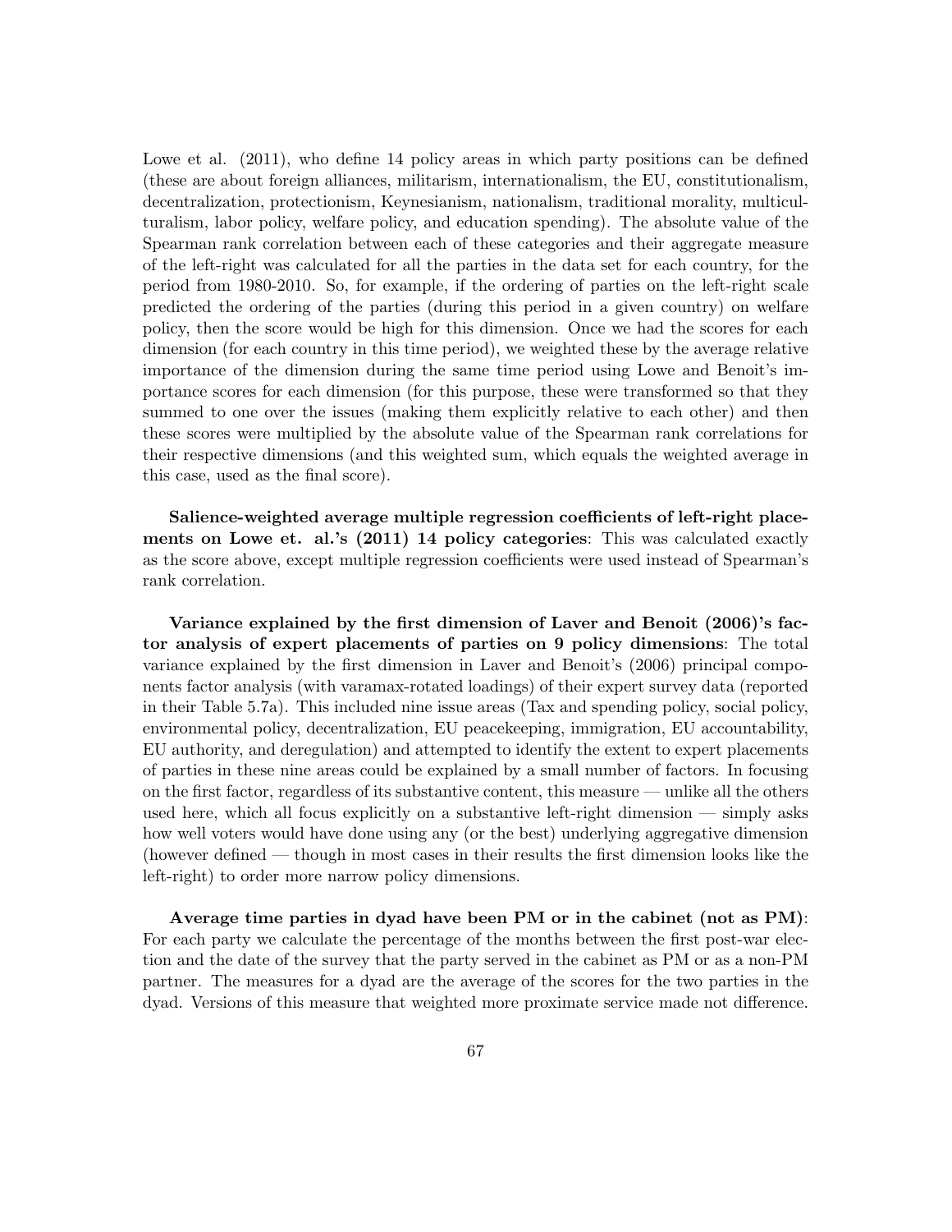Lowe et al. (2011), who define 14 policy areas in which party positions can be defined (these are about foreign alliances, militarism, internationalism, the EU, constitutionalism, decentralization, protectionism, Keynesianism, nationalism, traditional morality, multiculturalism, labor policy, welfare policy, and education spending). The absolute value of the Spearman rank correlation between each of these categories and their aggregate measure of the left-right was calculated for all the parties in the data set for each country, for the period from 1980-2010. So, for example, if the ordering of parties on the left-right scale predicted the ordering of the parties (during this period in a given country) on welfare policy, then the score would be high for this dimension. Once we had the scores for each dimension (for each country in this time period), we weighted these by the average relative importance of the dimension during the same time period using Lowe and Benoit's importance scores for each dimension (for this purpose, these were transformed so that they summed to one over the issues (making them explicitly relative to each other) and then these scores were multiplied by the absolute value of the Spearman rank correlations for their respective dimensions (and this weighted sum, which equals the weighted average in this case, used as the final score).

**Salience-weighted average multiple regression coefficients of left-right placements on Lowe et. al.'s (2011) 14 policy categories**: This was calculated exactly as the score above, except multiple regression coefficients were used instead of Spearman's rank correlation.

**Variance explained by the first dimension of Laver and Benoit (2006)'s factor analysis of expert placements of parties on 9 policy dimensions**: The total variance explained by the first dimension in Laver and Benoit's (2006) principal components factor analysis (with varamax-rotated loadings) of their expert survey data (reported in their Table 5.7a). This included nine issue areas (Tax and spending policy, social policy, environmental policy, decentralization, EU peacekeeping, immigration, EU accountability, EU authority, and deregulation) and attempted to identify the extent to expert placements of parties in these nine areas could be explained by a small number of factors. In focusing on the first factor, regardless of its substantive content, this measure — unlike all the others used here, which all focus explicitly on a substantive left-right dimension — simply asks how well voters would have done using any (or the best) underlying aggregative dimension (however defined — though in most cases in their results the first dimension looks like the left-right) to order more narrow policy dimensions.

**Average time parties in dyad have been PM or in the cabinet (not as PM)**: For each party we calculate the percentage of the months between the first post-war election and the date of the survey that the party served in the cabinet as PM or as a non-PM partner. The measures for a dyad are the average of the scores for the two parties in the dyad. Versions of this measure that weighted more proximate service made not difference.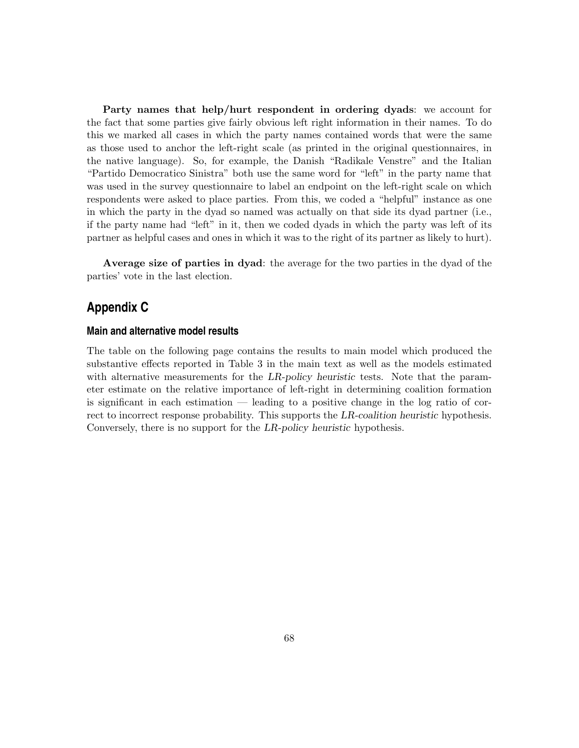**Party names that help/hurt respondent in ordering dyads**: we account for the fact that some parties give fairly obvious left right information in their names. To do this we marked all cases in which the party names contained words that were the same as those used to anchor the left-right scale (as printed in the original questionnaires, in the native language). So, for example, the Danish "Radikale Venstre" and the Italian "Partido Democratico Sinistra" both use the same word for "left" in the party name that was used in the survey questionnaire to label an endpoint on the left-right scale on which respondents were asked to place parties. From this, we coded a "helpful" instance as one in which the party in the dyad so named was actually on that side its dyad partner (i.e., if the party name had "left" in it, then we coded dyads in which the party was left of its partner as helpful cases and ones in which it was to the right of its partner as likely to hurt).

**Average size of parties in dyad**: the average for the two parties in the dyad of the parties' vote in the last election.

## Appendix C

### Main and alternative model results

The table on the following page contains the results to main model which produced the substantive effects reported in Table 3 in the main text as well as the models estimated with alternative measurements for the *LR-policy heuristic* tests. Note that the parameter estimate on the relative importance of left-right in determining coalition formation is significant in each estimation — leading to a positive change in the log ratio of correct to incorrect response probability. This supports the *LR-coalition heuristic* hypothesis. Conversely, there is no support for the *LR-policy heuristic* hypothesis.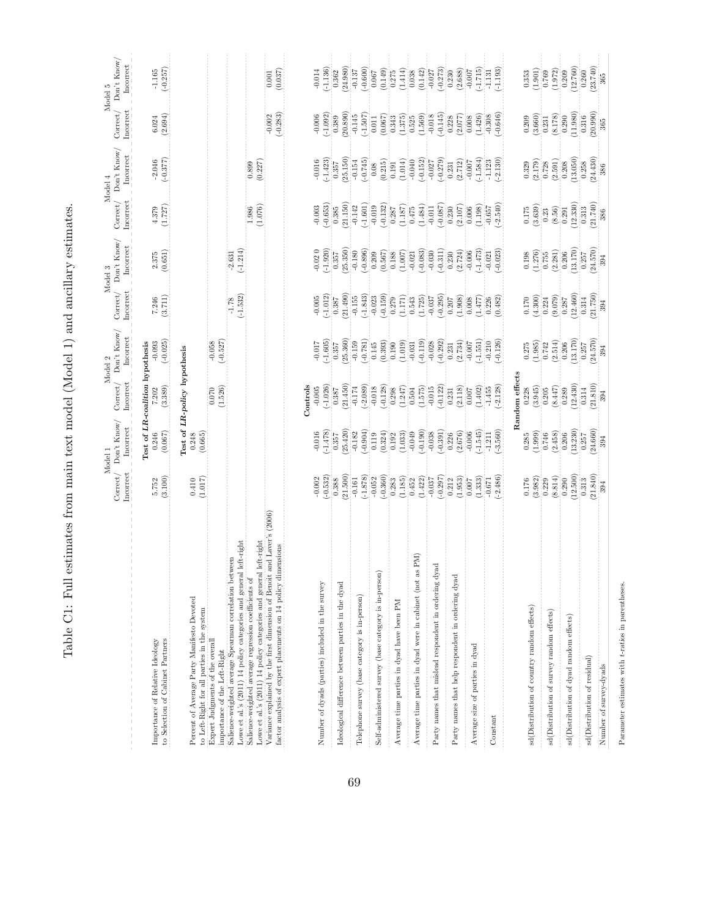Table C1: Full estimates from main text model (Model 1) and ancillary estimates.

| | Model 1 | | Model 2 | | Model 3 | | Model 4 | | Model 5 | |
|---|---|---|---|---|---|---|---|---|---|---|
| | Correct/ Incorrect | Don't Know/ Incorrect | Correct/ Incorrect | Don't Know/ Incorrect | Correct/ Incorrect | Don't Know/ Incorrect | Correct/ Incorrect | Don't Know/ Incorrect | Correct/ Incorrect | Don't Know/ Incorrect |
| **Test of *LR-coalition* hypothesis** | | | | | | | | | | |
| Importance of Relative Ideology to Selection of Cabinet Partners | 5.752 | 0.246 | 7.202 | -0.093 | 7.246 | 2.375 | 4.379 | -2.046 | 6.024 | -1.165 |
| | (3.100) | (0.067) | (3.389) | (-0.025) | (3.711) | (0.651) | (1.727) | (-0.377) | (2.694) | (-0.257) |
| **Test of *LR-policy* hypothesis** | | | | | | | | | | |
| Percent of Average Party Manifesto Devoted to Left-Right for all parties in the system | 0.410 | 0.248 | | | | | | | | |
| | (1.017) | (0.665) | | | | | | | | |
| Expert Judgments of the overall importance of the Left-Right | | | 0.070 | -0.058 | | | | | | |
| | | | (1.526) | (-0.527) | | | | | | |
| Salience-weighted average Spearman correlation between Lowe et al.'s (2011) 14 policy categories and general left-right | | | | | -1.78 | -2.631 | | | | |
| | | | | | (-1.532) | (-1.214) | | | | |
| Salience-weighted average regression coefficients of Lowe et al.'s (2011) 14 policy categories and general left-right | | | | | | | 1.986 | 0.899 | | |
| | | | | | | | (1.076) | (0.227) | | |
| Variance explained by the first dimension of Benoit and Laver's (2006) factor analysis of expert placements on 14 policy dimensions | | | | | | | | | -0.002 | 0.001 |
| | | | | | | | | | (-0.283) | (0.037) |
| **Controls** | | | | | | | | | | |
| Number of dyads (parties) included in the survey | -0.002 | -0.016 | -0.005 | -0.017 | -0.005 | -0.02 0 | -0.003 | -0.016 | -0.006 | -0.014 |
| | (-0.532) | (-1.478) | (-1.026) | (-1.605) | (-1.012) | (-1.920) | (-0.653) | (-1.423) | (-1.092) | (-1.136) |
| Ideological difference between parties in the dyad | 0.388 | 0.357 | 0.387 | 0.357 | 0.387 | 0.357 | 0.385 | 0.357 | 0.389 | 0.362 |
| | (21.500) | (25.420) | (21.450) | (25.360) | (21.490) | (25.350) | (21.150) | (25.150) | (20.890) | (24.980) |
| Telephone survey (base category is in-person) | -0.161 | -0.182 | -0.174 | -0.159 | -0.155 | -0.180 | -0.142 | -0.154 | -0.145 | -0.137 |
| | (-1.878) | (-0.904) | (-2.089) | (-0.781) | (-1.843) | (-0.896) | (-1.601) | (-0.745) | (-1.507) | (-0.600) |
| Self-administered survey (base category is in-person) | -0.052 | 0.119 | -0.018 | 0.145 | -0.023 | 0.209 | -0.019 | 0.08 | 0.011 | 0.067 |
| | (-0.360) | (0.324) | (-0.128) | (0.393) | (-0.159) | (0.567) | (-0.132) | (0.215) | (0.067) | (0.149) |
| Average time parties in dyad have been PM | 0.283 | 0.192 | 0.298 | 0.190 | 0.279 | 0.188 | 0.287 | 0.191 | 0.343 | 0.275 |
| | (1.185) | (1.033) | (1.247) | (1.019) | (1.171) | (1.007) | (1.187) | (1.014) | (1.375) | (1.414) |
| Average time parties in dyad were in cabinet (not as PM) | 0.452 | -0.049 | 0.504 | -0.031 | 0.543 | -0.021 | 0.475 | -0.040 | 0.525 | 0.038 |
| | (1.422) | (-0.190) | (1.575) | (-0.119) | (1.725) | (-0.083) | (1.484) | (-0.152) | (1.569) | (0.142) |
| Party names that mislead respondent in ordering dyad | -0.037 | -0.038 | -0.015 | -0.028 | -0.037 | -0.030 | -0.011 | -0.027 | -0.018 | -0.027 |
| | (-0.297) | (-0.391) | (-0.122) | (-0.292) | (-0.295) | (-0.311) | (-0.087) | (-0.279) | (-0.145) | (-0.273) |
| Party names that help respondent in ordering dyad | 0.212 | 0.226 | 0.231 | 0.231 | 0.207 | 0.230 | 0.230 | 0.231 | 0.228 | 0.230 |
| | (1.953) | (2.676) | (2.118) | (2.734) | (1.908) | (2.724) | (2.107) | (2.712) | (2.077) | (2.688) |
| Average size of parties in dyad | 0.007 | -0.006 | 0.007 | -0.007 | 0.008 | -0.006 | 0.006 | -0.007 | 0.008 | -0.007 |
| | (1.333) | (-1.545) | (1.402) | (-1.551) | (1.477) | (-1.473) | (1.198) | (-1.584) | (1.426) | (-1.715) |
| Constant | -0.671 | -1.211 | -1.455 | -0.210 | 0.226 | -0.021 | -0.657 | -1.123 | -0.308 | -1.131 |
| | (-2.486) | (-3.560) | (-2.128) | (-0.126) | (0.482) | (-0.023) | (-2.540) | (-2.130) | (-0.646) | (-1.193) |
| **Random effects** | | | | | | | | | | |
| sd(Distribution of country random effects) | 0.176 | 0.285 | 0.228 | 0.275 | 0.170 | 0.198 | 0.175 | 0.329 | 0.209 | 0.353 |
| | (3.982) | (1.999) | (3.945) | (1.985) | (4.300) | (1.276) | (3.639) | (2.179) | (3.660) | (1.901) |
| sd(Distribution of survey random effects) | 0.229 | 0.746 | 0.205 | 0.742 | 0.224 | 0.755 | 0.23 | 0.728 | 0.231 | 0.769 |
| | (8.814) | (2.458) | (8.447) | (2.514) | (9.079) | (2.281) | (8.56) | (2.591) | (8.178) | (1.972) |
| sd(Distribution of dyad random effects) | 0.290 | 0.206 | 0.289 | 0.206 | 0.287 | 0.206 | 0.291 | 0.208 | 0.290 | 0.209 |
| | (12.500) | (13.230) | (12.430) | (13.170) | (12.460) | (13.170) | (12.330) | (13.050) | (11.980) | (12.760) |
| sd(Distribution of residual) | 0.313 | 0.257 | 0.314 | 0.257 | 0.314 | 0.257 | 0.313 | 0.258 | 0.316 | 0.260 |
| | (21.840) | (24.660) | (21.810) | (24.570) | (21.750) | (24.570) | (21.740) | (24.430) | (20.990) | (23.740) |
| Number of survey-dyads | 394 | 394 | 394 | 394 | 394 | 394 | 386 | 386 | 365 | 365 |

Parameter estimates with *t-ratios* in parentheses.